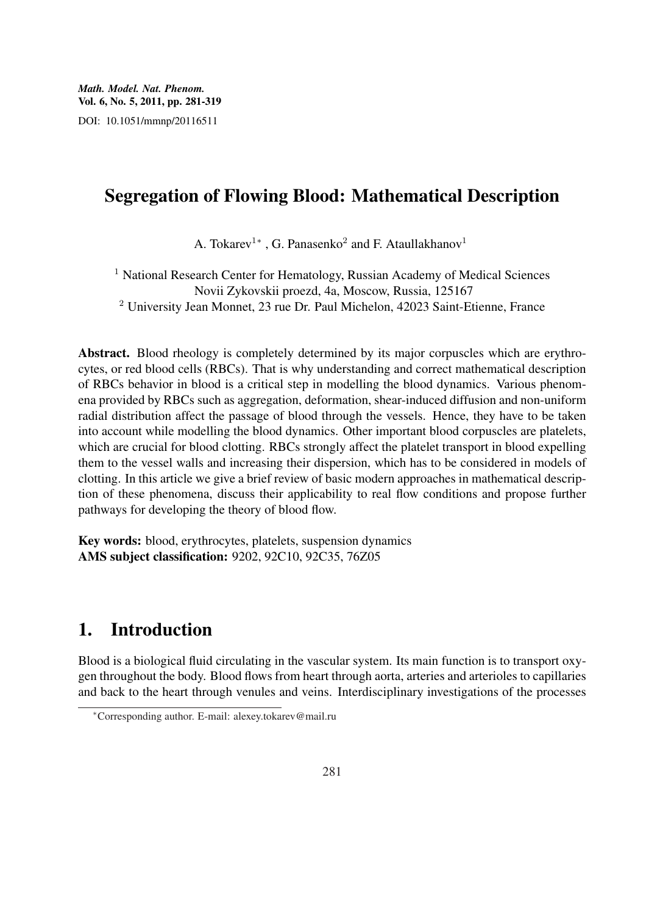*Math. Model. Nat. Phenom.*
**Vol. 6, No. 5, 2011, pp. 281-319**
DOI: 10.1051/mmnp/20116511

# Segregation of Flowing Blood: Mathematical Description

A. Tokarev[1*], G. Panasenko[2] and F. Ataullakhanov[1]

[1] National Research Center for Hematology, Russian Academy of Medical Sciences
Novii Zykovskii proezd, 4a, Moscow, Russia, 125167
[2] University Jean Monnet, 23 rue Dr. Paul Michelon, 42023 Saint-Etienne, France

**Abstract.** Blood rheology is completely determined by its major corpuscles which are erythrocytes, or red blood cells (RBCs). That is why understanding and correct mathematical description of RBCs behavior in blood is a critical step in modelling the blood dynamics. Various phenomena provided by RBCs such as aggregation, deformation, shear-induced diffusion and non-uniform radial distribution affect the passage of blood through the vessels. Hence, they have to be taken into account while modelling the blood dynamics. Other important blood corpuscles are platelets, which are crucial for blood clotting. RBCs strongly affect the platelet transport in blood expelling them to the vessel walls and increasing their dispersion, which has to be considered in models of clotting. In this article we give a brief review of basic modern approaches in mathematical description of these phenomena, discuss their applicability to real flow conditions and propose further pathways for developing the theory of blood flow.

**Key words:** blood, erythrocytes, platelets, suspension dynamics
**AMS subject classification:** 9202, 92C10, 92C35, 76Z05

# 1. Introduction

Blood is a biological fluid circulating in the vascular system. Its main function is to transport oxygen throughout the body. Blood flows from heart through aorta, arteries and arterioles to capillaries and back to the heart through venules and veins. Interdisciplinary investigations of the processes

*Corresponding author. E-mail: alexey.tokarev@mail.ru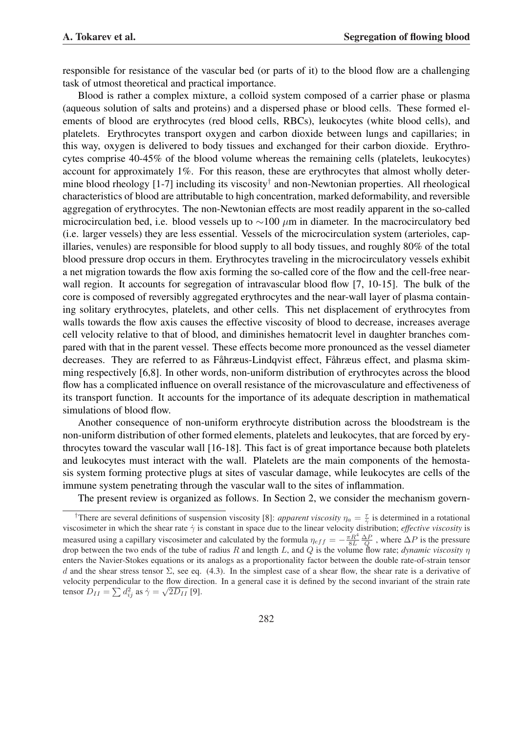responsible for resistance of the vascular bed (or parts of it) to the blood flow are a challenging task of utmost theoretical and practical importance.

Blood is rather a complex mixture, a colloid system composed of a carrier phase or plasma (aqueous solution of salts and proteins) and a dispersed phase or blood cells. These formed elements of blood are erythrocytes (red blood cells, RBCs), leukocytes (white blood cells), and platelets. Erythrocytes transport oxygen and carbon dioxide between lungs and capillaries; in this way, oxygen is delivered to body tissues and exchanged for their carbon dioxide. Erythrocytes comprise 40-45% of the blood volume whereas the remaining cells (platelets, leukocytes) account for approximately 1%. For this reason, these are erythrocytes that almost wholly determine blood rheology [1-7] including its viscosity[†] and non-Newtonian properties. All rheological characteristics of blood are attributable to high concentration, marked deformability, and reversible aggregation of erythrocytes. The non-Newtonian effects are most readily apparent in the so-called microcirculation bed, i.e. blood vessels up to $\sim$100 $\mu$m in diameter. In the macrocirculatory bed (i.e. larger vessels) they are less essential. Vessels of the microcirculation system (arterioles, capillaries, venules) are responsible for blood supply to all body tissues, and roughly 80% of the total blood pressure drop occurs in them. Erythrocytes traveling in the microcirculatory vessels exhibit a net migration towards the flow axis forming the so-called core of the flow and the cell-free near-wall region. It accounts for segregation of intravascular blood flow [7, 10-15]. The bulk of the core is composed of reversibly aggregated erythrocytes and the near-wall layer of plasma containing solitary erythrocytes, platelets, and other cells. This net displacement of erythrocytes from walls towards the flow axis causes the effective viscosity of blood to decrease, increases average cell velocity relative to that of blood, and diminishes hematocrit level in daughter branches compared with that in the parent vessel. These effects become more pronounced as the vessel diameter decreases. They are referred to as Fåhræus-Lindqvist effect, Fåhræus effect, and plasma skimming respectively [6,8]. In other words, non-uniform distribution of erythrocytes across the blood flow has a complicated influence on overall resistance of the microvasculature and effectiveness of its transport function. It accounts for the importance of its adequate description in mathematical simulations of blood flow.

Another consequence of non-uniform erythrocyte distribution across the bloodstream is the non-uniform distribution of other formed elements, platelets and leukocytes, that are forced by erythrocytes toward the vascular wall [16-18]. This fact is of great importance because both platelets and leukocytes must interact with the wall. Platelets are the main components of the hemostasis system forming protective plugs at sites of vascular damage, while leukocytes are cells of the immune system penetrating through the vascular wall to the sites of inflammation.

The present review is organized as follows. In Section 2, we consider the mechanism govern-

---

[†]There are several definitions of suspension viscosity [8]: *apparent viscosity* $\eta_a = \frac{\tau}{\dot{\gamma}}$ is determined in a rotational viscosimeter in which the shear rate $\dot{\gamma}$ is constant in space due to the linear velocity distribution; *effective viscosity* is measured using a capillary viscosimeter and calculated by the formula $\eta_{eff} = -\frac{\pi R^4}{8L}\frac{\Delta P}{Q}$ , where $\Delta P$ is the pressure drop between the two ends of the tube of radius $R$ and length $L$, and $Q$ is the volume flow rate; *dynamic viscosity* $\eta$ enters the Navier-Stokes equations or its analogs as a proportionality factor between the double rate-of-strain tensor $d$ and the shear stress tensor $\Sigma$, see eq. (4.3). In the simplest case of a shear flow, the shear rate is a derivative of velocity perpendicular to the flow direction. In a general case it is defined by the second invariant of the strain rate tensor $D_{II} = \sum d_{ij}^2$ as $\dot{\gamma} = \sqrt{2D_{II}}$ [9].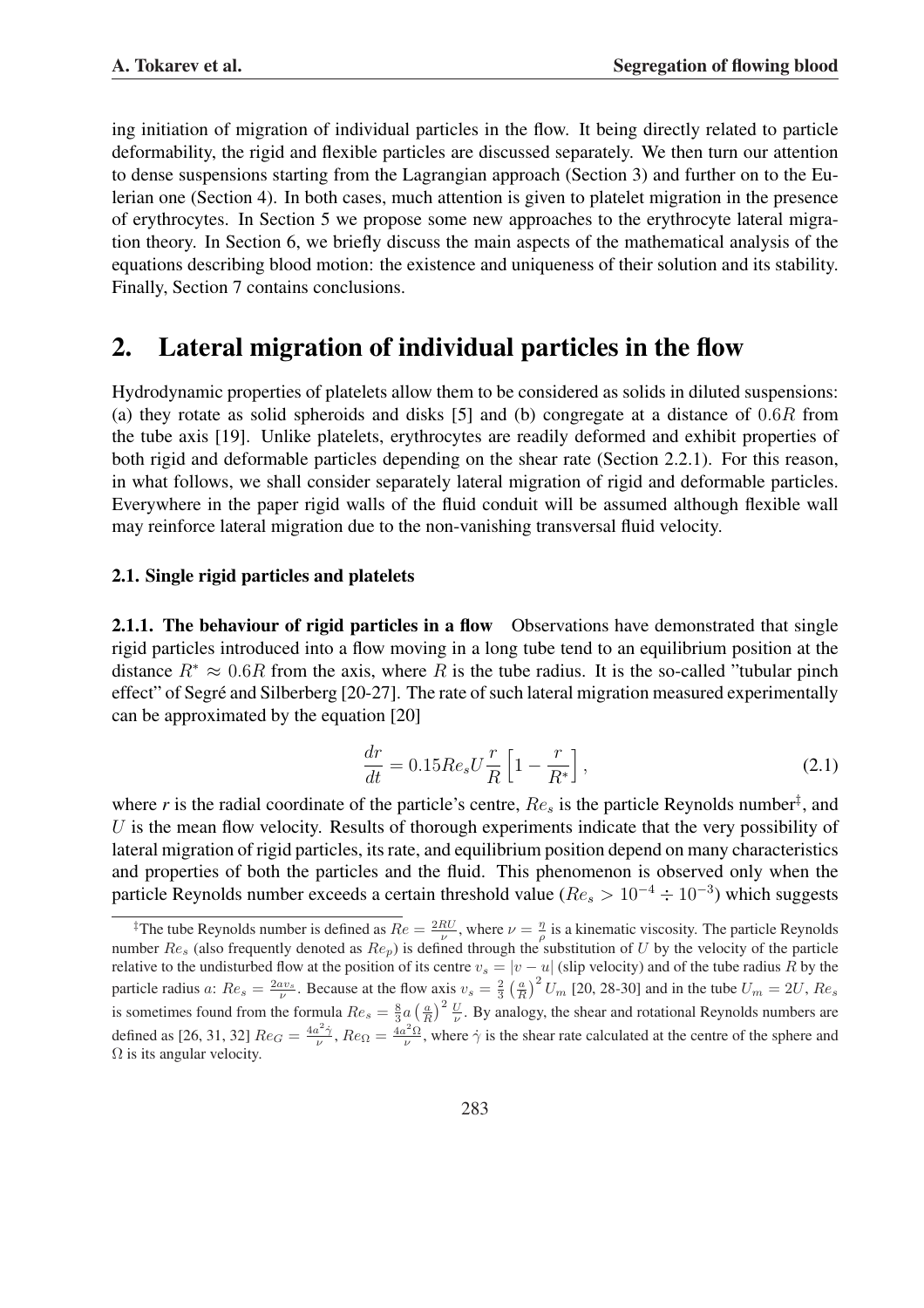ing initiation of migration of individual particles in the flow. It being directly related to particle deformability, the rigid and flexible particles are discussed separately. We then turn our attention to dense suspensions starting from the Lagrangian approach (Section 3) and further on to the Eulerian one (Section 4). In both cases, much attention is given to platelet migration in the presence of erythrocytes. In Section 5 we propose some new approaches to the erythrocyte lateral migration theory. In Section 6, we briefly discuss the main aspects of the mathematical analysis of the equations describing blood motion: the existence and uniqueness of their solution and its stability. Finally, Section 7 contains conclusions.

## 2. Lateral migration of individual particles in the flow

Hydrodynamic properties of platelets allow them to be considered as solids in diluted suspensions: (a) they rotate as solid spheroids and disks [5] and (b) congregate at a distance of $0.6R$ from the tube axis [19]. Unlike platelets, erythrocytes are readily deformed and exhibit properties of both rigid and deformable particles depending on the shear rate (Section 2.2.1). For this reason, in what follows, we shall consider separately lateral migration of rigid and deformable particles. Everywhere in the paper rigid walls of the fluid conduit will be assumed although flexible wall may reinforce lateral migration due to the non-vanishing transversal fluid velocity.

### 2.1. Single rigid particles and platelets

**2.1.1. The behaviour of rigid particles in a flow** Observations have demonstrated that single rigid particles introduced into a flow moving in a long tube tend to an equilibrium position at the distance $R^* \approx 0.6R$ from the axis, where $R$ is the tube radius. It is the so-called "tubular pinch effect" of Segré and Silberberg [20-27]. The rate of such lateral migration measured experimentally can be approximated by the equation [20]

$$\frac{dr}{dt} = 0.15 Re_s U \frac{r}{R}\left[1 - \frac{r}{R^*}\right], \tag{2.1}$$

where *r* is the radial coordinate of the particle's centre, $Re_s$ is the particle Reynolds number[‡], and $U$ is the mean flow velocity. Results of thorough experiments indicate that the very possibility of lateral migration of rigid particles, its rate, and equilibrium position depend on many characteristics and properties of both the particles and the fluid. This phenomenon is observed only when the particle Reynolds number exceeds a certain threshold value ($Re_s > 10^{-4} \div 10^{-3}$) which suggests

[‡] The tube Reynolds number is defined as $Re = \frac{2RU}{\nu}$, where $\nu = \frac{\eta}{\rho}$ is a kinematic viscosity. The particle Reynolds number $Re_s$ (also frequently denoted as $Re_p$) is defined through the substitution of $U$ by the velocity of the particle relative to the undisturbed flow at the position of its centre $v_s = |v - u|$ (slip velocity) and of the tube radius $R$ by the particle radius $a$: $Re_s = \frac{2av_s}{\nu}$. Because at the flow axis $v_s = \frac{2}{3}\left(\frac{a}{R}\right)^2 U_m$ [20, 28-30] and in the tube $U_m = 2U$, $Re_s$ is sometimes found from the formula $Re_s = \frac{8}{3}a\left(\frac{a}{R}\right)^2 \frac{U}{\nu}$. By analogy, the shear and rotational Reynolds numbers are defined as [26, 31, 32] $Re_G = \frac{4a^2\dot{\gamma}}{\nu}$, $Re_\Omega = \frac{4a^2\Omega}{\nu}$, where $\dot{\gamma}$ is the shear rate calculated at the centre of the sphere and $\Omega$ is its angular velocity.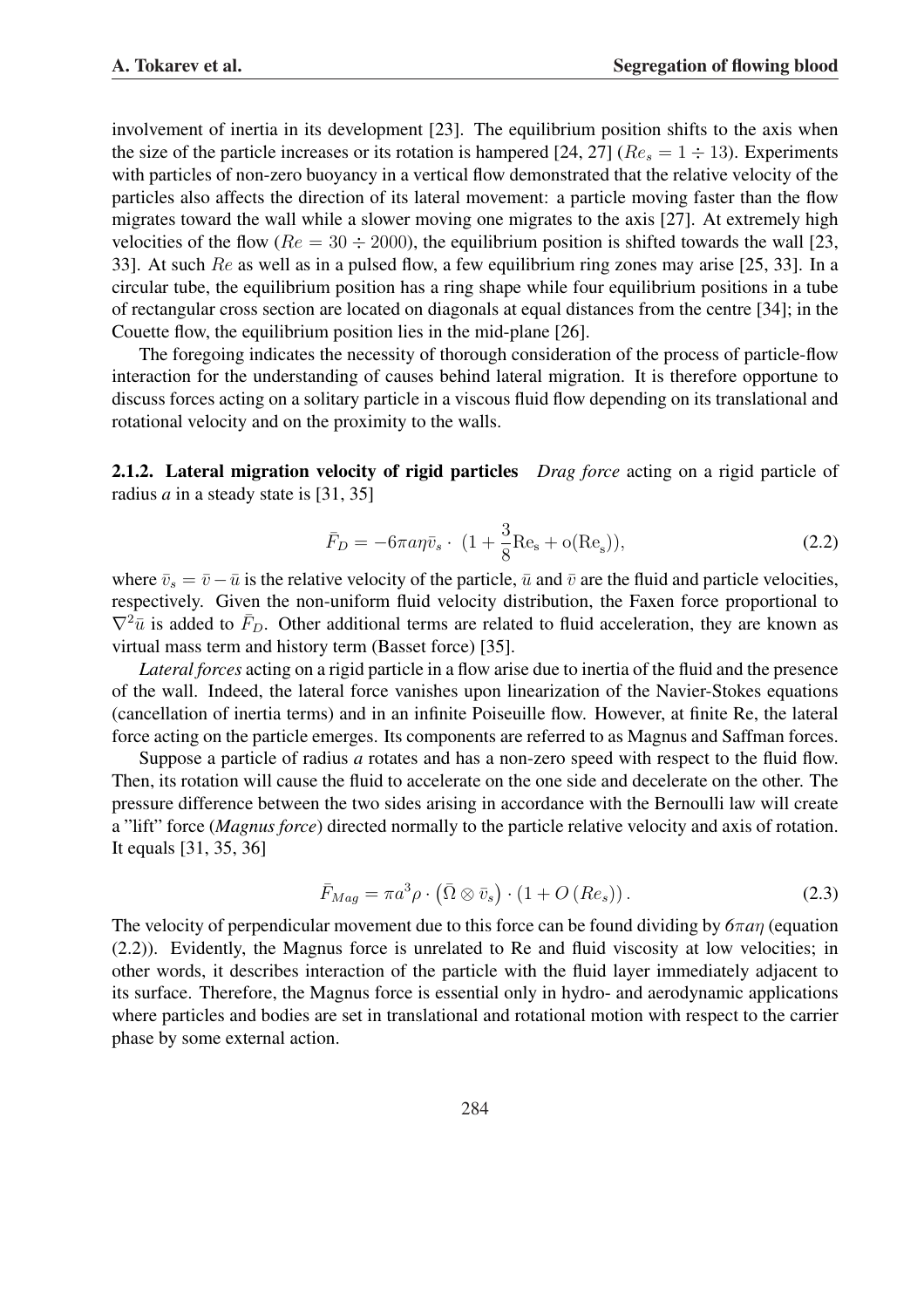involvement of inertia in its development [23]. The equilibrium position shifts to the axis when the size of the particle increases or its rotation is hampered [24, 27] ($Re_s = 1 \div 13$). Experiments with particles of non-zero buoyancy in a vertical flow demonstrated that the relative velocity of the particles also affects the direction of its lateral movement: a particle moving faster than the flow migrates toward the wall while a slower moving one migrates to the axis [27]. At extremely high velocities of the flow ($Re = 30 \div 2000$), the equilibrium position is shifted towards the wall [23, 33]. At such $Re$ as well as in a pulsed flow, a few equilibrium ring zones may arise [25, 33]. In a circular tube, the equilibrium position has a ring shape while four equilibrium positions in a tube of rectangular cross section are located on diagonals at equal distances from the centre [34]; in the Couette flow, the equilibrium position lies in the mid-plane [26].

The foregoing indicates the necessity of thorough consideration of the process of particle-flow interaction for the understanding of causes behind lateral migration. It is therefore opportune to discuss forces acting on a solitary particle in a viscous fluid flow depending on its translational and rotational velocity and on the proximity to the walls.

**2.1.2. Lateral migration velocity of rigid particles** *Drag force* acting on a rigid particle of radius *a* in a steady state is [31, 35]

$$\bar{F}_D = -6\pi a\eta\bar{v}_s \cdot \left(1 + \frac{3}{8}\mathrm{Re_s} + \mathrm{o}(\mathrm{Re_s})\right), \tag{2.2}$$

where $\bar{v}_s = \bar{v} - \bar{u}$ is the relative velocity of the particle, $\bar{u}$ and $\bar{v}$ are the fluid and particle velocities, respectively. Given the non-uniform fluid velocity distribution, the Faxen force proportional to $\nabla^2\bar{u}$ is added to $\bar{F}_D$. Other additional terms are related to fluid acceleration, they are known as virtual mass term and history term (Basset force) [35].

*Lateral forces* acting on a rigid particle in a flow arise due to inertia of the fluid and the presence of the wall. Indeed, the lateral force vanishes upon linearization of the Navier-Stokes equations (cancellation of inertia terms) and in an infinite Poiseuille flow. However, at finite Re, the lateral force acting on the particle emerges. Its components are referred to as Magnus and Saffman forces.

Suppose a particle of radius *a* rotates and has a non-zero speed with respect to the fluid flow. Then, its rotation will cause the fluid to accelerate on the one side and decelerate on the other. The pressure difference between the two sides arising in accordance with the Bernoulli law will create a "lift" force (*Magnus force*) directed normally to the particle relative velocity and axis of rotation. It equals [31, 35, 36]

$$\bar{F}_{Mag} = \pi a^3 \rho \cdot \left(\bar{\Omega} \otimes \bar{v}_s\right) \cdot \left(1 + O\left(Re_s\right)\right). \tag{2.3}$$

The velocity of perpendicular movement due to this force can be found dividing by $6\pi a\eta$ (equation (2.2)). Evidently, the Magnus force is unrelated to Re and fluid viscosity at low velocities; in other words, it describes interaction of the particle with the fluid layer immediately adjacent to its surface. Therefore, the Magnus force is essential only in hydro- and aerodynamic applications where particles and bodies are set in translational and rotational motion with respect to the carrier phase by some external action.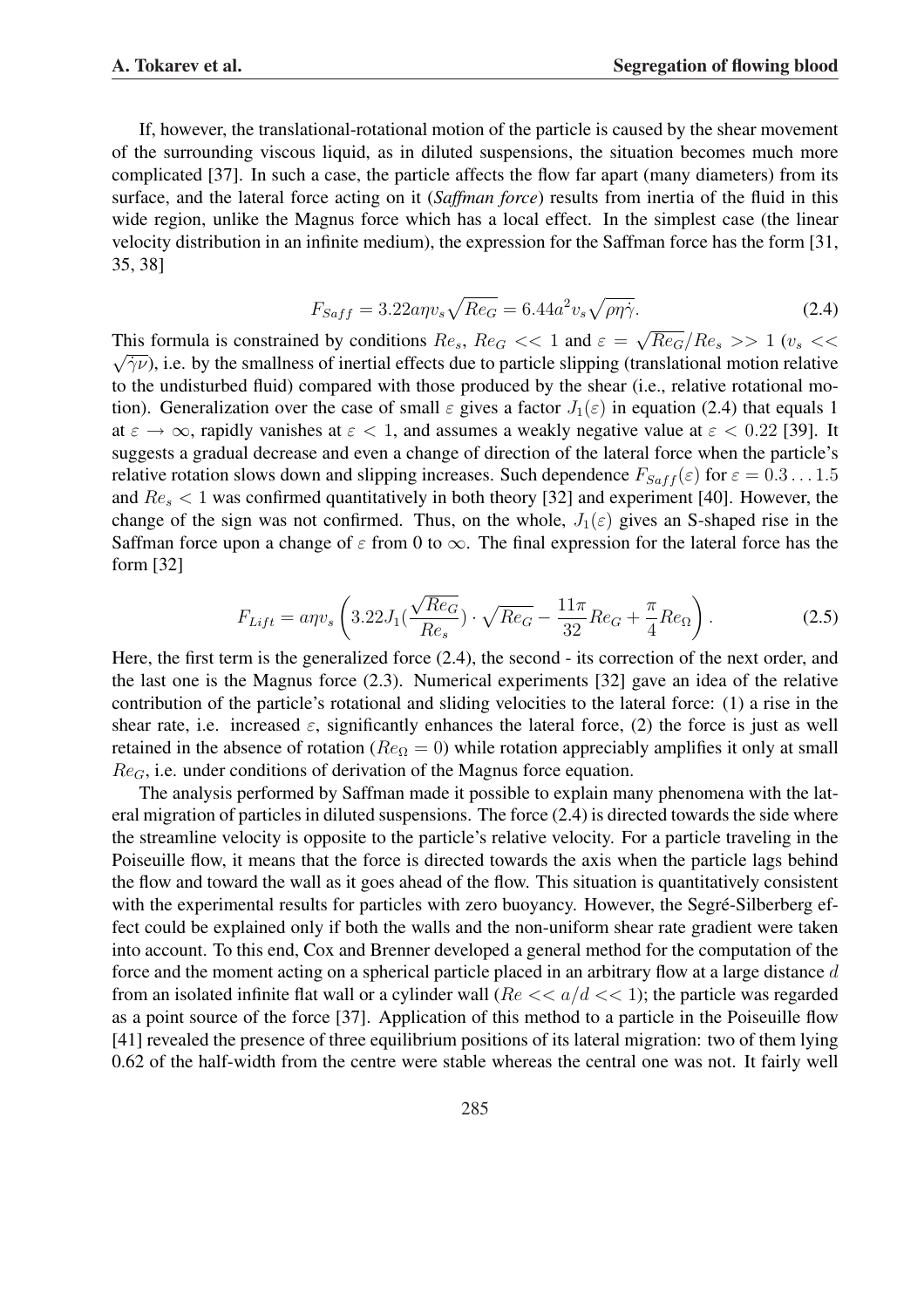If, however, the translational-rotational motion of the particle is caused by the shear movement of the surrounding viscous liquid, as in diluted suspensions, the situation becomes much more complicated [37]. In such a case, the particle affects the flow far apart (many diameters) from its surface, and the lateral force acting on it (*Saffman force*) results from inertia of the fluid in this wide region, unlike the Magnus force which has a local effect. In the simplest case (the linear velocity distribution in an infinite medium), the expression for the Saffman force has the form [31, 35, 38]

$$F_{Saff} = 3.22 a\eta v_s \sqrt{Re_G} = 6.44 a^2 v_s \sqrt{\rho\eta\dot{\gamma}}. \tag{2.4}$$

This formula is constrained by conditions $Re_s$, $Re_G << 1$ and $\varepsilon = \sqrt{Re_G}/Re_s >> 1$ ($v_s << \sqrt{\dot{\gamma}\nu}$), i.e. by the smallness of inertial effects due to particle slipping (translational motion relative to the undisturbed fluid) compared with those produced by the shear (i.e., relative rotational motion). Generalization over the case of small $\varepsilon$ gives a factor $J_1(\varepsilon)$ in equation (2.4) that equals 1 at $\varepsilon \to \infty$, rapidly vanishes at $\varepsilon < 1$, and assumes a weakly negative value at $\varepsilon < 0.22$ [39]. It suggests a gradual decrease and even a change of direction of the lateral force when the particle's relative rotation slows down and slipping increases. Such dependence $F_{Saff}(\varepsilon)$ for $\varepsilon = 0.3 \ldots 1.5$ and $Re_s < 1$ was confirmed quantitatively in both theory [32] and experiment [40]. However, the change of the sign was not confirmed. Thus, on the whole, $J_1(\varepsilon)$ gives an S-shaped rise in the Saffman force upon a change of $\varepsilon$ from 0 to $\infty$. The final expression for the lateral force has the form [32]

$$F_{Lift} = a\eta v_s \left( 3.22 J_1\left(\frac{\sqrt{Re_G}}{Re_s}\right) \cdot \sqrt{Re_G} - \frac{11\pi}{32} Re_G + \frac{\pi}{4} Re_\Omega \right). \tag{2.5}$$

Here, the first term is the generalized force (2.4), the second - its correction of the next order, and the last one is the Magnus force (2.3). Numerical experiments [32] gave an idea of the relative contribution of the particle's rotational and sliding velocities to the lateral force: (1) a rise in the shear rate, i.e. increased $\varepsilon$, significantly enhances the lateral force, (2) the force is just as well retained in the absence of rotation ($Re_\Omega = 0$) while rotation appreciably amplifies it only at small $Re_G$, i.e. under conditions of derivation of the Magnus force equation.

The analysis performed by Saffman made it possible to explain many phenomena with the lateral migration of particles in diluted suspensions. The force (2.4) is directed towards the side where the streamline velocity is opposite to the particle's relative velocity. For a particle traveling in the Poiseuille flow, it means that the force is directed towards the axis when the particle lags behind the flow and toward the wall as it goes ahead of the flow. This situation is quantitatively consistent with the experimental results for particles with zero buoyancy. However, the Segré-Silberberg effect could be explained only if both the walls and the non-uniform shear rate gradient were taken into account. To this end, Cox and Brenner developed a general method for the computation of the force and the moment acting on a spherical particle placed in an arbitrary flow at a large distance $d$ from an isolated infinite flat wall or a cylinder wall ($Re << a/d << 1$); the particle was regarded as a point source of the force [37]. Application of this method to a particle in the Poiseuille flow [41] revealed the presence of three equilibrium positions of its lateral migration: two of them lying 0.62 of the half-width from the centre were stable whereas the central one was not. It fairly well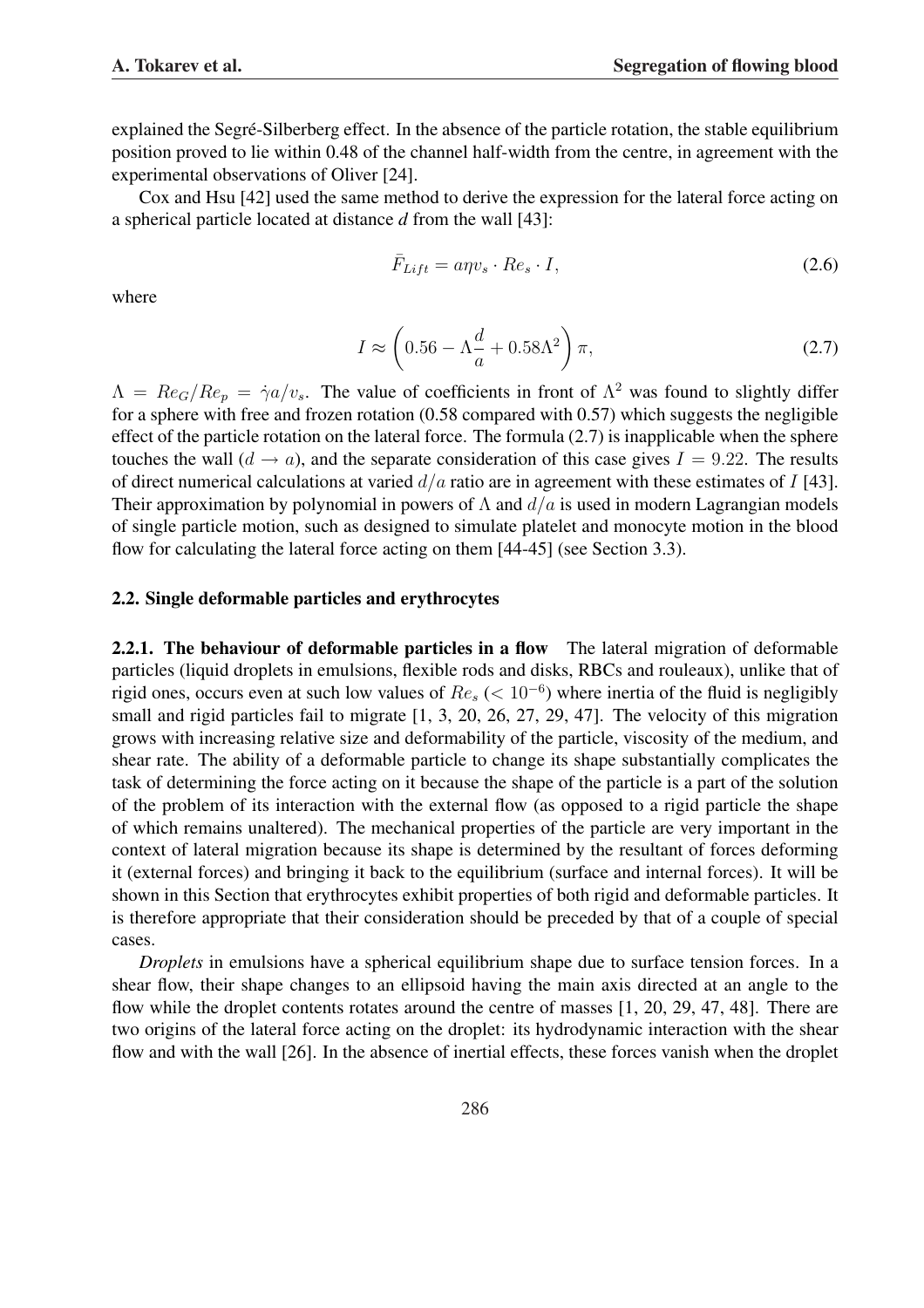explained the Segré-Silberberg effect. In the absence of the particle rotation, the stable equilibrium position proved to lie within 0.48 of the channel half-width from the centre, in agreement with the experimental observations of Oliver [24].

Cox and Hsu [42] used the same method to derive the expression for the lateral force acting on a spherical particle located at distance *d* from the wall [43]:

$$\bar{F}_{Lift} = a\eta v_s \cdot Re_s \cdot I, \tag{2.6}$$

where

$$I \approx \left(0.56 - \Lambda\frac{d}{a} + 0.58\Lambda^2\right)\pi, \tag{2.7}$$

$\Lambda = Re_G/Re_p = \dot{\gamma}a/v_s$. The value of coefficients in front of $\Lambda^2$ was found to slightly differ for a sphere with free and frozen rotation (0.58 compared with 0.57) which suggests the negligible effect of the particle rotation on the lateral force. The formula (2.7) is inapplicable when the sphere touches the wall ($d \to a$), and the separate consideration of this case gives $I = 9.22$. The results of direct numerical calculations at varied $d/a$ ratio are in agreement with these estimates of $I$ [43]. Their approximation by polynomial in powers of $\Lambda$ and $d/a$ is used in modern Lagrangian models of single particle motion, such as designed to simulate platelet and monocyte motion in the blood flow for calculating the lateral force acting on them [44-45] (see Section 3.3).

### 2.2. Single deformable particles and erythrocytes

**2.2.1. The behaviour of deformable particles in a flow** The lateral migration of deformable particles (liquid droplets in emulsions, flexible rods and disks, RBCs and rouleaux), unlike that of rigid ones, occurs even at such low values of $Re_s$ ($< 10^{-6}$) where inertia of the fluid is negligibly small and rigid particles fail to migrate [1, 3, 20, 26, 27, 29, 47]. The velocity of this migration grows with increasing relative size and deformability of the particle, viscosity of the medium, and shear rate. The ability of a deformable particle to change its shape substantially complicates the task of determining the force acting on it because the shape of the particle is a part of the solution of the problem of its interaction with the external flow (as opposed to a rigid particle the shape of which remains unaltered). The mechanical properties of the particle are very important in the context of lateral migration because its shape is determined by the resultant of forces deforming it (external forces) and bringing it back to the equilibrium (surface and internal forces). It will be shown in this Section that erythrocytes exhibit properties of both rigid and deformable particles. It is therefore appropriate that their consideration should be preceded by that of a couple of special cases.

*Droplets* in emulsions have a spherical equilibrium shape due to surface tension forces. In a shear flow, their shape changes to an ellipsoid having the main axis directed at an angle to the flow while the droplet contents rotates around the centre of masses [1, 20, 29, 47, 48]. There are two origins of the lateral force acting on the droplet: its hydrodynamic interaction with the shear flow and with the wall [26]. In the absence of inertial effects, these forces vanish when the droplet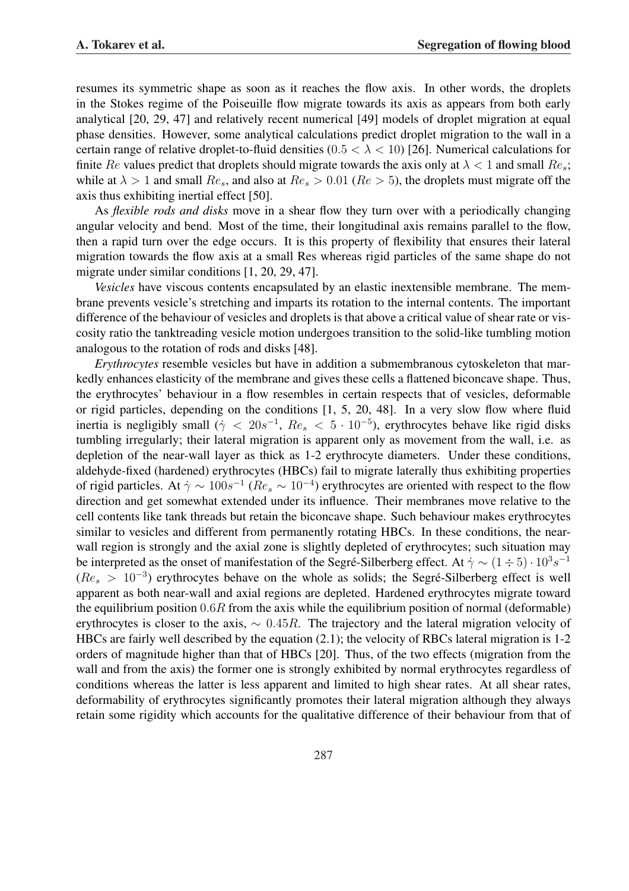resumes its symmetric shape as soon as it reaches the flow axis. In other words, the droplets in the Stokes regime of the Poiseuille flow migrate towards its axis as appears from both early analytical [20, 29, 47] and relatively recent numerical [49] models of droplet migration at equal phase densities. However, some analytical calculations predict droplet migration to the wall in a certain range of relative droplet-to-fluid densities ($0.5 < \lambda < 10$) [26]. Numerical calculations for finite $Re$ values predict that droplets should migrate towards the axis only at $\lambda < 1$ and small $Re_s$; while at $\lambda > 1$ and small $Re_s$, and also at $Re_s > 0.01$ ($Re > 5$), the droplets must migrate off the axis thus exhibiting inertial effect [50].

As *flexible rods and disks* move in a shear flow they turn over with a periodically changing angular velocity and bend. Most of the time, their longitudinal axis remains parallel to the flow, then a rapid turn over the edge occurs. It is this property of flexibility that ensures their lateral migration towards the flow axis at a small Res whereas rigid particles of the same shape do not migrate under similar conditions [1, 20, 29, 47].

*Vesicles* have viscous contents encapsulated by an elastic inextensible membrane. The membrane prevents vesicle's stretching and imparts its rotation to the internal contents. The important difference of the behaviour of vesicles and droplets is that above a critical value of shear rate or viscosity ratio the tanktreading vesicle motion undergoes transition to the solid-like tumbling motion analogous to the rotation of rods and disks [48].

*Erythrocytes* resemble vesicles but have in addition a submembranous cytoskeleton that markedly enhances elasticity of the membrane and gives these cells a flattened biconcave shape. Thus, the erythrocytes' behaviour in a flow resembles in certain respects that of vesicles, deformable or rigid particles, depending on the conditions [1, 5, 20, 48]. In a very slow flow where fluid inertia is negligibly small ($\dot{\gamma} < 20s^{-1}$, $Re_s < 5 \cdot 10^{-5}$), erythrocytes behave like rigid disks tumbling irregularly; their lateral migration is apparent only as movement from the wall, i.e. as depletion of the near-wall layer as thick as 1-2 erythrocyte diameters. Under these conditions, aldehyde-fixed (hardened) erythrocytes (HBCs) fail to migrate laterally thus exhibiting properties of rigid particles. At $\dot{\gamma} \sim 100s^{-1}$ ($Re_s \sim 10^{-4}$) erythrocytes are oriented with respect to the flow direction and get somewhat extended under its influence. Their membranes move relative to the cell contents like tank threads but retain the biconcave shape. Such behaviour makes erythrocytes similar to vesicles and different from permanently rotating HBCs. In these conditions, the near-wall region is strongly and the axial zone is slightly depleted of erythrocytes; such situation may be interpreted as the onset of manifestation of the Segré-Silberberg effect. At $\dot{\gamma} \sim (1 \div 5) \cdot 10^3 s^{-1}$ ($Re_s > 10^{-3}$) erythrocytes behave on the whole as solids; the Segré-Silberberg effect is well apparent as both near-wall and axial regions are depleted. Hardened erythrocytes migrate toward the equilibrium position $0.6R$ from the axis while the equilibrium position of normal (deformable) erythrocytes is closer to the axis, $\sim 0.45R$. The trajectory and the lateral migration velocity of HBCs are fairly well described by the equation (2.1); the velocity of RBCs lateral migration is 1-2 orders of magnitude higher than that of HBCs [20]. Thus, of the two effects (migration from the wall and from the axis) the former one is strongly exhibited by normal erythrocytes regardless of conditions whereas the latter is less apparent and limited to high shear rates. At all shear rates, deformability of erythrocytes significantly promotes their lateral migration although they always retain some rigidity which accounts for the qualitative difference of their behaviour from that of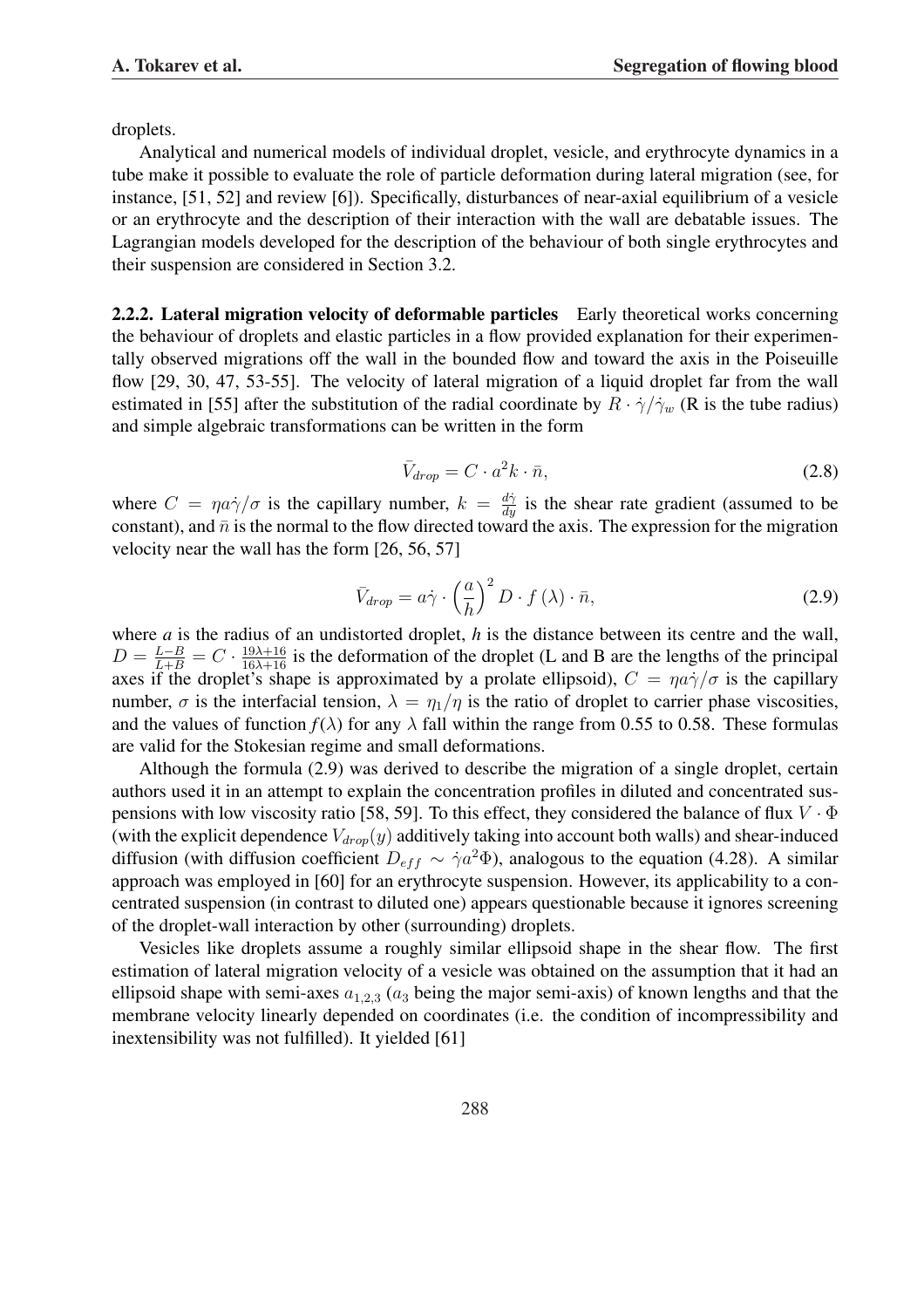droplets.

Analytical and numerical models of individual droplet, vesicle, and erythrocyte dynamics in a tube make it possible to evaluate the role of particle deformation during lateral migration (see, for instance, [51, 52] and review [6]). Specifically, disturbances of near-axial equilibrium of a vesicle or an erythrocyte and the description of their interaction with the wall are debatable issues. The Lagrangian models developed for the description of the behaviour of both single erythrocytes and their suspension are considered in Section 3.2.

**2.2.2. Lateral migration velocity of deformable particles** Early theoretical works concerning the behaviour of droplets and elastic particles in a flow provided explanation for their experimentally observed migrations off the wall in the bounded flow and toward the axis in the Poiseuille flow [29, 30, 47, 53-55]. The velocity of lateral migration of a liquid droplet far from the wall estimated in [55] after the substitution of the radial coordinate by $R \cdot \dot{\gamma}/\dot{\gamma}_w$ (R is the tube radius) and simple algebraic transformations can be written in the form

$$\bar{V}_{drop} = C \cdot a^2 k \cdot \bar{n}, \tag{2.8}$$

where $C = \eta a \dot{\gamma}/\sigma$ is the capillary number, $k = \frac{d\dot{\gamma}}{dy}$ is the shear rate gradient (assumed to be constant), and $\bar{n}$ is the normal to the flow directed toward the axis. The expression for the migration velocity near the wall has the form [26, 56, 57]

$$\bar{V}_{drop} = a\dot{\gamma} \cdot \left(\frac{a}{h}\right)^2 D \cdot f(\lambda) \cdot \bar{n}, \tag{2.9}$$

where *a* is the radius of an undistorted droplet, *h* is the distance between its centre and the wall, $D = \frac{L-B}{L+B} = C \cdot \frac{19\lambda+16}{16\lambda+16}$ is the deformation of the droplet (L and B are the lengths of the principal axes if the droplet's shape is approximated by a prolate ellipsoid), $C = \eta a \dot{\gamma}/\sigma$ is the capillary number, $\sigma$ is the interfacial tension, $\lambda = \eta_1/\eta$ is the ratio of droplet to carrier phase viscosities, and the values of function $f(\lambda)$ for any $\lambda$ fall within the range from 0.55 to 0.58. These formulas are valid for the Stokesian regime and small deformations.

Although the formula (2.9) was derived to describe the migration of a single droplet, certain authors used it in an attempt to explain the concentration profiles in diluted and concentrated suspensions with low viscosity ratio [58, 59]. To this effect, they considered the balance of flux $V \cdot \Phi$ (with the explicit dependence $V_{drop}(y)$ additively taking into account both walls) and shear-induced diffusion (with diffusion coefficient $D_{eff} \sim \dot{\gamma} a^2 \Phi$), analogous to the equation (4.28). A similar approach was employed in [60] for an erythrocyte suspension. However, its applicability to a concentrated suspension (in contrast to diluted one) appears questionable because it ignores screening of the droplet-wall interaction by other (surrounding) droplets.

Vesicles like droplets assume a roughly similar ellipsoid shape in the shear flow. The first estimation of lateral migration velocity of a vesicle was obtained on the assumption that it had an ellipsoid shape with semi-axes $a_{1,2,3}$ ($a_3$ being the major semi-axis) of known lengths and that the membrane velocity linearly depended on coordinates (i.e. the condition of incompressibility and inextensibility was not fulfilled). It yielded [61]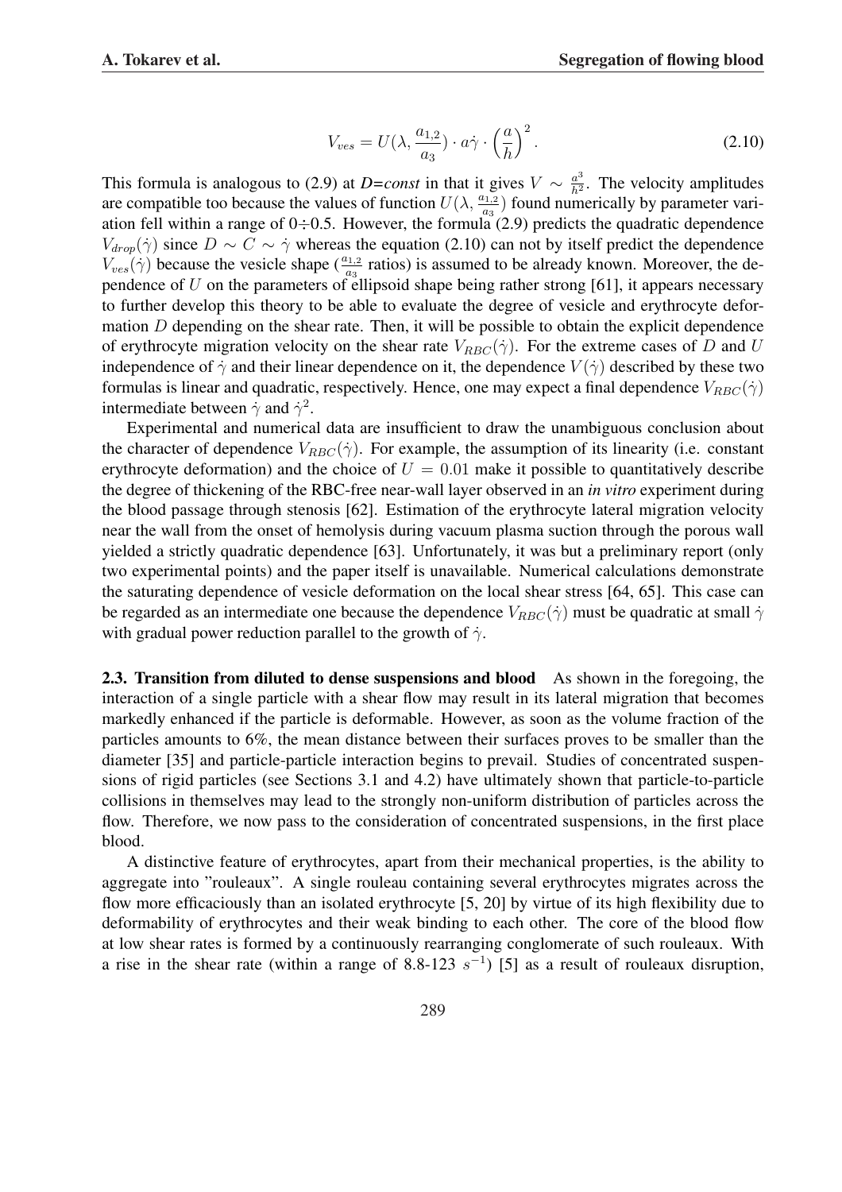$$V_{ves} = U(\lambda, \frac{a_{1,2}}{a_3}) \cdot a\dot{\gamma} \cdot \left(\frac{a}{h}\right)^2. \tag{2.10}$$

This formula is analogous to (2.9) at *D=const* in that it gives $V \sim \frac{a^3}{h^2}$. The velocity amplitudes are compatible too because the values of function $U(\lambda, \frac{a_{1,2}}{a_3})$ found numerically by parameter variation fell within a range of $0 \div 0.5$. However, the formula (2.9) predicts the quadratic dependence $V_{drop}(\dot{\gamma})$ since $D \sim C \sim \dot{\gamma}$ whereas the equation (2.10) can not by itself predict the dependence $V_{ves}(\dot{\gamma})$ because the vesicle shape ($\frac{a_{1,2}}{a_3}$ ratios) is assumed to be already known. Moreover, the dependence of $U$ on the parameters of ellipsoid shape being rather strong [61], it appears necessary to further develop this theory to be able to evaluate the degree of vesicle and erythrocyte deformation $D$ depending on the shear rate. Then, it will be possible to obtain the explicit dependence of erythrocyte migration velocity on the shear rate $V_{RBC}(\dot{\gamma})$. For the extreme cases of $D$ and $U$ independence of $\dot{\gamma}$ and their linear dependence on it, the dependence $V(\dot{\gamma})$ described by these two formulas is linear and quadratic, respectively. Hence, one may expect a final dependence $V_{RBC}(\dot{\gamma})$ intermediate between $\dot{\gamma}$ and $\dot{\gamma}^2$.

Experimental and numerical data are insufficient to draw the unambiguous conclusion about the character of dependence $V_{RBC}(\dot{\gamma})$. For example, the assumption of its linearity (i.e. constant erythrocyte deformation) and the choice of $U = 0.01$ make it possible to quantitatively describe the degree of thickening of the RBC-free near-wall layer observed in an *in vitro* experiment during the blood passage through stenosis [62]. Estimation of the erythrocyte lateral migration velocity near the wall from the onset of hemolysis during vacuum plasma suction through the porous wall yielded a strictly quadratic dependence [63]. Unfortunately, it was but a preliminary report (only two experimental points) and the paper itself is unavailable. Numerical calculations demonstrate the saturating dependence of vesicle deformation on the local shear stress [64, 65]. This case can be regarded as an intermediate one because the dependence $V_{RBC}(\dot{\gamma})$ must be quadratic at small $\dot{\gamma}$ with gradual power reduction parallel to the growth of $\dot{\gamma}$.

**2.3. Transition from diluted to dense suspensions and blood** As shown in the foregoing, the interaction of a single particle with a shear flow may result in its lateral migration that becomes markedly enhanced if the particle is deformable. However, as soon as the volume fraction of the particles amounts to 6%, the mean distance between their surfaces proves to be smaller than the diameter [35] and particle-particle interaction begins to prevail. Studies of concentrated suspensions of rigid particles (see Sections 3.1 and 4.2) have ultimately shown that particle-to-particle collisions in themselves may lead to the strongly non-uniform distribution of particles across the flow. Therefore, we now pass to the consideration of concentrated suspensions, in the first place blood.

A distinctive feature of erythrocytes, apart from their mechanical properties, is the ability to aggregate into "rouleaux". A single rouleau containing several erythrocytes migrates across the flow more efficaciously than an isolated erythrocyte [5, 20] by virtue of its high flexibility due to deformability of erythrocytes and their weak binding to each other. The core of the blood flow at low shear rates is formed by a continuously rearranging conglomerate of such rouleaux. With a rise in the shear rate (within a range of 8.8-123 $s^{-1}$) [5] as a result of rouleaux disruption,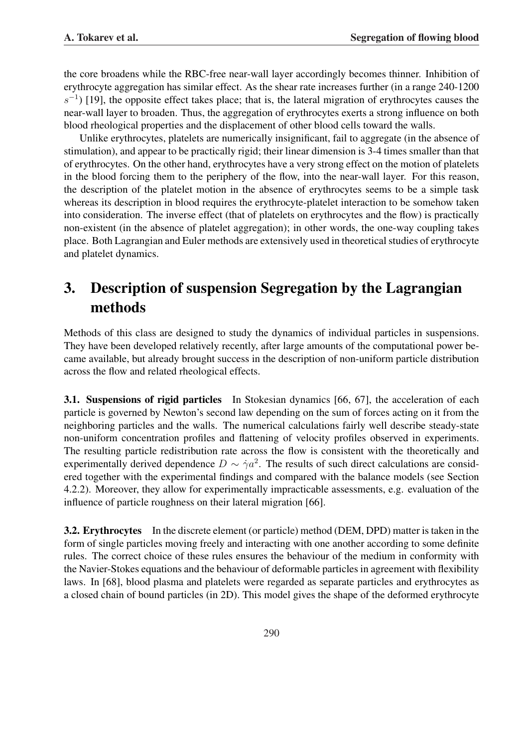the core broadens while the RBC-free near-wall layer accordingly becomes thinner. Inhibition of erythrocyte aggregation has similar effect. As the shear rate increases further (in a range 240-1200 $s^{-1}$) [19], the opposite effect takes place; that is, the lateral migration of erythrocytes causes the near-wall layer to broaden. Thus, the aggregation of erythrocytes exerts a strong influence on both blood rheological properties and the displacement of other blood cells toward the walls.

Unlike erythrocytes, platelets are numerically insignificant, fail to aggregate (in the absence of stimulation), and appear to be practically rigid; their linear dimension is 3-4 times smaller than that of erythrocytes. On the other hand, erythrocytes have a very strong effect on the motion of platelets in the blood forcing them to the periphery of the flow, into the near-wall layer. For this reason, the description of the platelet motion in the absence of erythrocytes seems to be a simple task whereas its description in blood requires the erythrocyte-platelet interaction to be somehow taken into consideration. The inverse effect (that of platelets on erythrocytes and the flow) is practically non-existent (in the absence of platelet aggregation); in other words, the one-way coupling takes place. Both Lagrangian and Euler methods are extensively used in theoretical studies of erythrocyte and platelet dynamics.

# 3. Description of suspension Segregation by the Lagrangian methods

Methods of this class are designed to study the dynamics of individual particles in suspensions. They have been developed relatively recently, after large amounts of the computational power became available, but already brought success in the description of non-uniform particle distribution across the flow and related rheological effects.

**3.1. Suspensions of rigid particles** In Stokesian dynamics [66, 67], the acceleration of each particle is governed by Newton's second law depending on the sum of forces acting on it from the neighboring particles and the walls. The numerical calculations fairly well describe steady-state non-uniform concentration profiles and flattening of velocity profiles observed in experiments. The resulting particle redistribution rate across the flow is consistent with the theoretically and experimentally derived dependence $D \sim \dot{\gamma} a^2$. The results of such direct calculations are considered together with the experimental findings and compared with the balance models (see Section 4.2.2). Moreover, they allow for experimentally impracticable assessments, e.g. evaluation of the influence of particle roughness on their lateral migration [66].

**3.2. Erythrocytes** In the discrete element (or particle) method (DEM, DPD) matter is taken in the form of single particles moving freely and interacting with one another according to some definite rules. The correct choice of these rules ensures the behaviour of the medium in conformity with the Navier-Stokes equations and the behaviour of deformable particles in agreement with flexibility laws. In [68], blood plasma and platelets were regarded as separate particles and erythrocytes as a closed chain of bound particles (in 2D). This model gives the shape of the deformed erythrocyte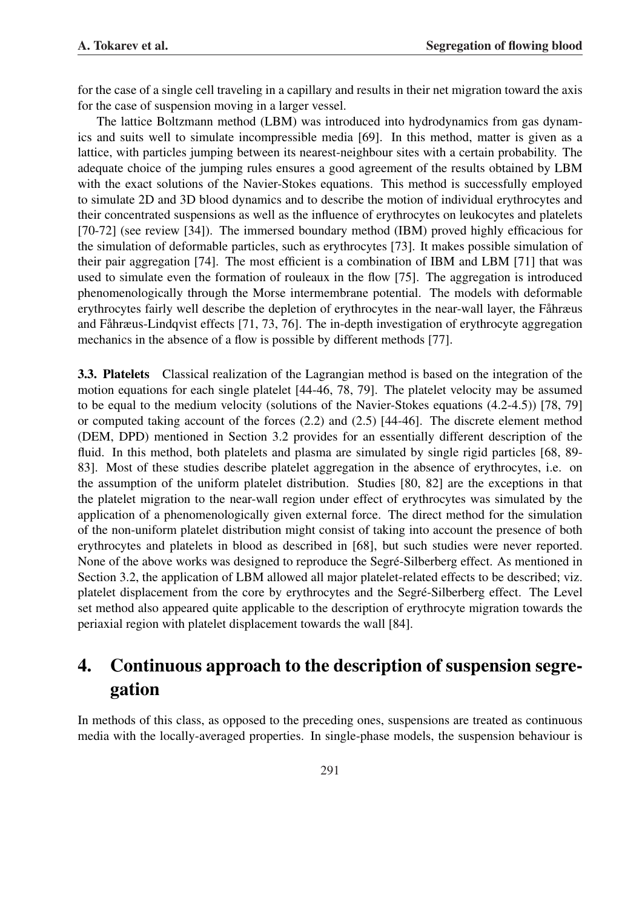for the case of a single cell traveling in a capillary and results in their net migration toward the axis for the case of suspension moving in a larger vessel.

The lattice Boltzmann method (LBM) was introduced into hydrodynamics from gas dynamics and suits well to simulate incompressible media [69]. In this method, matter is given as a lattice, with particles jumping between its nearest-neighbour sites with a certain probability. The adequate choice of the jumping rules ensures a good agreement of the results obtained by LBM with the exact solutions of the Navier-Stokes equations. This method is successfully employed to simulate 2D and 3D blood dynamics and to describe the motion of individual erythrocytes and their concentrated suspensions as well as the influence of erythrocytes on leukocytes and platelets [70-72] (see review [34]). The immersed boundary method (IBM) proved highly efficacious for the simulation of deformable particles, such as erythrocytes [73]. It makes possible simulation of their pair aggregation [74]. The most efficient is a combination of IBM and LBM [71] that was used to simulate even the formation of rouleaux in the flow [75]. The aggregation is introduced phenomenologically through the Morse intermembrane potential. The models with deformable erythrocytes fairly well describe the depletion of erythrocytes in the near-wall layer, the Fåhræus and Fåhræus-Lindqvist effects [71, 73, 76]. The in-depth investigation of erythrocyte aggregation mechanics in the absence of a flow is possible by different methods [77].

**3.3. Platelets** Classical realization of the Lagrangian method is based on the integration of the motion equations for each single platelet [44-46, 78, 79]. The platelet velocity may be assumed to be equal to the medium velocity (solutions of the Navier-Stokes equations (4.2-4.5)) [78, 79] or computed taking account of the forces (2.2) and (2.5) [44-46]. The discrete element method (DEM, DPD) mentioned in Section 3.2 provides for an essentially different description of the fluid. In this method, both platelets and plasma are simulated by single rigid particles [68, 89-83]. Most of these studies describe platelet aggregation in the absence of erythrocytes, i.e. on the assumption of the uniform platelet distribution. Studies [80, 82] are the exceptions in that the platelet migration to the near-wall region under effect of erythrocytes was simulated by the application of a phenomenologically given external force. The direct method for the simulation of the non-uniform platelet distribution might consist of taking into account the presence of both erythrocytes and platelets in blood as described in [68], but such studies were never reported. None of the above works was designed to reproduce the Segré-Silberberg effect. As mentioned in Section 3.2, the application of LBM allowed all major platelet-related effects to be described; viz. platelet displacement from the core by erythrocytes and the Segré-Silberberg effect. The Level set method also appeared quite applicable to the description of erythrocyte migration towards the periaxial region with platelet displacement towards the wall [84].

# 4. Continuous approach to the description of suspension segregation

In methods of this class, as opposed to the preceding ones, suspensions are treated as continuous media with the locally-averaged properties. In single-phase models, the suspension behaviour is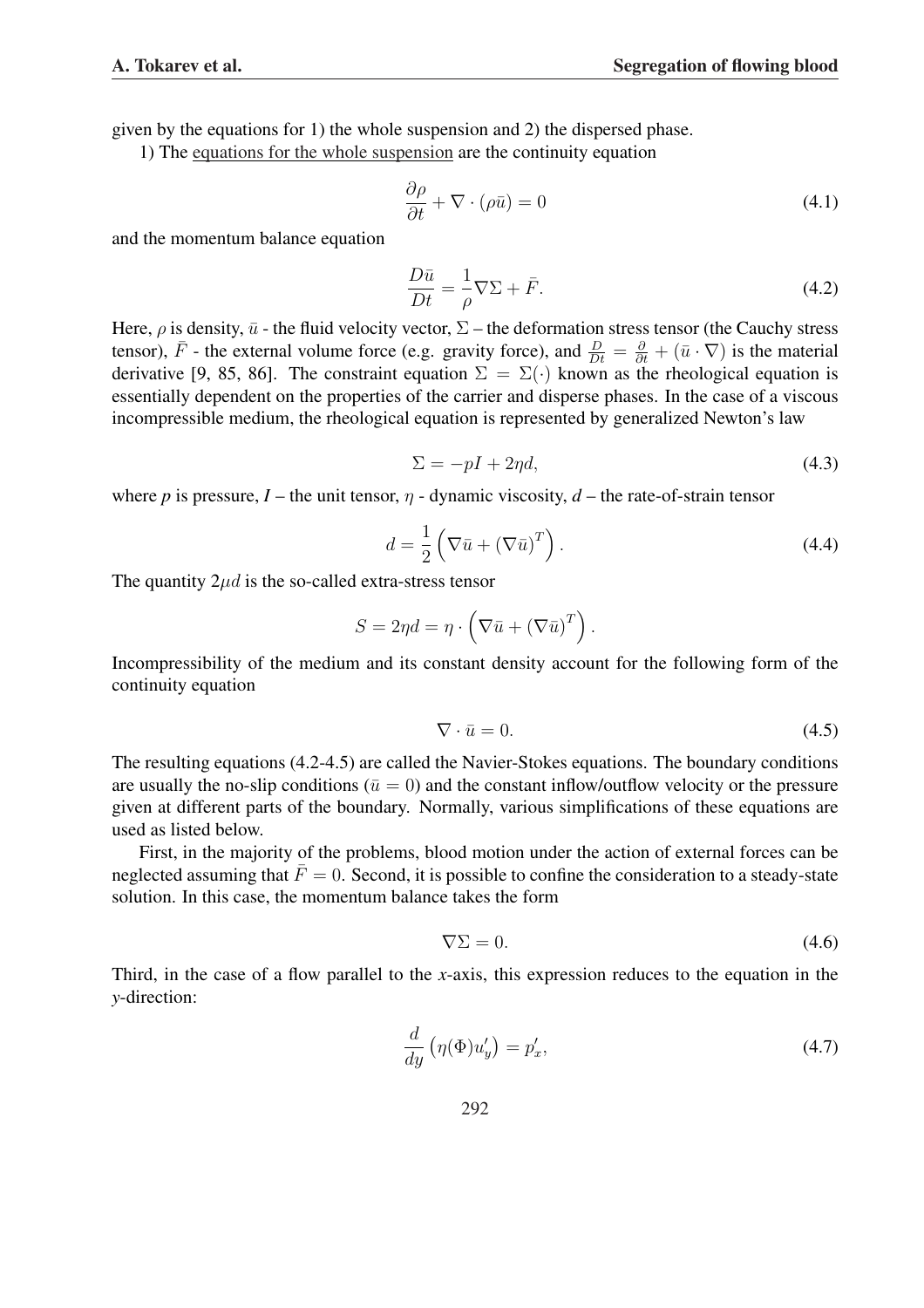given by the equations for 1) the whole suspension and 2) the dispersed phase.

1) The <u>equations for the whole suspension</u> are the continuity equation

$$\frac{\partial \rho}{\partial t} + \nabla \cdot (\rho \bar{u}) = 0 \tag{4.1}$$

and the momentum balance equation

$$\frac{D\bar{u}}{Dt} = \frac{1}{\rho} \nabla \Sigma + \bar{F}. \tag{4.2}$$

Here, $\rho$ is density, $\bar{u}$ - the fluid velocity vector, $\Sigma$ – the deformation stress tensor (the Cauchy stress tensor), $\bar{F}$ - the external volume force (e.g. gravity force), and $\frac{D}{Dt} = \frac{\partial}{\partial t} + (\bar{u} \cdot \nabla)$ is the material derivative [9, 85, 86]. The constraint equation $\Sigma = \Sigma(\cdot)$ known as the rheological equation is essentially dependent on the properties of the carrier and disperse phases. In the case of a viscous incompressible medium, the rheological equation is represented by generalized Newton's law

$$\Sigma = -pI + 2\eta d, \tag{4.3}$$

where $p$ is pressure, $I$ – the unit tensor, $\eta$ - dynamic viscosity, $d$ – the rate-of-strain tensor

$$d = \frac{1}{2} \left( \nabla \bar{u} + (\nabla \bar{u})^T \right). \tag{4.4}$$

The quantity $2\mu d$ is the so-called extra-stress tensor

$$S = 2\eta d = \eta \cdot \left( \nabla \bar{u} + (\nabla \bar{u})^T \right).$$

Incompressibility of the medium and its constant density account for the following form of the continuity equation

$$\nabla \cdot \bar{u} = 0. \tag{4.5}$$

The resulting equations (4.2-4.5) are called the Navier-Stokes equations. The boundary conditions are usually the no-slip conditions ($\bar{u} = 0$) and the constant inflow/outflow velocity or the pressure given at different parts of the boundary. Normally, various simplifications of these equations are used as listed below.

First, in the majority of the problems, blood motion under the action of external forces can be neglected assuming that $\bar{F} = 0$. Second, it is possible to confine the consideration to a steady-state solution. In this case, the momentum balance takes the form

$$\nabla \Sigma = 0. \tag{4.6}$$

Third, in the case of a flow parallel to the *x*-axis, this expression reduces to the equation in the *y*-direction:

$$\frac{d}{dy} \left( \eta(\Phi) u'_y \right) = p'_x, \tag{4.7}$$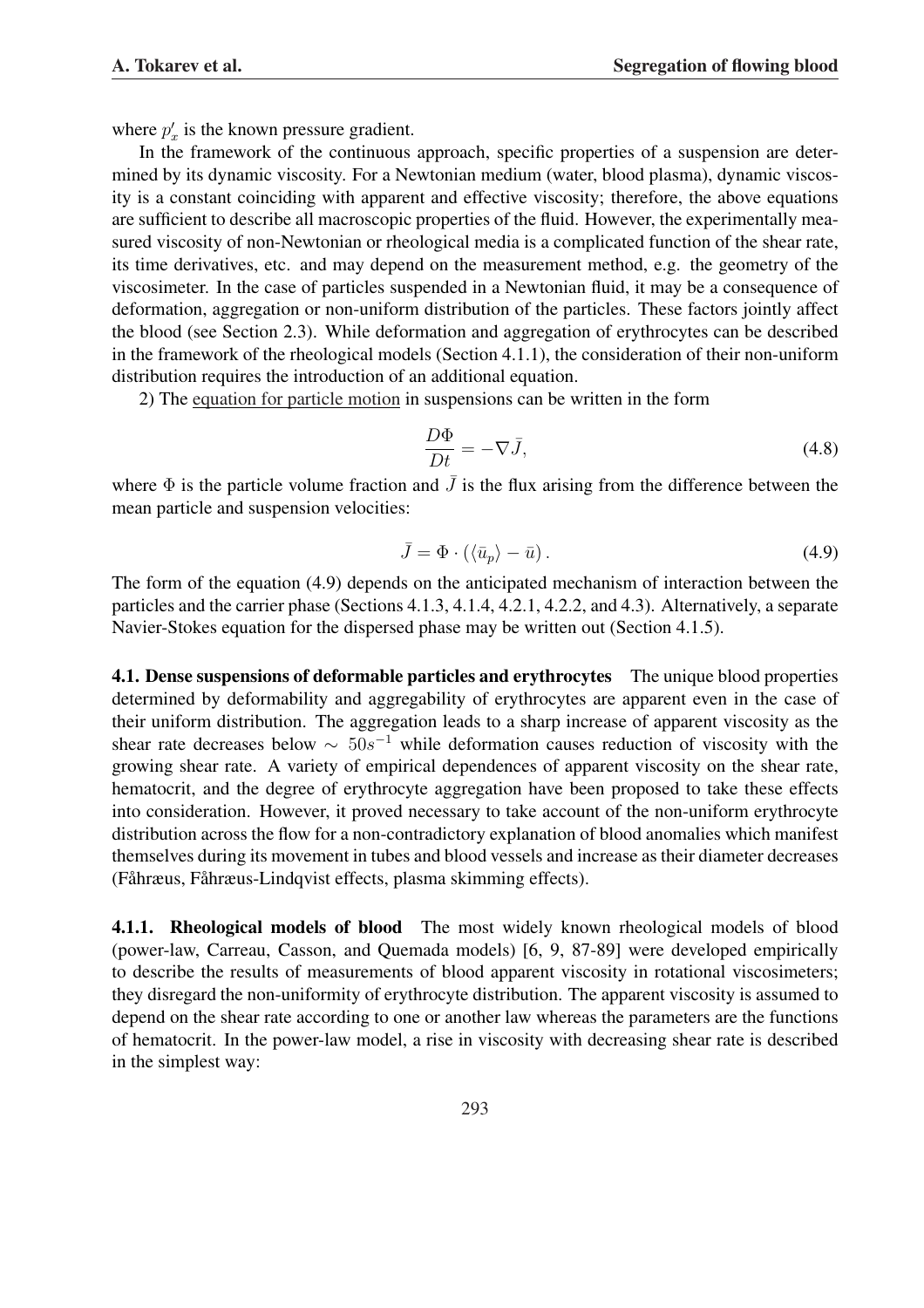where $p'_x$ is the known pressure gradient.

In the framework of the continuous approach, specific properties of a suspension are determined by its dynamic viscosity. For a Newtonian medium (water, blood plasma), dynamic viscosity is a constant coinciding with apparent and effective viscosity; therefore, the above equations are sufficient to describe all macroscopic properties of the fluid. However, the experimentally measured viscosity of non-Newtonian or rheological media is a complicated function of the shear rate, its time derivatives, etc. and may depend on the measurement method, e.g. the geometry of the viscosimeter. In the case of particles suspended in a Newtonian fluid, it may be a consequence of deformation, aggregation or non-uniform distribution of the particles. These factors jointly affect the blood (see Section 2.3). While deformation and aggregation of erythrocytes can be described in the framework of the rheological models (Section 4.1.1), the consideration of their non-uniform distribution requires the introduction of an additional equation.

2) The equation for particle motion in suspensions can be written in the form

$$\frac{D\Phi}{Dt} = -\nabla \bar{J}, \tag{4.8}$$

where $\Phi$ is the particle volume fraction and $\bar{J}$ is the flux arising from the difference between the mean particle and suspension velocities:

$$\bar{J} = \Phi \cdot (\langle \bar{u}_p \rangle - \bar{u}). \tag{4.9}$$

The form of the equation (4.9) depends on the anticipated mechanism of interaction between the particles and the carrier phase (Sections 4.1.3, 4.1.4, 4.2.1, 4.2.2, and 4.3). Alternatively, a separate Navier-Stokes equation for the dispersed phase may be written out (Section 4.1.5).

**4.1. Dense suspensions of deformable particles and erythrocytes** The unique blood properties determined by deformability and aggregability of erythrocytes are apparent even in the case of their uniform distribution. The aggregation leads to a sharp increase of apparent viscosity as the shear rate decreases below $\sim 50s^{-1}$ while deformation causes reduction of viscosity with the growing shear rate. A variety of empirical dependences of apparent viscosity on the shear rate, hematocrit, and the degree of erythrocyte aggregation have been proposed to take these effects into consideration. However, it proved necessary to take account of the non-uniform erythrocyte distribution across the flow for a non-contradictory explanation of blood anomalies which manifest themselves during its movement in tubes and blood vessels and increase as their diameter decreases (Fåhræus, Fåhræus-Lindqvist effects, plasma skimming effects).

**4.1.1. Rheological models of blood** The most widely known rheological models of blood (power-law, Carreau, Casson, and Quemada models) [6, 9, 87-89] were developed empirically to describe the results of measurements of blood apparent viscosity in rotational viscosimeters; they disregard the non-uniformity of erythrocyte distribution. The apparent viscosity is assumed to depend on the shear rate according to one or another law whereas the parameters are the functions of hematocrit. In the power-law model, a rise in viscosity with decreasing shear rate is described in the simplest way: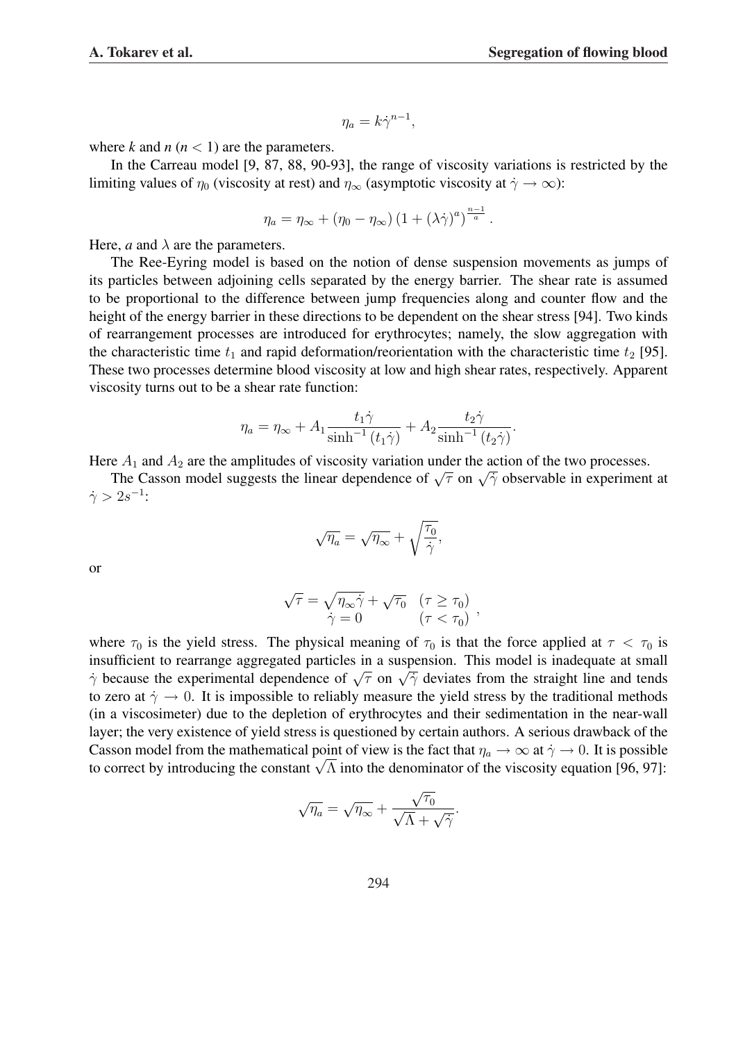$$\eta_a = k\dot{\gamma}^{n-1},$$

where *k* and *n* ($n < 1$) are the parameters.

In the Carreau model [9, 87, 88, 90-93], the range of viscosity variations is restricted by the limiting values of $\eta_0$ (viscosity at rest) and $\eta_\infty$ (asymptotic viscosity at $\dot{\gamma} \to \infty$):

$$\eta_a = \eta_\infty + (\eta_0 - \eta_\infty)\left(1 + (\lambda\dot{\gamma})^a\right)^{\frac{n-1}{a}}.$$

Here, *a* and $\lambda$ are the parameters.

The Ree-Eyring model is based on the notion of dense suspension movements as jumps of its particles between adjoining cells separated by the energy barrier. The shear rate is assumed to be proportional to the difference between jump frequencies along and counter flow and the height of the energy barrier in these directions to be dependent on the shear stress [94]. Two kinds of rearrangement processes are introduced for erythrocytes; namely, the slow aggregation with the characteristic time $t_1$ and rapid deformation/reorientation with the characteristic time $t_2$ [95]. These two processes determine blood viscosity at low and high shear rates, respectively. Apparent viscosity turns out to be a shear rate function:

$$\eta_a = \eta_\infty + A_1 \frac{t_1\dot{\gamma}}{\sinh^{-1}(t_1\dot{\gamma})} + A_2 \frac{t_2\dot{\gamma}}{\sinh^{-1}(t_2\dot{\gamma})}.$$

Here $A_1$ and $A_2$ are the amplitudes of viscosity variation under the action of the two processes.

The Casson model suggests the linear dependence of $\sqrt{\tau}$ on $\sqrt{\dot{\gamma}}$ observable in experiment at $\dot{\gamma} > 2s^{-1}$:

$$\sqrt{\eta_a} = \sqrt{\eta_\infty} + \sqrt{\frac{\tau_0}{\dot{\gamma}}},$$

or

$$\begin{array}{ll} \sqrt{\tau} = \sqrt{\eta_\infty\dot{\gamma}} + \sqrt{\tau_0} & (\tau \geq \tau_0) \\ \dot{\gamma} = 0 & (\tau < \tau_0) \end{array},$$

where $\tau_0$ is the yield stress. The physical meaning of $\tau_0$ is that the force applied at $\tau < \tau_0$ is insufficient to rearrange aggregated particles in a suspension. This model is inadequate at small $\dot{\gamma}$ because the experimental dependence of $\sqrt{\tau}$ on $\sqrt{\dot{\gamma}}$ deviates from the straight line and tends to zero at $\dot{\gamma} \to 0$. It is impossible to reliably measure the yield stress by the traditional methods (in a viscosimeter) due to the depletion of erythrocytes and their sedimentation in the near-wall layer; the very existence of yield stress is questioned by certain authors. A serious drawback of the Casson model from the mathematical point of view is the fact that $\eta_a \to \infty$ at $\dot{\gamma} \to 0$. It is possible to correct by introducing the constant $\sqrt{\Lambda}$ into the denominator of the viscosity equation [96, 97]:

$$\sqrt{\eta_a} = \sqrt{\eta_\infty} + \frac{\sqrt{\tau_0}}{\sqrt{\Lambda} + \sqrt{\dot{\gamma}}}.$$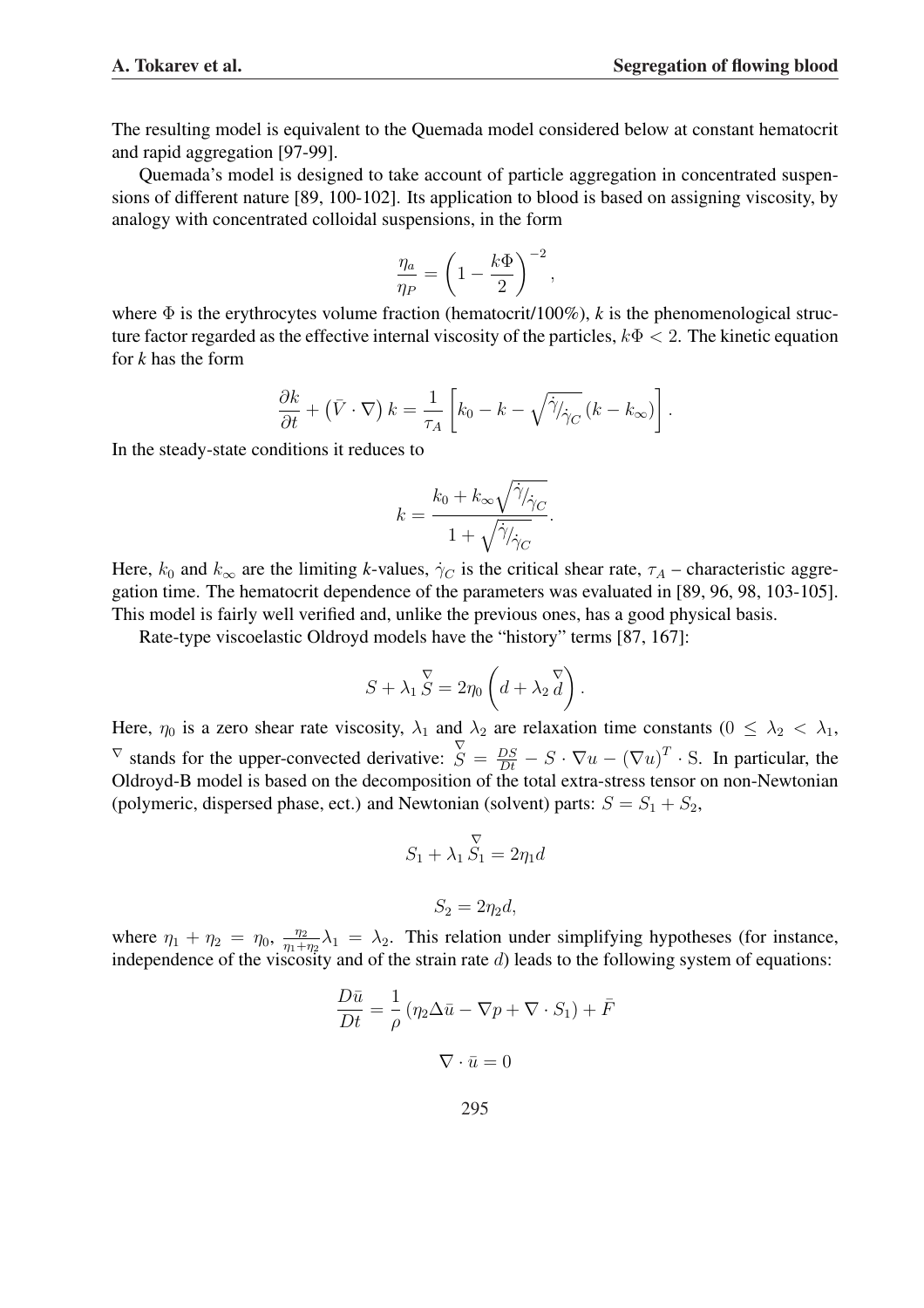The resulting model is equivalent to the Quemada model considered below at constant hematocrit and rapid aggregation [97-99].

Quemada's model is designed to take account of particle aggregation in concentrated suspensions of different nature [89, 100-102]. Its application to blood is based on assigning viscosity, by analogy with concentrated colloidal suspensions, in the form

$$\frac{\eta_a}{\eta_P} = \left(1 - \frac{k\Phi}{2}\right)^{-2},$$

where $\Phi$ is the erythrocytes volume fraction (hematocrit/100%), *k* is the phenomenological structure factor regarded as the effective internal viscosity of the particles, $k\Phi < 2$. The kinetic equation for *k* has the form

$$\frac{\partial k}{\partial t} + \left(\bar{V} \cdot \nabla\right) k = \frac{1}{\tau_A}\left[k_0 - k - \sqrt{\dot{\gamma}/\dot{\gamma}_C}\,(k - k_\infty)\right].$$

In the steady-state conditions it reduces to

$$k = \frac{k_0 + k_\infty\sqrt{\dot{\gamma}/\dot{\gamma}_C}}{1 + \sqrt{\dot{\gamma}/\dot{\gamma}_C}}.$$

Here, $k_0$ and $k_\infty$ are the limiting *k*-values, $\dot{\gamma}_C$ is the critical shear rate, $\tau_A$ – characteristic aggregation time. The hematocrit dependence of the parameters was evaluated in [89, 96, 98, 103-105]. This model is fairly well verified and, unlike the previous ones, has a good physical basis.

Rate-type viscoelastic Oldroyd models have the "history" terms [87, 167]:

$$S + \lambda_1 \overset{\nabla}{S} = 2\eta_0\left(d + \lambda_2 \overset{\nabla}{d}\right).$$

Here, $\eta_0$ is a zero shear rate viscosity, $\lambda_1$ and $\lambda_2$ are relaxation time constants ($0 \leq \lambda_2 < \lambda_1$, $^{\nabla}$ stands for the upper-convected derivative: $\overset{\nabla}{S} = \frac{DS}{Dt} - S \cdot \nabla u - (\nabla u)^T \cdot \mathrm{S}$. In particular, the Oldroyd-B model is based on the decomposition of the total extra-stress tensor on non-Newtonian (polymeric, dispersed phase, ect.) and Newtonian (solvent) parts: $S = S_1 + S_2$,

$$S_1 + \lambda_1 \overset{\nabla}{S_1} = 2\eta_1 d$$

$$S_2 = 2\eta_2 d,$$

where $\eta_1 + \eta_2 = \eta_0$, $\frac{\eta_2}{\eta_1+\eta_2}\lambda_1 = \lambda_2$. This relation under simplifying hypotheses (for instance, independence of the viscosity and of the strain rate $d$) leads to the following system of equations:

$$\frac{D\bar{u}}{Dt} = \frac{1}{\rho}\left(\eta_2 \Delta \bar{u} - \nabla p + \nabla \cdot S_1\right) + \bar{F}$$

$$\nabla \cdot \bar{u} = 0$$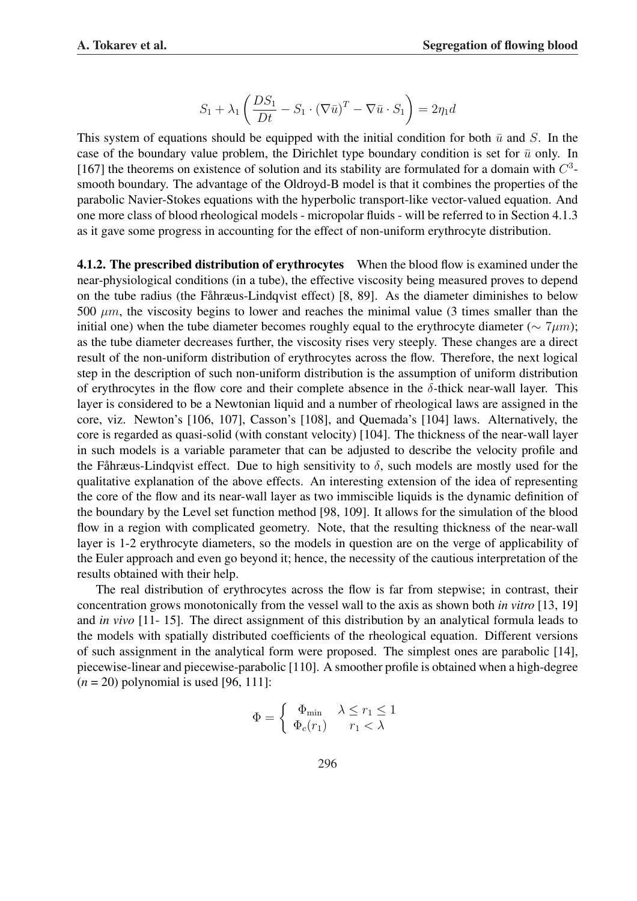$$S_1 + \lambda_1 \left( \frac{DS_1}{Dt} - S_1 \cdot (\nabla \bar{u})^T - \nabla \bar{u} \cdot S_1 \right) = 2\eta_1 d$$

This system of equations should be equipped with the initial condition for both $\bar{u}$ and $S$. In the case of the boundary value problem, the Dirichlet type boundary condition is set for $\bar{u}$ only. In [167] the theorems on existence of solution and its stability are formulated for a domain with $C^3$-smooth boundary. The advantage of the Oldroyd-B model is that it combines the properties of the parabolic Navier-Stokes equations with the hyperbolic transport-like vector-valued equation. And one more class of blood rheological models - micropolar fluids - will be referred to in Section 4.1.3 as it gave some progress in accounting for the effect of non-uniform erythrocyte distribution.

**4.1.2. The prescribed distribution of erythrocytes** When the blood flow is examined under the near-physiological conditions (in a tube), the effective viscosity being measured proves to depend on the tube radius (the Fåhræus-Lindqvist effect) [8, 89]. As the diameter diminishes to below 500 $\mu m$, the viscosity begins to lower and reaches the minimal value (3 times smaller than the initial one) when the tube diameter becomes roughly equal to the erythrocyte diameter ($\sim 7\mu m$); as the tube diameter decreases further, the viscosity rises very steeply. These changes are a direct result of the non-uniform distribution of erythrocytes across the flow. Therefore, the next logical step in the description of such non-uniform distribution is the assumption of uniform distribution of erythrocytes in the flow core and their complete absence in the $\delta$-thick near-wall layer. This layer is considered to be a Newtonian liquid and a number of rheological laws are assigned in the core, viz. Newton's [106, 107], Casson's [108], and Quemada's [104] laws. Alternatively, the core is regarded as quasi-solid (with constant velocity) [104]. The thickness of the near-wall layer in such models is a variable parameter that can be adjusted to describe the velocity profile and the Fåhræus-Lindqvist effect. Due to high sensitivity to $\delta$, such models are mostly used for the qualitative explanation of the above effects. An interesting extension of the idea of representing the core of the flow and its near-wall layer as two immiscible liquids is the dynamic definition of the boundary by the Level set function method [98, 109]. It allows for the simulation of the blood flow in a region with complicated geometry. Note, that the resulting thickness of the near-wall layer is 1-2 erythrocyte diameters, so the models in question are on the verge of applicability of the Euler approach and even go beyond it; hence, the necessity of the cautious interpretation of the results obtained with their help.

The real distribution of erythrocytes across the flow is far from stepwise; in contrast, their concentration grows monotonically from the vessel wall to the axis as shown both *in vitro* [13, 19] and *in vivo* [11- 15]. The direct assignment of this distribution by an analytical formula leads to the models with spatially distributed coefficients of the rheological equation. Different versions of such assignment in the analytical form were proposed. The simplest ones are parabolic [14], piecewise-linear and piecewise-parabolic [110]. A smoother profile is obtained when a high-degree ($n$ = 20) polynomial is used [96, 111]:

$$\Phi = \begin{cases} \Phi_{\min} & \lambda \leq r_1 \leq 1 \\ \Phi_c(r_1) & r_1 < \lambda \end{cases}$$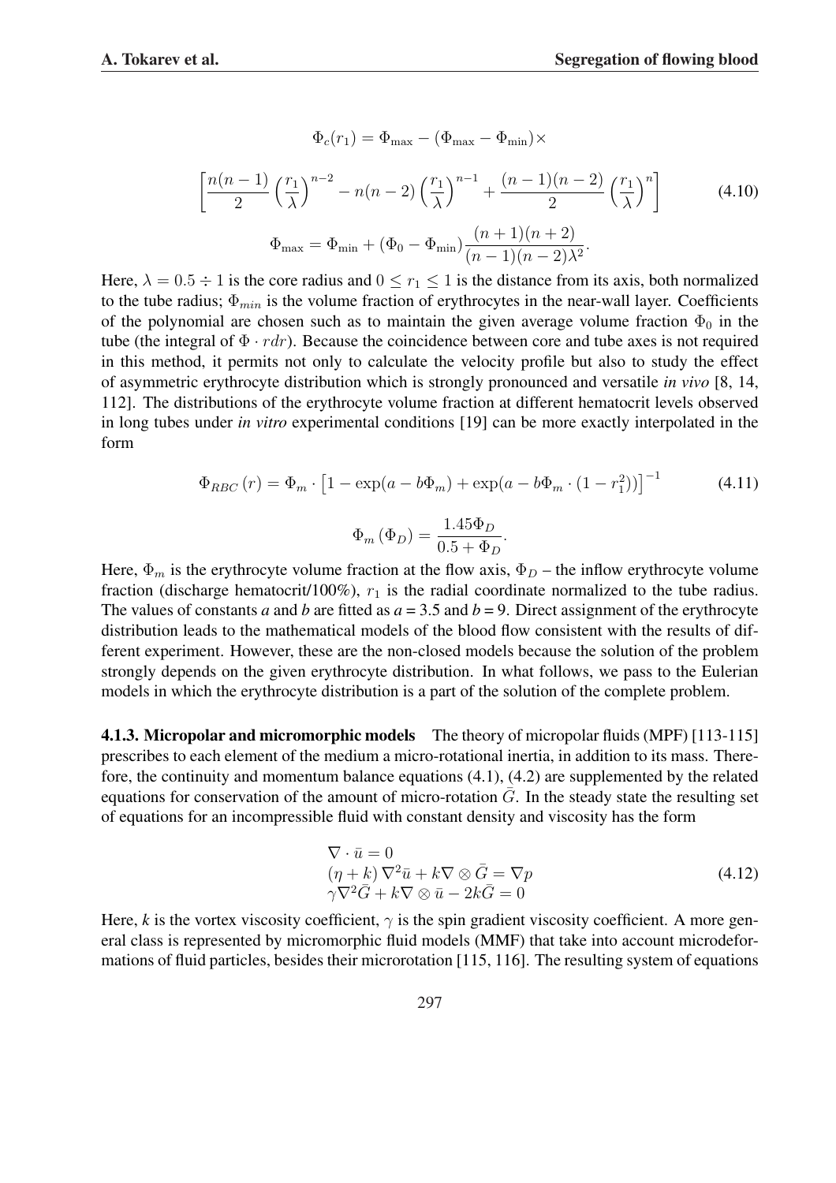$$
\Phi_c(r_1) = \Phi_{\max} - (\Phi_{\max} - \Phi_{\min})\times
$$

$$
\left[\frac{n(n-1)}{2}\left(\frac{r_1}{\lambda}\right)^{n-2} - n(n-2)\left(\frac{r_1}{\lambda}\right)^{n-1} + \frac{(n-1)(n-2)}{2}\left(\frac{r_1}{\lambda}\right)^{n}\right] \tag{4.10}
$$

$$
\Phi_{\max} = \Phi_{\min} + (\Phi_0 - \Phi_{\min})\frac{(n+1)(n+2)}{(n-1)(n-2)\lambda^2}.
$$

Here, $\lambda = 0.5 \div 1$ is the core radius and $0 \leq r_1 \leq 1$ is the distance from its axis, both normalized to the tube radius; $\Phi_{min}$ is the volume fraction of erythrocytes in the near-wall layer. Coefficients of the polynomial are chosen such as to maintain the given average volume fraction $\Phi_0$ in the tube (the integral of $\Phi \cdot rdr$). Because the coincidence between core and tube axes is not required in this method, it permits not only to calculate the velocity profile but also to study the effect of asymmetric erythrocyte distribution which is strongly pronounced and versatile *in vivo* [8, 14, 112]. The distributions of the erythrocyte volume fraction at different hematocrit levels observed in long tubes under *in vitro* experimental conditions [19] can be more exactly interpolated in the form

$$
\Phi_{RBC}(r) = \Phi_m \cdot \left[1 - \exp(a - b\Phi_m) + \exp(a - b\Phi_m \cdot (1 - r_1^2))\right]^{-1} \tag{4.11}
$$

$$
\Phi_m(\Phi_D) = \frac{1.45\Phi_D}{0.5 + \Phi_D}.
$$

Here, $\Phi_m$ is the erythrocyte volume fraction at the flow axis, $\Phi_D$ – the inflow erythrocyte volume fraction (discharge hematocrit/100%), $r_1$ is the radial coordinate normalized to the tube radius. The values of constants $a$ and $b$ are fitted as $a = 3.5$ and $b = 9$. Direct assignment of the erythrocyte distribution leads to the mathematical models of the blood flow consistent with the results of different experiment. However, these are the non-closed models because the solution of the problem strongly depends on the given erythrocyte distribution. In what follows, we pass to the Eulerian models in which the erythrocyte distribution is a part of the solution of the complete problem.

**4.1.3. Micropolar and micromorphic models** The theory of micropolar fluids (MPF) [113-115] prescribes to each element of the medium a micro-rotational inertia, in addition to its mass. Therefore, the continuity and momentum balance equations (4.1), (4.2) are supplemented by the related equations for conservation of the amount of micro-rotation $\bar{G}$. In the steady state the resulting set of equations for an incompressible fluid with constant density and viscosity has the form

$$
\begin{aligned}
&\nabla \cdot \bar{u} = 0 \\
&(\eta + k)\nabla^2 \bar{u} + k\nabla \otimes \bar{G} = \nabla p \\
&\gamma \nabla^2 \bar{G} + k\nabla \otimes \bar{u} - 2k\bar{G} = 0
\end{aligned} \tag{4.12}
$$

Here, $k$ is the vortex viscosity coefficient, $\gamma$ is the spin gradient viscosity coefficient. A more general class is represented by micromorphic fluid models (MMF) that take into account microdeformations of fluid particles, besides their microrotation [115, 116]. The resulting system of equations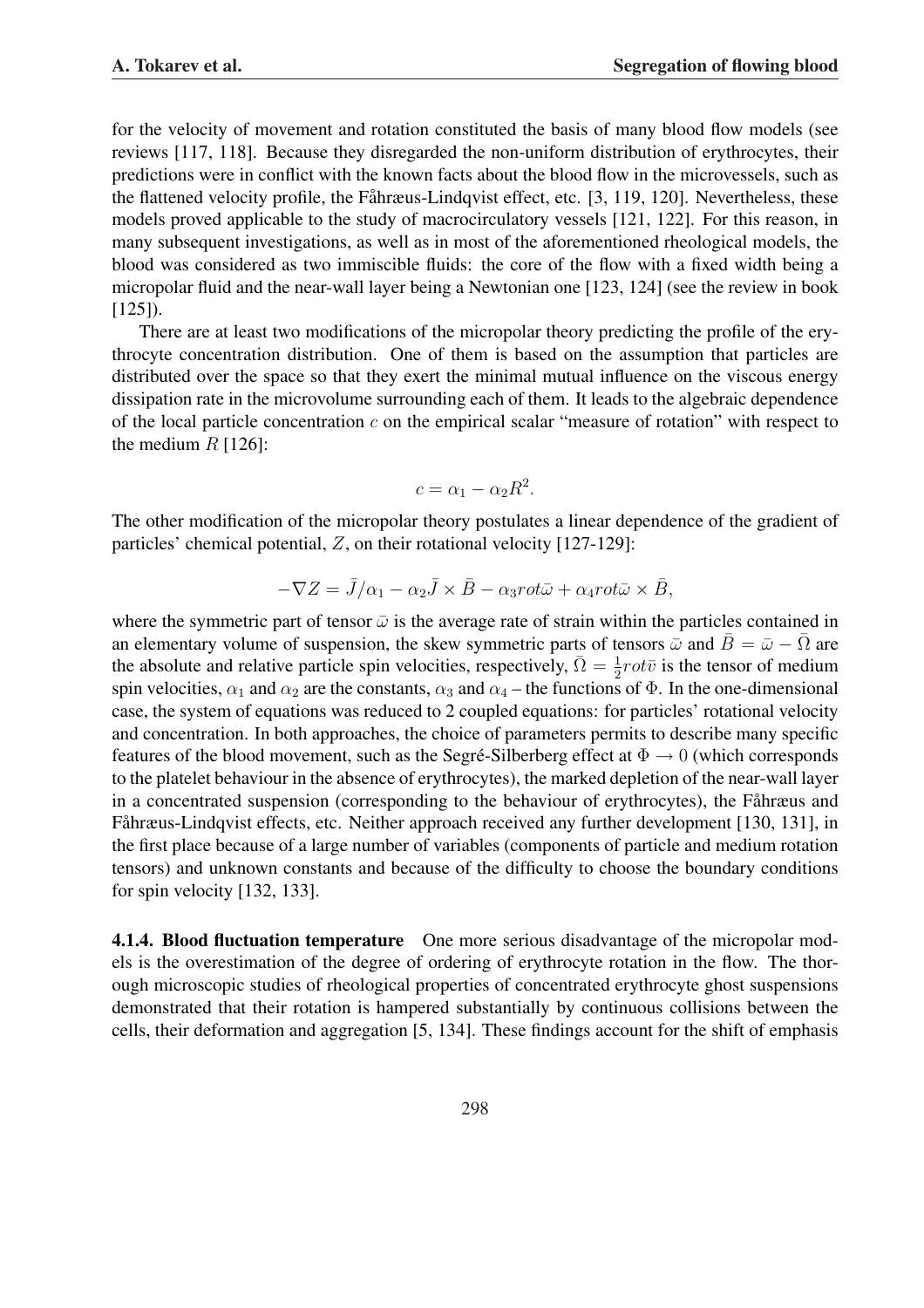for the velocity of movement and rotation constituted the basis of many blood flow models (see reviews [117, 118]. Because they disregarded the non-uniform distribution of erythrocytes, their predictions were in conflict with the known facts about the blood flow in the microvessels, such as the flattened velocity profile, the Fåhræus-Lindqvist effect, etc. [3, 119, 120]. Nevertheless, these models proved applicable to the study of macrocirculatory vessels [121, 122]. For this reason, in many subsequent investigations, as well as in most of the aforementioned rheological models, the blood was considered as two immiscible fluids: the core of the flow with a fixed width being a micropolar fluid and the near-wall layer being a Newtonian one [123, 124] (see the review in book [125]).

There are at least two modifications of the micropolar theory predicting the profile of the erythrocyte concentration distribution. One of them is based on the assumption that particles are distributed over the space so that they exert the minimal mutual influence on the viscous energy dissipation rate in the microvolume surrounding each of them. It leads to the algebraic dependence of the local particle concentration $c$ on the empirical scalar "measure of rotation" with respect to the medium $R$ [126]:

$$c = \alpha_1 - \alpha_2 R^2.$$

The other modification of the micropolar theory postulates a linear dependence of the gradient of particles' chemical potential, $Z$, on their rotational velocity [127-129]:

$$-\nabla Z = \bar{J}/\alpha_1 - \alpha_2 \bar{J} \times \bar{B} - \alpha_3 rot\bar{\omega} + \alpha_4 rot\bar{\omega} \times \bar{B},$$

where the symmetric part of tensor $\bar{\omega}$ is the average rate of strain within the particles contained in an elementary volume of suspension, the skew symmetric parts of tensors $\bar{\omega}$ and $\bar{B} = \bar{\omega} - \bar{\Omega}$ are the absolute and relative particle spin velocities, respectively, $\bar{\Omega} = \frac{1}{2} rot\bar{v}$ is the tensor of medium spin velocities, $\alpha_1$ and $\alpha_2$ are the constants, $\alpha_3$ and $\alpha_4$ – the functions of $\Phi$. In the one-dimensional case, the system of equations was reduced to 2 coupled equations: for particles' rotational velocity and concentration. In both approaches, the choice of parameters permits to describe many specific features of the blood movement, such as the Segré-Silberberg effect at $\Phi \to 0$ (which corresponds to the platelet behaviour in the absence of erythrocytes), the marked depletion of the near-wall layer in a concentrated suspension (corresponding to the behaviour of erythrocytes), the Fåhræus and Fåhræus-Lindqvist effects, etc. Neither approach received any further development [130, 131], in the first place because of a large number of variables (components of particle and medium rotation tensors) and unknown constants and because of the difficulty to choose the boundary conditions for spin velocity [132, 133].

**4.1.4. Blood fluctuation temperature** One more serious disadvantage of the micropolar models is the overestimation of the degree of ordering of erythrocyte rotation in the flow. The thorough microscopic studies of rheological properties of concentrated erythrocyte ghost suspensions demonstrated that their rotation is hampered substantially by continuous collisions between the cells, their deformation and aggregation [5, 134]. These findings account for the shift of emphasis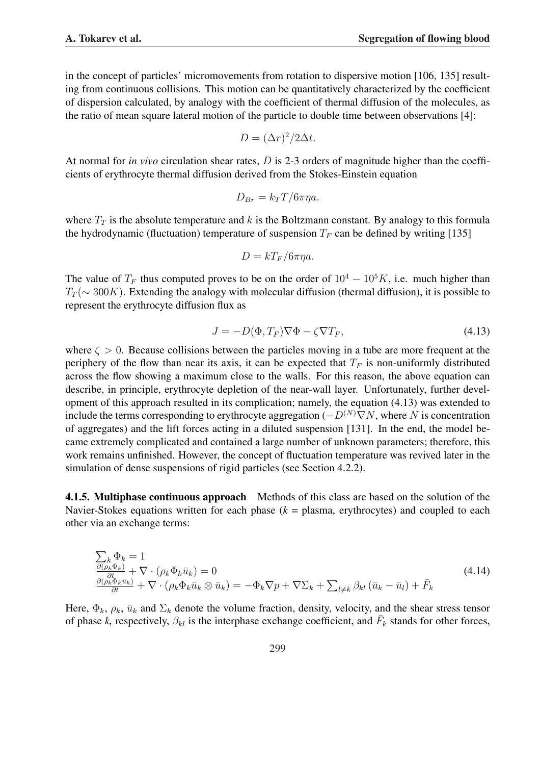in the concept of particles' micromovements from rotation to dispersive motion [106, 135] resulting from continuous collisions. This motion can be quantitatively characterized by the coefficient of dispersion calculated, by analogy with the coefficient of thermal diffusion of the molecules, as the ratio of mean square lateral motion of the particle to double time between observations [4]:

$$D = (\Delta r)^2 / 2\Delta t.$$

At normal for *in vivo* circulation shear rates, $D$ is 2-3 orders of magnitude higher than the coefficients of erythrocyte thermal diffusion derived from the Stokes-Einstein equation

$$D_{Br} = k_T T / 6\pi\eta a.$$

where $T_T$ is the absolute temperature and $k$ is the Boltzmann constant. By analogy to this formula the hydrodynamic (fluctuation) temperature of suspension $T_F$ can be defined by writing [135]

$$D = kT_F / 6\pi\eta a.$$

The value of $T_F$ thus computed proves to be on the order of $10^4 - 10^5 K$, i.e. much higher than $T_T (\sim 300K)$. Extending the analogy with molecular diffusion (thermal diffusion), it is possible to represent the erythrocyte diffusion flux as

$$J = -D(\Phi, T_F)\nabla\Phi - \zeta\nabla T_F, \tag{4.13}$$

where $\zeta > 0$. Because collisions between the particles moving in a tube are more frequent at the periphery of the flow than near its axis, it can be expected that $T_F$ is non-uniformly distributed across the flow showing a maximum close to the walls. For this reason, the above equation can describe, in principle, erythrocyte depletion of the near-wall layer. Unfortunately, further development of this approach resulted in its complication; namely, the equation (4.13) was extended to include the terms corresponding to erythrocyte aggregation ($-D^{(N)}\nabla N$, where $N$ is concentration of aggregates) and the lift forces acting in a diluted suspension [131]. In the end, the model became extremely complicated and contained a large number of unknown parameters; therefore, this work remains unfinished. However, the concept of fluctuation temperature was revived later in the simulation of dense suspensions of rigid particles (see Section 4.2.2).

**4.1.5. Multiphase continuous approach** Methods of this class are based on the solution of the Navier-Stokes equations written for each phase (*k* = plasma, erythrocytes) and coupled to each other via an exchange terms:

$$\begin{aligned}
&\textstyle\sum_k \Phi_k = 1 \\
&\frac{\partial(\rho_k \Phi_k)}{\partial t} + \nabla\cdot(\rho_k \Phi_k \bar{u}_k) = 0 \\
&\frac{\partial(\rho_k \Phi_k \bar{u}_k)}{\partial t} + \nabla\cdot(\rho_k \Phi_k \bar{u}_k \otimes \bar{u}_k) = -\Phi_k \nabla p + \nabla\Sigma_k + \textstyle\sum_{l\neq k} \beta_{kl}(\bar{u}_k - \bar{u}_l) + \bar{F}_k
\end{aligned} \tag{4.14}$$

Here, $\Phi_k$, $\rho_k$, $\bar{u}_k$ and $\Sigma_k$ denote the volume fraction, density, velocity, and the shear stress tensor of phase *k,* respectively, $\beta_{kl}$ is the interphase exchange coefficient, and $\bar{F}_k$ stands for other forces,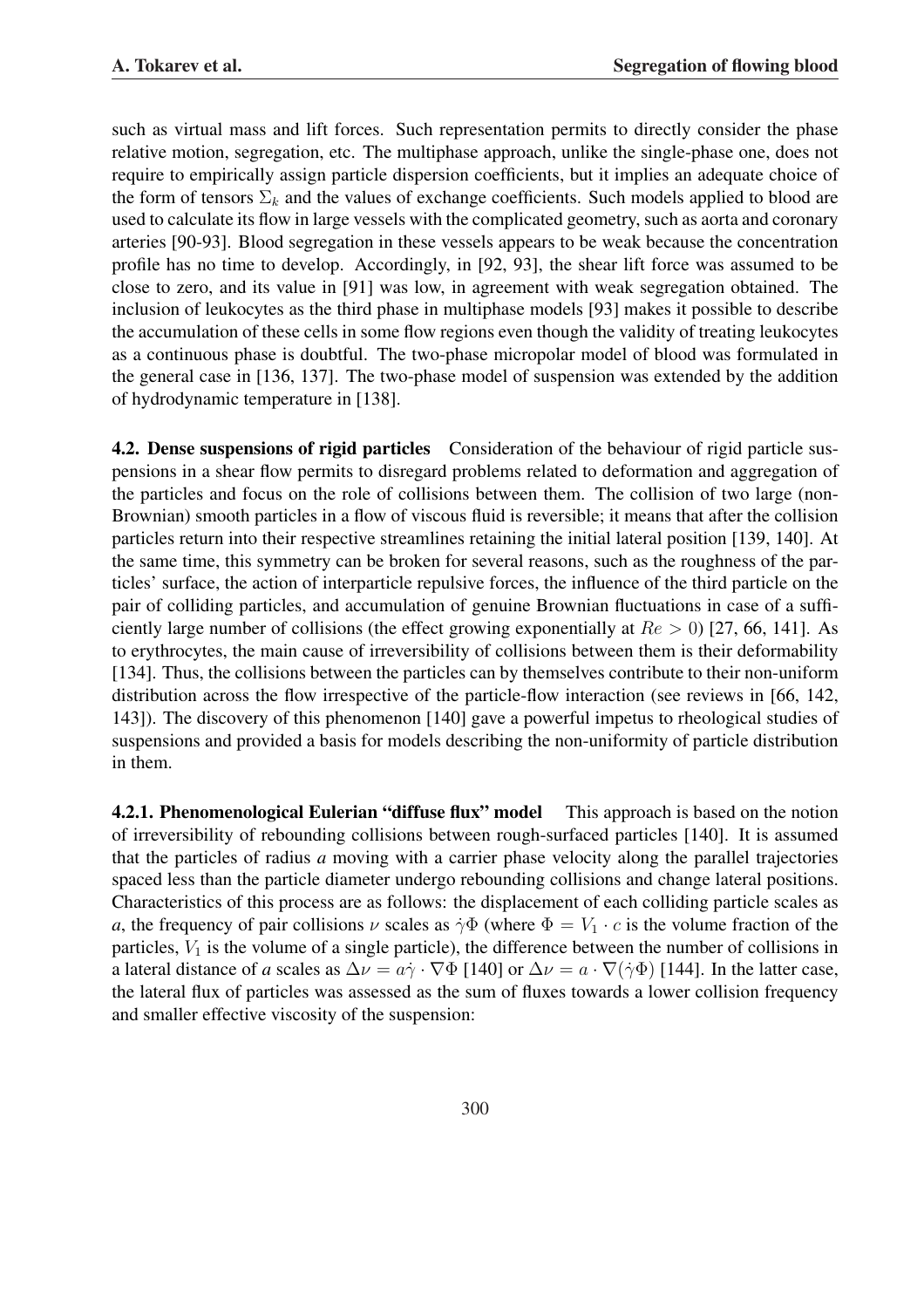such as virtual mass and lift forces. Such representation permits to directly consider the phase relative motion, segregation, etc. The multiphase approach, unlike the single-phase one, does not require to empirically assign particle dispersion coefficients, but it implies an adequate choice of the form of tensors $\Sigma_k$ and the values of exchange coefficients. Such models applied to blood are used to calculate its flow in large vessels with the complicated geometry, such as aorta and coronary arteries [90-93]. Blood segregation in these vessels appears to be weak because the concentration profile has no time to develop. Accordingly, in [92, 93], the shear lift force was assumed to be close to zero, and its value in [91] was low, in agreement with weak segregation obtained. The inclusion of leukocytes as the third phase in multiphase models [93] makes it possible to describe the accumulation of these cells in some flow regions even though the validity of treating leukocytes as a continuous phase is doubtful. The two-phase micropolar model of blood was formulated in the general case in [136, 137]. The two-phase model of suspension was extended by the addition of hydrodynamic temperature in [138].

**4.2. Dense suspensions of rigid particles** Consideration of the behaviour of rigid particle suspensions in a shear flow permits to disregard problems related to deformation and aggregation of the particles and focus on the role of collisions between them. The collision of two large (non-Brownian) smooth particles in a flow of viscous fluid is reversible; it means that after the collision particles return into their respective streamlines retaining the initial lateral position [139, 140]. At the same time, this symmetry can be broken for several reasons, such as the roughness of the particles' surface, the action of interparticle repulsive forces, the influence of the third particle on the pair of colliding particles, and accumulation of genuine Brownian fluctuations in case of a sufficiently large number of collisions (the effect growing exponentially at $Re > 0$) [27, 66, 141]. As to erythrocytes, the main cause of irreversibility of collisions between them is their deformability [134]. Thus, the collisions between the particles can by themselves contribute to their non-uniform distribution across the flow irrespective of the particle-flow interaction (see reviews in [66, 142, 143]). The discovery of this phenomenon [140] gave a powerful impetus to rheological studies of suspensions and provided a basis for models describing the non-uniformity of particle distribution in them.

**4.2.1. Phenomenological Eulerian "diffuse flux" model** This approach is based on the notion of irreversibility of rebounding collisions between rough-surfaced particles [140]. It is assumed that the particles of radius *a* moving with a carrier phase velocity along the parallel trajectories spaced less than the particle diameter undergo rebounding collisions and change lateral positions. Characteristics of this process are as follows: the displacement of each colliding particle scales as *a*, the frequency of pair collisions $\nu$ scales as $\dot{\gamma}\Phi$ (where $\Phi = V_1 \cdot c$ is the volume fraction of the particles, $V_1$ is the volume of a single particle), the difference between the number of collisions in a lateral distance of *a* scales as $\Delta\nu = a\dot{\gamma} \cdot \nabla\Phi$ [140] or $\Delta\nu = a \cdot \nabla(\dot{\gamma}\Phi)$ [144]. In the latter case, the lateral flux of particles was assessed as the sum of fluxes towards a lower collision frequency and smaller effective viscosity of the suspension: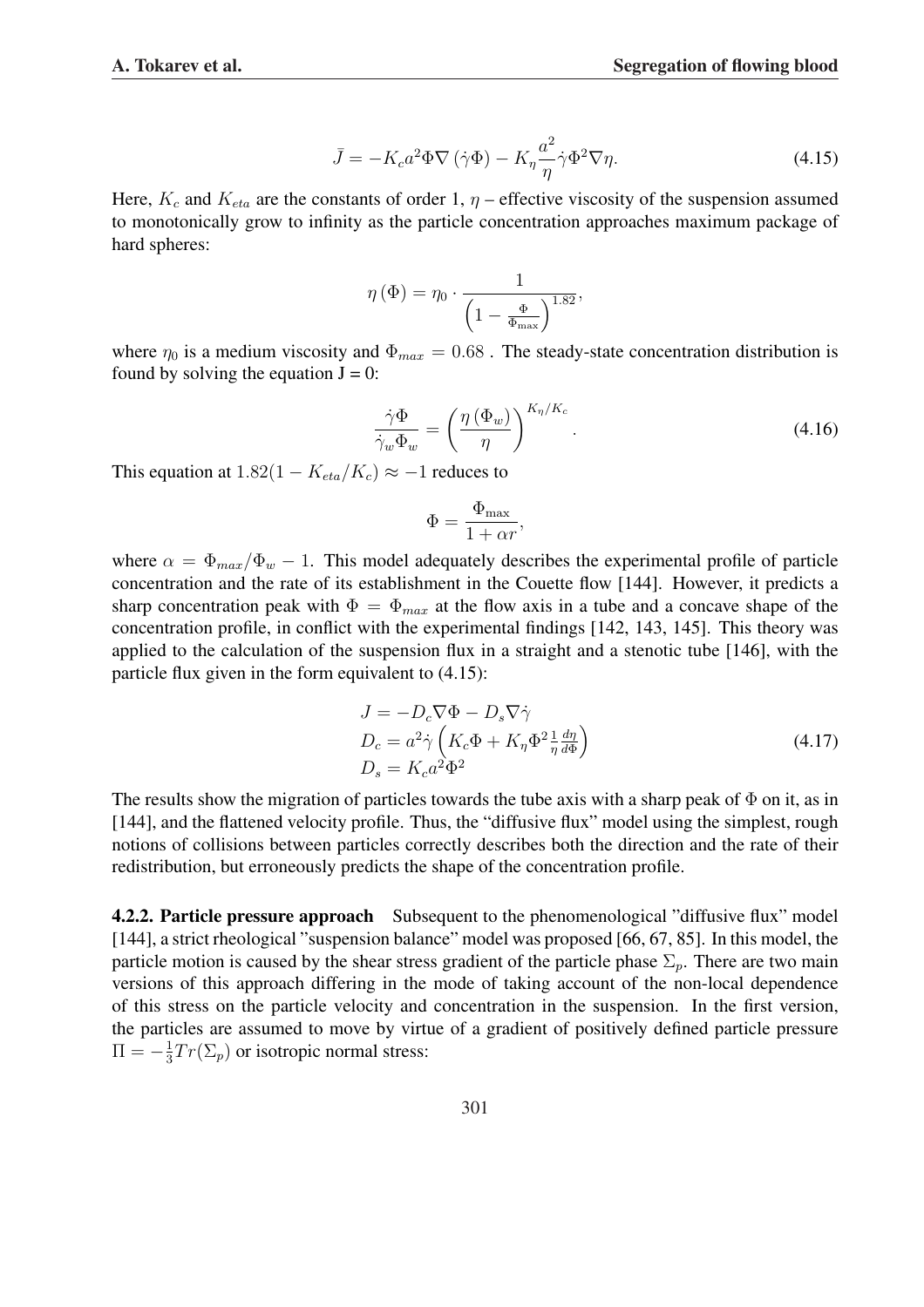$$\bar{J} = -K_c a^2 \Phi \nabla \left(\dot{\gamma}\Phi\right) - K_\eta \frac{a^2}{\eta} \dot{\gamma} \Phi^2 \nabla \eta. \tag{4.15}$$

Here, $K_c$ and $K_{eta}$ are the constants of order 1, $\eta$ – effective viscosity of the suspension assumed to monotonically grow to infinity as the particle concentration approaches maximum package of hard spheres:

$$\eta\left(\Phi\right) = \eta_0 \cdot \frac{1}{\left(1 - \frac{\Phi}{\Phi_{\max}}\right)^{1.82}},$$

where $\eta_0$ is a medium viscosity and $\Phi_{max} = 0.68$ . The steady-state concentration distribution is found by solving the equation J = 0:

$$\frac{\dot{\gamma}\Phi}{\dot{\gamma}_w \Phi_w} = \left(\frac{\eta\left(\Phi_w\right)}{\eta}\right)^{K_\eta/K_c}. \tag{4.16}$$

This equation at $1.82(1 - K_{eta}/K_c) \approx -1$ reduces to

$$\Phi = \frac{\Phi_{\max}}{1 + \alpha r},$$

where $\alpha = \Phi_{max}/\Phi_w - 1$. This model adequately describes the experimental profile of particle concentration and the rate of its establishment in the Couette flow [144]. However, it predicts a sharp concentration peak with $\Phi = \Phi_{max}$ at the flow axis in a tube and a concave shape of the concentration profile, in conflict with the experimental findings [142, 143, 145]. This theory was applied to the calculation of the suspension flux in a straight and a stenotic tube [146], with the particle flux given in the form equivalent to (4.15):

$$\begin{aligned} &J = -D_c \nabla \Phi - D_s \nabla \dot{\gamma} \\ &D_c = a^2 \dot{\gamma} \left(K_c \Phi + K_\eta \Phi^2 \frac{1}{\eta} \frac{d\eta}{d\Phi}\right) \\ &D_s = K_c a^2 \Phi^2 \end{aligned} \tag{4.17}$$

The results show the migration of particles towards the tube axis with a sharp peak of $\Phi$ on it, as in [144], and the flattened velocity profile. Thus, the "diffusive flux" model using the simplest, rough notions of collisions between particles correctly describes both the direction and the rate of their redistribution, but erroneously predicts the shape of the concentration profile.

**4.2.2. Particle pressure approach** Subsequent to the phenomenological "diffusive flux" model [144], a strict rheological "suspension balance" model was proposed [66, 67, 85]. In this model, the particle motion is caused by the shear stress gradient of the particle phase $\Sigma_p$. There are two main versions of this approach differing in the mode of taking account of the non-local dependence of this stress on the particle velocity and concentration in the suspension. In the first version, the particles are assumed to move by virtue of a gradient of positively defined particle pressure $\Pi = -\frac{1}{3}Tr(\Sigma_p)$ or isotropic normal stress: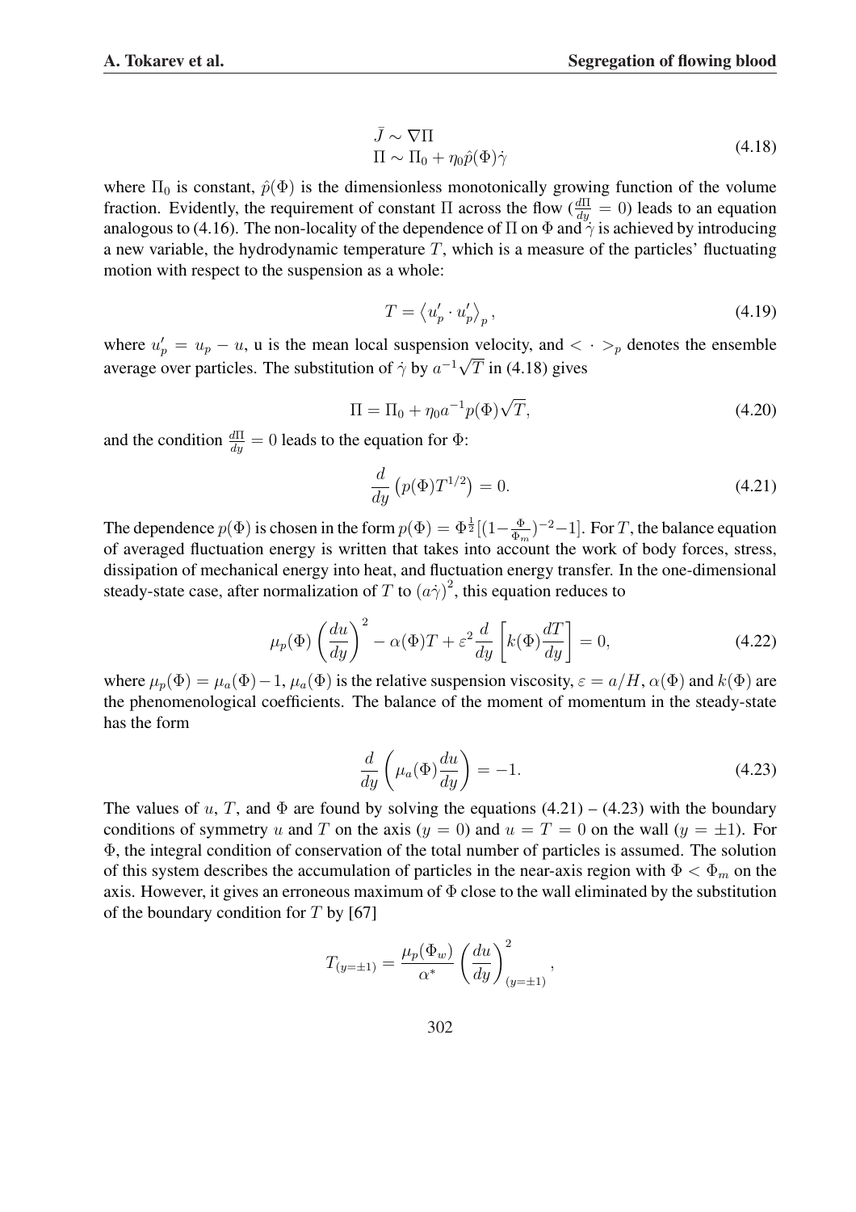$$\bar{J} \sim \nabla\Pi$$
$$\Pi \sim \Pi_0 + \eta_0 \hat{p}(\Phi)\dot{\gamma} \tag{4.18}$$

where $\Pi_0$ is constant, $\hat{p}(\Phi)$ is the dimensionless monotonically growing function of the volume fraction. Evidently, the requirement of constant $\Pi$ across the flow ($\frac{d\Pi}{dy} = 0$) leads to an equation analogous to (4.16). The non-locality of the dependence of $\Pi$ on $\Phi$ and $\dot{\gamma}$ is achieved by introducing a new variable, the hydrodynamic temperature $T$, which is a measure of the particles' fluctuating motion with respect to the suspension as a whole:

$$T = \left\langle u'_p \cdot u'_p \right\rangle_p, \tag{4.19}$$

where $u'_p = u_p - u$, u is the mean local suspension velocity, and $< \cdot >_p$ denotes the ensemble average over particles. The substitution of $\dot{\gamma}$ by $a^{-1}\sqrt{T}$ in (4.18) gives

$$\Pi = \Pi_0 + \eta_0 a^{-1} p(\Phi)\sqrt{T}, \tag{4.20}$$

and the condition $\frac{d\Pi}{dy} = 0$ leads to the equation for $\Phi$:

$$\frac{d}{dy}\left(p(\Phi)T^{1/2}\right) = 0. \tag{4.21}$$

The dependence $p(\Phi)$ is chosen in the form $p(\Phi) = \Phi^{\frac{1}{2}}[(1-\frac{\Phi}{\Phi_m})^{-2}-1]$. For $T$, the balance equation of averaged fluctuation energy is written that takes into account the work of body forces, stress, dissipation of mechanical energy into heat, and fluctuation energy transfer. In the one-dimensional steady-state case, after normalization of $T$ to $(a\dot{\gamma})^2$, this equation reduces to

$$\mu_p(\Phi)\left(\frac{du}{dy}\right)^2 - \alpha(\Phi)T + \varepsilon^2 \frac{d}{dy}\left[k(\Phi)\frac{dT}{dy}\right] = 0, \tag{4.22}$$

where $\mu_p(\Phi) = \mu_a(\Phi) - 1$, $\mu_a(\Phi)$ is the relative suspension viscosity, $\varepsilon = a/H$, $\alpha(\Phi)$ and $k(\Phi)$ are the phenomenological coefficients. The balance of the moment of momentum in the steady-state has the form

$$\frac{d}{dy}\left(\mu_a(\Phi)\frac{du}{dy}\right) = -1. \tag{4.23}$$

The values of $u$, $T$, and $\Phi$ are found by solving the equations (4.21) – (4.23) with the boundary conditions of symmetry $u$ and $T$ on the axis ($y = 0$) and $u = T = 0$ on the wall ($y = \pm 1$). For $\Phi$, the integral condition of conservation of the total number of particles is assumed. The solution of this system describes the accumulation of particles in the near-axis region with $\Phi < \Phi_m$ on the axis. However, it gives an erroneous maximum of $\Phi$ close to the wall eliminated by the substitution of the boundary condition for $T$ by [67]

$$T_{(y=\pm 1)} = \frac{\mu_p(\Phi_w)}{\alpha^*}\left(\frac{du}{dy}\right)^2_{(y=\pm 1)},$$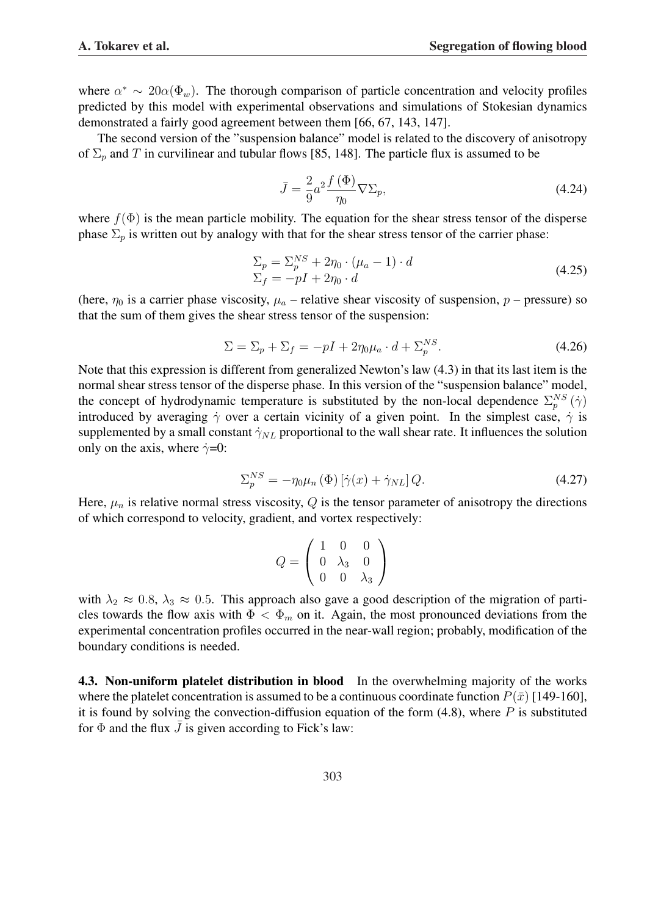where $\alpha^* \sim 20\alpha(\Phi_w)$. The thorough comparison of particle concentration and velocity profiles predicted by this model with experimental observations and simulations of Stokesian dynamics demonstrated a fairly good agreement between them [66, 67, 143, 147].

The second version of the "suspension balance" model is related to the discovery of anisotropy of $\Sigma_p$ and $T$ in curvilinear and tubular flows [85, 148]. The particle flux is assumed to be

$$\bar{J} = \frac{2}{9}a^2\frac{f(\Phi)}{\eta_0}\nabla\Sigma_p, \tag{4.24}$$

where $f(\Phi)$ is the mean particle mobility. The equation for the shear stress tensor of the disperse phase $\Sigma_p$ is written out by analogy with that for the shear stress tensor of the carrier phase:

$$\begin{aligned} \Sigma_p &= \Sigma_p^{NS} + 2\eta_0 \cdot (\mu_a - 1) \cdot d \\ \Sigma_f &= -pI + 2\eta_0 \cdot d \end{aligned} \tag{4.25}$$

(here, $\eta_0$ is a carrier phase viscosity, $\mu_a$ – relative shear viscosity of suspension, $p$ – pressure) so that the sum of them gives the shear stress tensor of the suspension:

$$\Sigma = \Sigma_p + \Sigma_f = -pI + 2\eta_0\mu_a \cdot d + \Sigma_p^{NS}. \tag{4.26}$$

Note that this expression is different from generalized Newton's law (4.3) in that its last item is the normal shear stress tensor of the disperse phase. In this version of the "suspension balance" model, the concept of hydrodynamic temperature is substituted by the non-local dependence $\Sigma_p^{NS}(\dot{\gamma})$ introduced by averaging $\dot{\gamma}$ over a certain vicinity of a given point. In the simplest case, $\dot{\gamma}$ is supplemented by a small constant $\dot{\gamma}_{NL}$ proportional to the wall shear rate. It influences the solution only on the axis, where $\dot{\gamma}$=0:

$$\Sigma_p^{NS} = -\eta_0\mu_n(\Phi)\left[\dot{\gamma}(x) + \dot{\gamma}_{NL}\right]Q. \tag{4.27}$$

Here, $\mu_n$ is relative normal stress viscosity, $Q$ is the tensor parameter of anisotropy the directions of which correspond to velocity, gradient, and vortex respectively:

$$Q = \begin{pmatrix} 1 & 0 & 0 \\ 0 & \lambda_3 & 0 \\ 0 & 0 & \lambda_3 \end{pmatrix}$$

with $\lambda_2 \approx 0.8$, $\lambda_3 \approx 0.5$. This approach also gave a good description of the migration of particles towards the flow axis with $\Phi < \Phi_m$ on it. Again, the most pronounced deviations from the experimental concentration profiles occurred in the near-wall region; probably, modification of the boundary conditions is needed.

**4.3. Non-uniform platelet distribution in blood** In the overwhelming majority of the works where the platelet concentration is assumed to be a continuous coordinate function $P(\bar{x})$ [149-160], it is found by solving the convection-diffusion equation of the form (4.8), where $P$ is substituted for $\Phi$ and the flux $\bar{J}$ is given according to Fick's law: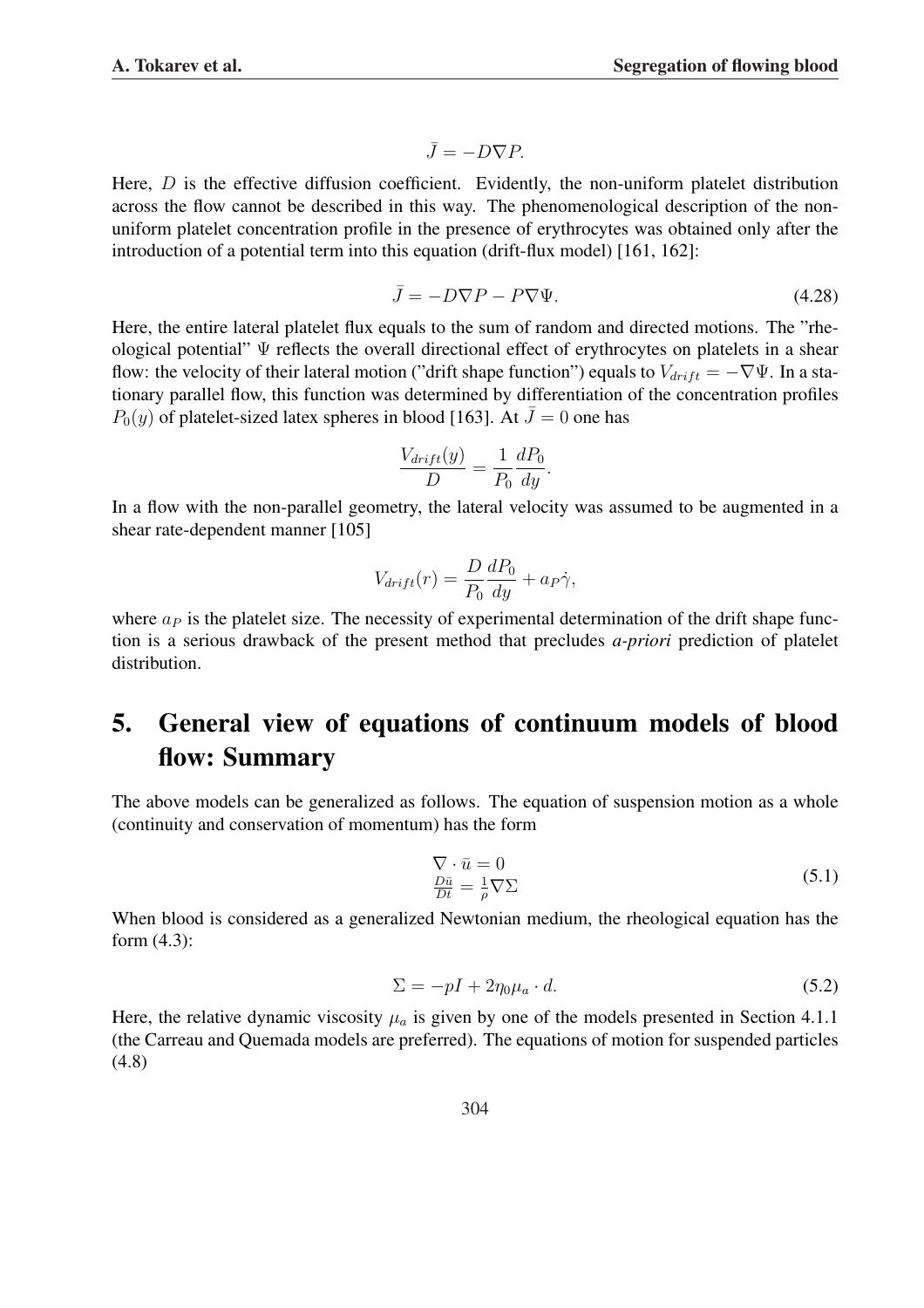$$\bar{J} = -D\nabla P.$$

Here, $D$ is the effective diffusion coefficient. Evidently, the non-uniform platelet distribution across the flow cannot be described in this way. The phenomenological description of the non-uniform platelet concentration profile in the presence of erythrocytes was obtained only after the introduction of a potential term into this equation (drift-flux model) [161, 162]:

$$\bar{J} = -D\nabla P - P\nabla\Psi. \tag{4.28}$$

Here, the entire lateral platelet flux equals to the sum of random and directed motions. The "rheological potential" $\Psi$ reflects the overall directional effect of erythrocytes on platelets in a shear flow: the velocity of their lateral motion ("drift shape function") equals to $V_{drift} = -\nabla\Psi$. In a stationary parallel flow, this function was determined by differentiation of the concentration profiles $P_0(y)$ of platelet-sized latex spheres in blood [163]. At $\bar{J} = 0$ one has

$$\frac{V_{drift}(y)}{D} = \frac{1}{P_0}\frac{dP_0}{dy}.$$

In a flow with the non-parallel geometry, the lateral velocity was assumed to be augmented in a shear rate-dependent manner [105]

$$V_{drift}(r) = \frac{D}{P_0}\frac{dP_0}{dy} + a_P\dot{\gamma},$$

where $a_P$ is the platelet size. The necessity of experimental determination of the drift shape function is a serious drawback of the present method that precludes *a-priori* prediction of platelet distribution.

# 5. General view of equations of continuum models of blood flow: Summary

The above models can be generalized as follows. The equation of suspension motion as a whole (continuity and conservation of momentum) has the form

$$\begin{aligned} &\nabla \cdot \bar{u} = 0 \\ &\frac{D\bar{u}}{Dt} = \frac{1}{\rho}\nabla\Sigma \end{aligned} \tag{5.1}$$

When blood is considered as a generalized Newtonian medium, the rheological equation has the form (4.3):

$$\Sigma = -pI + 2\eta_0\mu_a \cdot d. \tag{5.2}$$

Here, the relative dynamic viscosity $\mu_a$ is given by one of the models presented in Section 4.1.1 (the Carreau and Quemada models are preferred). The equations of motion for suspended particles (4.8)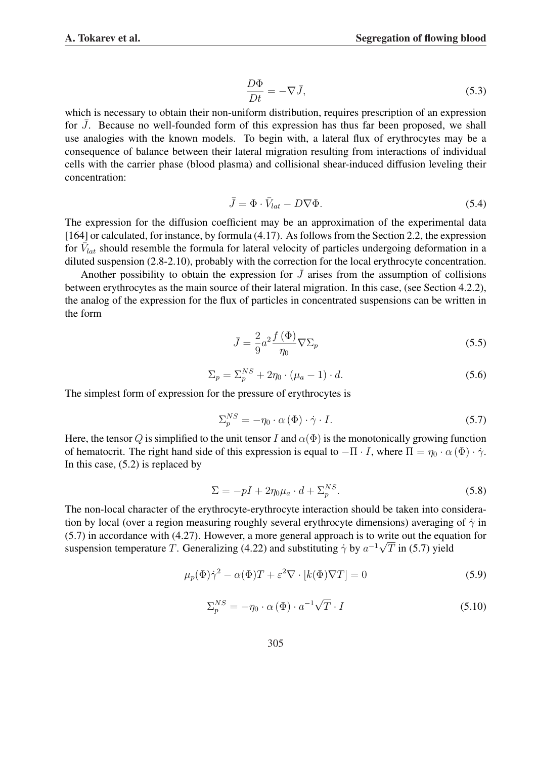$$\frac{D\Phi}{Dt} = -\nabla \bar{J}, \tag{5.3}$$

which is necessary to obtain their non-uniform distribution, requires prescription of an expression for $\bar{J}$. Because no well-founded form of this expression has thus far been proposed, we shall use analogies with the known models. To begin with, a lateral flux of erythrocytes may be a consequence of balance between their lateral migration resulting from interactions of individual cells with the carrier phase (blood plasma) and collisional shear-induced diffusion leveling their concentration:

$$\bar{J} = \Phi \cdot \bar{V}_{lat} - D\nabla\Phi. \tag{5.4}$$

The expression for the diffusion coefficient may be an approximation of the experimental data [164] or calculated, for instance, by formula (4.17). As follows from the Section 2.2, the expression for $\bar{V}_{lat}$ should resemble the formula for lateral velocity of particles undergoing deformation in a diluted suspension (2.8-2.10), probably with the correction for the local erythrocyte concentration.

Another possibility to obtain the expression for $\bar{J}$ arises from the assumption of collisions between erythrocytes as the main source of their lateral migration. In this case, (see Section 4.2.2), the analog of the expression for the flux of particles in concentrated suspensions can be written in the form

$$\bar{J} = \frac{2}{9}a^2\frac{f(\Phi)}{\eta_0}\nabla\Sigma_p \tag{5.5}$$

$$\Sigma_p = \Sigma_p^{NS} + 2\eta_0 \cdot (\mu_a - 1) \cdot d. \tag{5.6}$$

The simplest form of expression for the pressure of erythrocytes is

$$\Sigma_p^{NS} = -\eta_0 \cdot \alpha(\Phi) \cdot \dot{\gamma} \cdot I. \tag{5.7}$$

Here, the tensor $Q$ is simplified to the unit tensor $I$ and $\alpha(\Phi)$ is the monotonically growing function of hematocrit. The right hand side of this expression is equal to $-\Pi \cdot I$, where $\Pi = \eta_0 \cdot \alpha(\Phi) \cdot \dot{\gamma}$. In this case, (5.2) is replaced by

$$\Sigma = -pI + 2\eta_0\mu_a \cdot d + \Sigma_p^{NS}. \tag{5.8}$$

The non-local character of the erythrocyte-erythrocyte interaction should be taken into consideration by local (over a region measuring roughly several erythrocyte dimensions) averaging of $\dot{\gamma}$ in (5.7) in accordance with (4.27). However, a more general approach is to write out the equation for suspension temperature $T$. Generalizing (4.22) and substituting $\dot{\gamma}$ by $a^{-1}\sqrt{T}$ in (5.7) yield

$$\mu_p(\Phi)\dot{\gamma}^2 - \alpha(\Phi)T + \varepsilon^2\nabla \cdot [k(\Phi)\nabla T] = 0 \tag{5.9}$$

$$\Sigma_p^{NS} = -\eta_0 \cdot \alpha(\Phi) \cdot a^{-1}\sqrt{T} \cdot I \tag{5.10}$$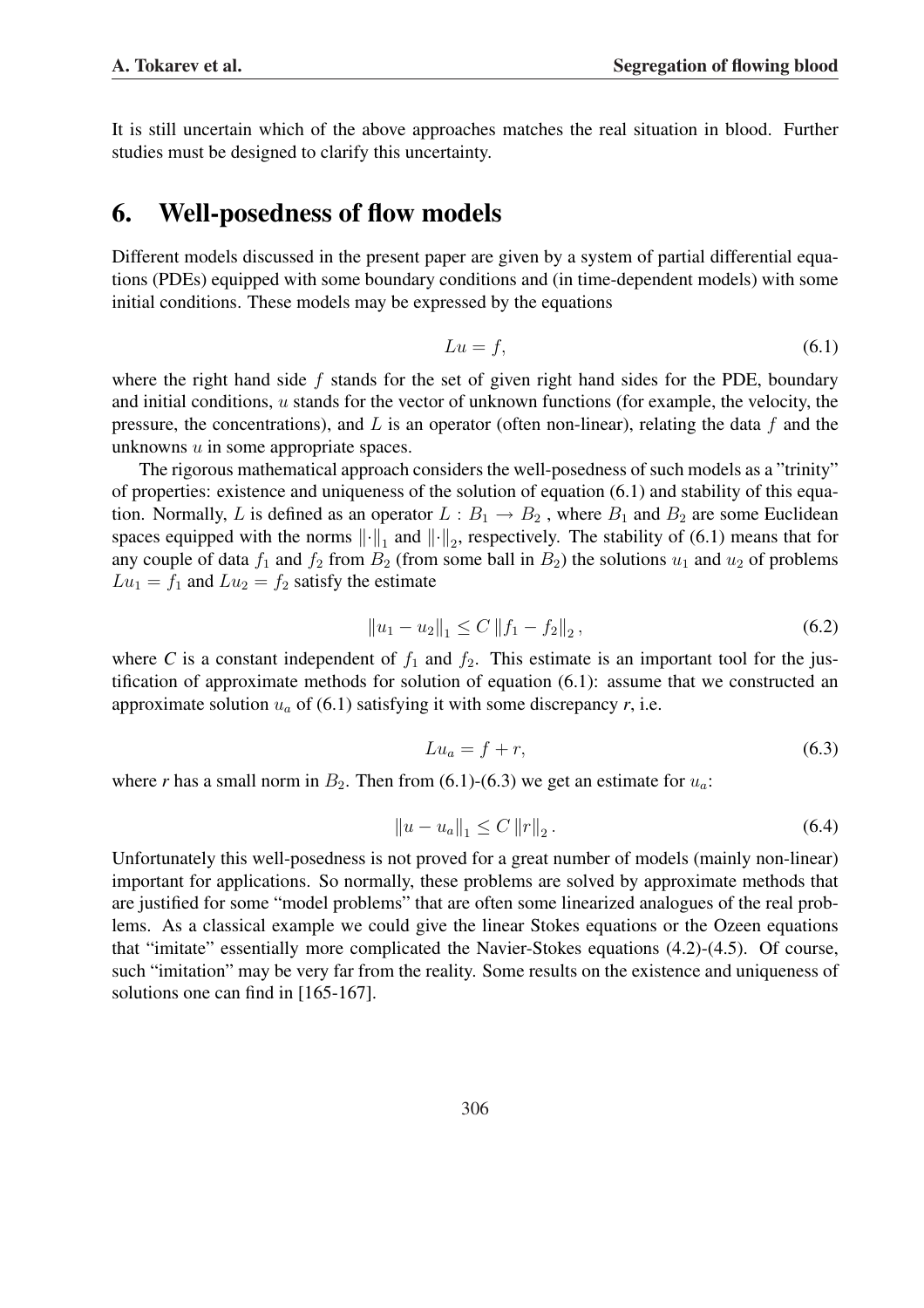It is still uncertain which of the above approaches matches the real situation in blood. Further studies must be designed to clarify this uncertainty.

# 6. Well-posedness of flow models

Different models discussed in the present paper are given by a system of partial differential equations (PDEs) equipped with some boundary conditions and (in time-dependent models) with some initial conditions. These models may be expressed by the equations

$$Lu = f, \tag{6.1}$$

where the right hand side $f$ stands for the set of given right hand sides for the PDE, boundary and initial conditions, $u$ stands for the vector of unknown functions (for example, the velocity, the pressure, the concentrations), and $L$ is an operator (often non-linear), relating the data $f$ and the unknowns $u$ in some appropriate spaces.

The rigorous mathematical approach considers the well-posedness of such models as a "trinity" of properties: existence and uniqueness of the solution of equation (6.1) and stability of this equation. Normally, $L$ is defined as an operator $L : B_1 \to B_2$ , where $B_1$ and $B_2$ are some Euclidean spaces equipped with the norms $\|\cdot\|_1$ and $\|\cdot\|_2$, respectively. The stability of (6.1) means that for any couple of data $f_1$ and $f_2$ from $B_2$ (from some ball in $B_2$) the solutions $u_1$ and $u_2$ of problems $Lu_1 = f_1$ and $Lu_2 = f_2$ satisfy the estimate

$$\|u_1 - u_2\|_1 \leq C \|f_1 - f_2\|_2, \tag{6.2}$$

where *C* is a constant independent of $f_1$ and $f_2$. This estimate is an important tool for the justification of approximate methods for solution of equation (6.1): assume that we constructed an approximate solution $u_a$ of (6.1) satisfying it with some discrepancy *r*, i.e.

$$Lu_a = f + r, \tag{6.3}$$

where *r* has a small norm in $B_2$. Then from (6.1)-(6.3) we get an estimate for $u_a$:

$$\|u - u_a\|_1 \leq C \|r\|_2. \tag{6.4}$$

Unfortunately this well-posedness is not proved for a great number of models (mainly non-linear) important for applications. So normally, these problems are solved by approximate methods that are justified for some "model problems" that are often some linearized analogues of the real problems. As a classical example we could give the linear Stokes equations or the Ozeen equations that "imitate" essentially more complicated the Navier-Stokes equations (4.2)-(4.5). Of course, such "imitation" may be very far from the reality. Some results on the existence and uniqueness of solutions one can find in [165-167].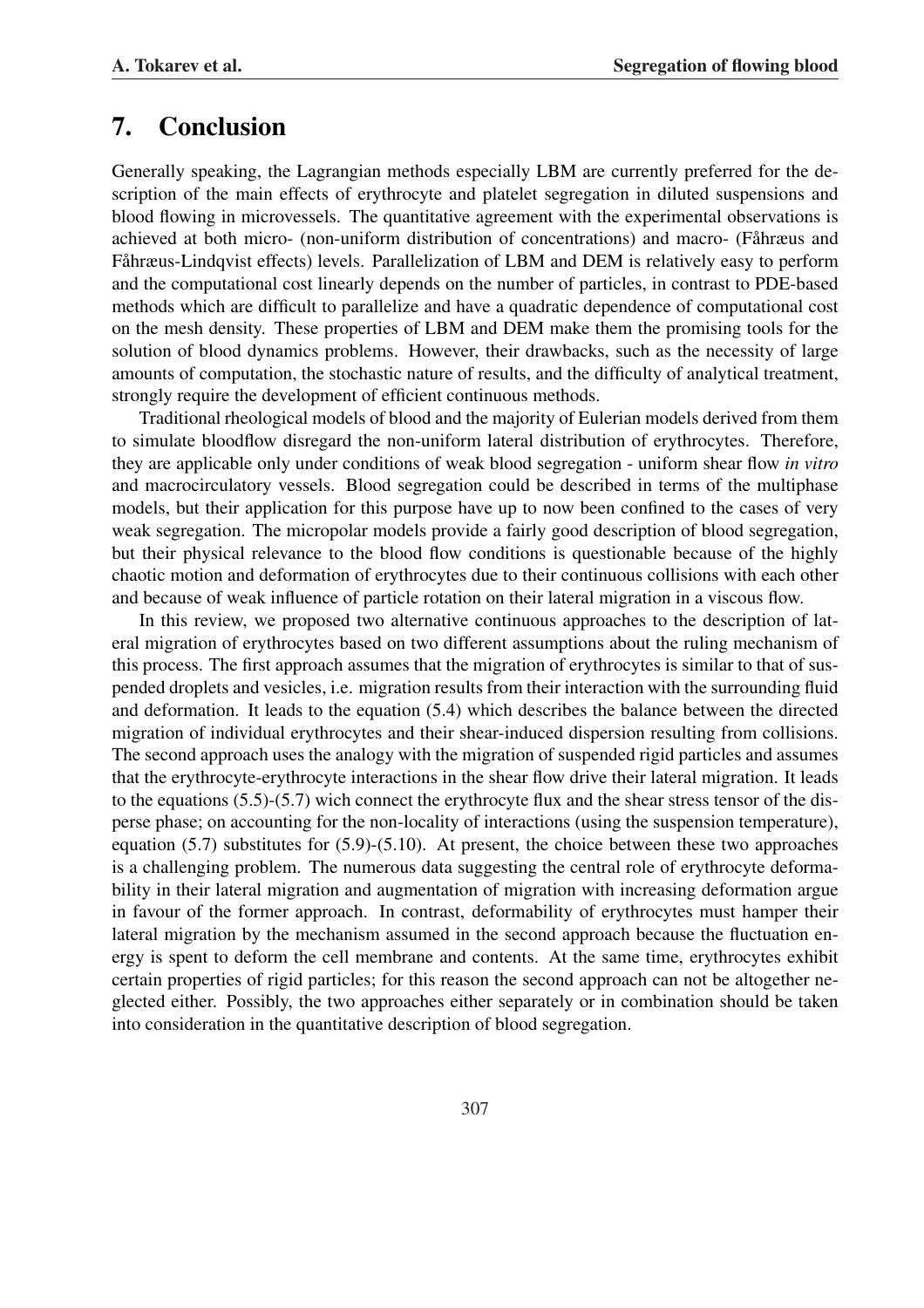## 7. Conclusion

Generally speaking, the Lagrangian methods especially LBM are currently preferred for the description of the main effects of erythrocyte and platelet segregation in diluted suspensions and blood flowing in microvessels. The quantitative agreement with the experimental observations is achieved at both micro- (non-uniform distribution of concentrations) and macro- (Fåhræus and Fåhræus-Lindqvist effects) levels. Parallelization of LBM and DEM is relatively easy to perform and the computational cost linearly depends on the number of particles, in contrast to PDE-based methods which are difficult to parallelize and have a quadratic dependence of computational cost on the mesh density. These properties of LBM and DEM make them the promising tools for the solution of blood dynamics problems. However, their drawbacks, such as the necessity of large amounts of computation, the stochastic nature of results, and the difficulty of analytical treatment, strongly require the development of efficient continuous methods.

Traditional rheological models of blood and the majority of Eulerian models derived from them to simulate bloodflow disregard the non-uniform lateral distribution of erythrocytes. Therefore, they are applicable only under conditions of weak blood segregation - uniform shear flow *in vitro* and macrocirculatory vessels. Blood segregation could be described in terms of the multiphase models, but their application for this purpose have up to now been confined to the cases of very weak segregation. The micropolar models provide a fairly good description of blood segregation, but their physical relevance to the blood flow conditions is questionable because of the highly chaotic motion and deformation of erythrocytes due to their continuous collisions with each other and because of weak influence of particle rotation on their lateral migration in a viscous flow.

In this review, we proposed two alternative continuous approaches to the description of lateral migration of erythrocytes based on two different assumptions about the ruling mechanism of this process. The first approach assumes that the migration of erythrocytes is similar to that of suspended droplets and vesicles, i.e. migration results from their interaction with the surrounding fluid and deformation. It leads to the equation (5.4) which describes the balance between the directed migration of individual erythrocytes and their shear-induced dispersion resulting from collisions. The second approach uses the analogy with the migration of suspended rigid particles and assumes that the erythrocyte-erythrocyte interactions in the shear flow drive their lateral migration. It leads to the equations (5.5)-(5.7) wich connect the erythrocyte flux and the shear stress tensor of the disperse phase; on accounting for the non-locality of interactions (using the suspension temperature), equation (5.7) substitutes for (5.9)-(5.10). At present, the choice between these two approaches is a challenging problem. The numerous data suggesting the central role of erythrocyte deformability in their lateral migration and augmentation of migration with increasing deformation argue in favour of the former approach. In contrast, deformability of erythrocytes must hamper their lateral migration by the mechanism assumed in the second approach because the fluctuation energy is spent to deform the cell membrane and contents. At the same time, erythrocytes exhibit certain properties of rigid particles; for this reason the second approach can not be altogether neglected either. Possibly, the two approaches either separately or in combination should be taken into consideration in the quantitative description of blood segregation.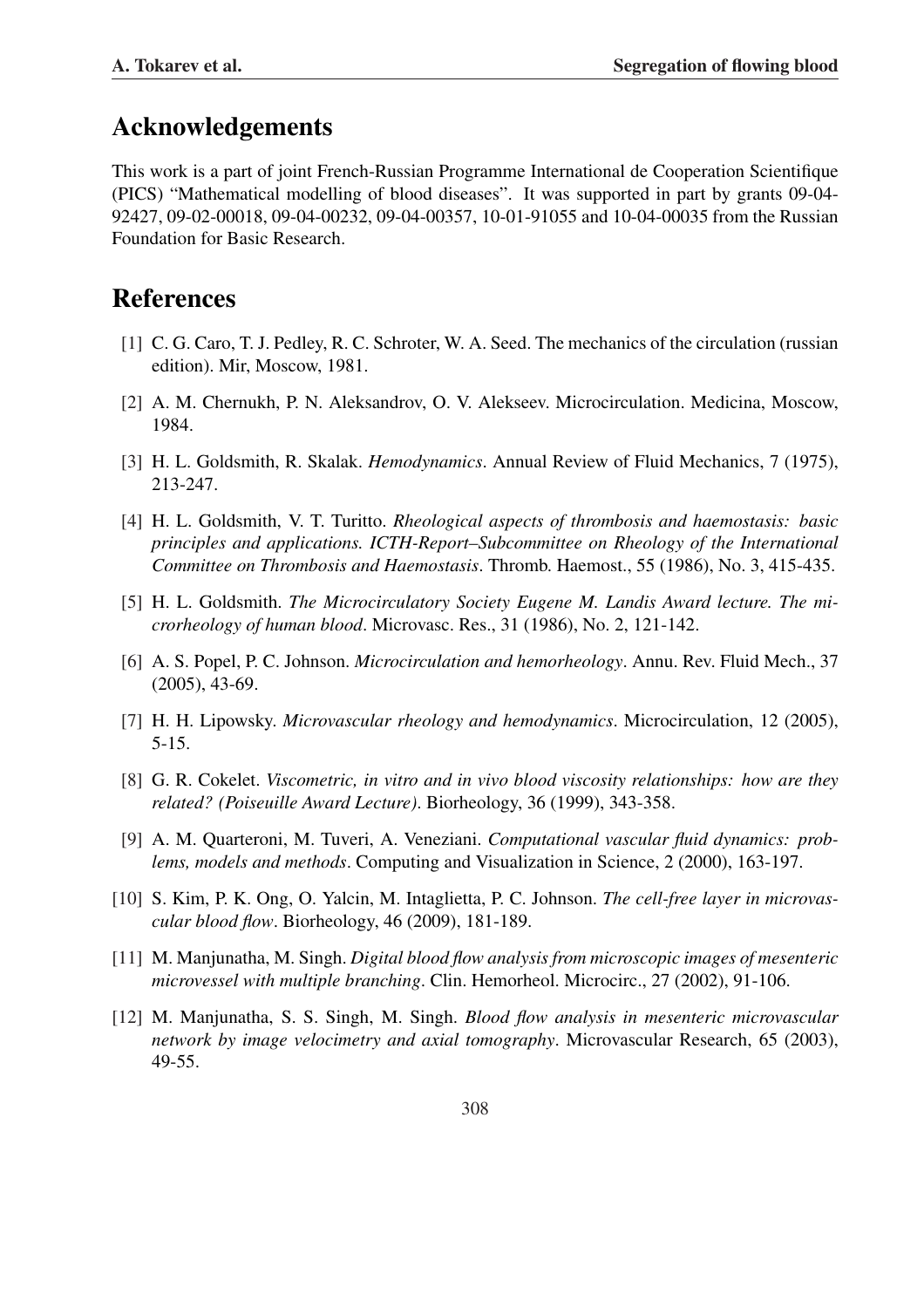## Acknowledgements

This work is a part of joint French-Russian Programme International de Cooperation Scientifique (PICS) "Mathematical modelling of blood diseases". It was supported in part by grants 09-04-92427, 09-02-00018, 09-04-00232, 09-04-00357, 10-01-91055 and 10-04-00035 from the Russian Foundation for Basic Research.

## References

[1] C. G. Caro, T. J. Pedley, R. C. Schroter, W. A. Seed. The mechanics of the circulation (russian edition). Mir, Moscow, 1981.

[2] A. M. Chernukh, P. N. Aleksandrov, O. V. Alekseev. Microcirculation. Medicina, Moscow, 1984.

[3] H. L. Goldsmith, R. Skalak. *Hemodynamics*. Annual Review of Fluid Mechanics, 7 (1975), 213-247.

[4] H. L. Goldsmith, V. T. Turitto. *Rheological aspects of thrombosis and haemostasis: basic principles and applications. ICTH-Report–Subcommittee on Rheology of the International Committee on Thrombosis and Haemostasis*. Thromb. Haemost., 55 (1986), No. 3, 415-435.

[5] H. L. Goldsmith. *The Microcirculatory Society Eugene M. Landis Award lecture. The microrheology of human blood*. Microvasc. Res., 31 (1986), No. 2, 121-142.

[6] A. S. Popel, P. C. Johnson. *Microcirculation and hemorheology*. Annu. Rev. Fluid Mech., 37 (2005), 43-69.

[7] H. H. Lipowsky. *Microvascular rheology and hemodynamics*. Microcirculation, 12 (2005), 5-15.

[8] G. R. Cokelet. *Viscometric, in vitro and in vivo blood viscosity relationships: how are they related? (Poiseuille Award Lecture)*. Biorheology, 36 (1999), 343-358.

[9] A. M. Quarteroni, M. Tuveri, A. Veneziani. *Computational vascular fluid dynamics: problems, models and methods*. Computing and Visualization in Science, 2 (2000), 163-197.

[10] S. Kim, P. K. Ong, O. Yalcin, M. Intaglietta, P. C. Johnson. *The cell-free layer in microvascular blood flow*. Biorheology, 46 (2009), 181-189.

[11] M. Manjunatha, M. Singh. *Digital blood flow analysis from microscopic images of mesenteric microvessel with multiple branching*. Clin. Hemorheol. Microcirc., 27 (2002), 91-106.

[12] M. Manjunatha, S. S. Singh, M. Singh. *Blood flow analysis in mesenteric microvascular network by image velocimetry and axial tomography*. Microvascular Research, 65 (2003), 49-55.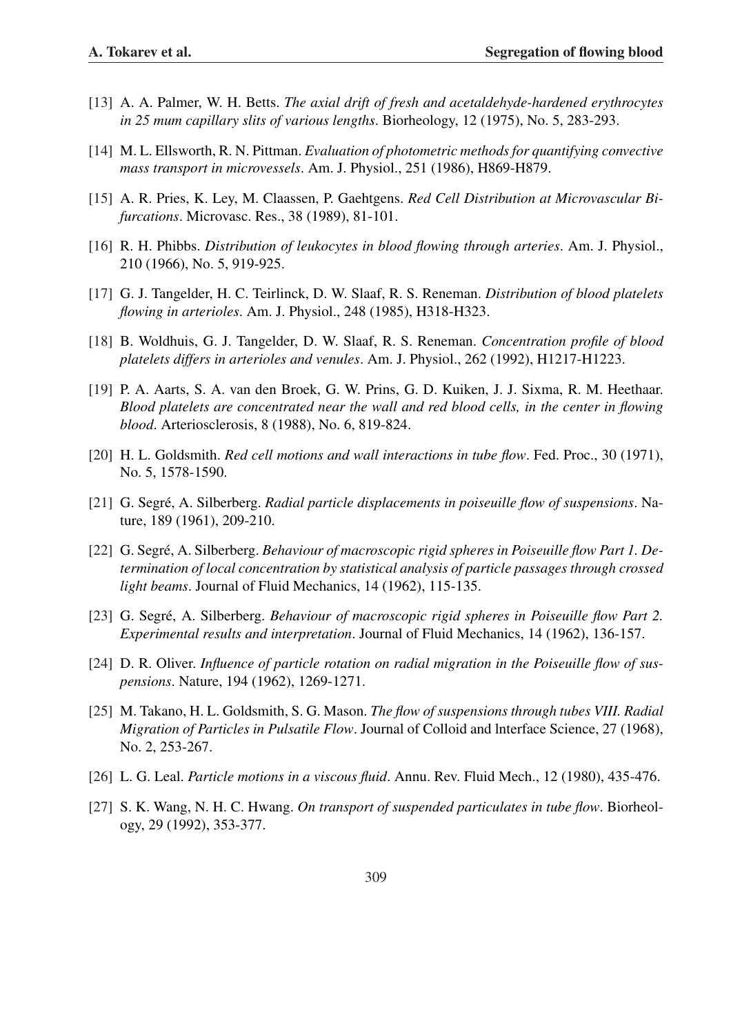[13] A. A. Palmer, W. H. Betts. *The axial drift of fresh and acetaldehyde-hardened erythrocytes in 25 mum capillary slits of various lengths*. Biorheology, 12 (1975), No. 5, 283-293.

[14] M. L. Ellsworth, R. N. Pittman. *Evaluation of photometric methods for quantifying convective mass transport in microvessels*. Am. J. Physiol., 251 (1986), H869-H879.

[15] A. R. Pries, K. Ley, M. Claassen, P. Gaehtgens. *Red Cell Distribution at Microvascular Bifurcations*. Microvasc. Res., 38 (1989), 81-101.

[16] R. H. Phibbs. *Distribution of leukocytes in blood flowing through arteries*. Am. J. Physiol., 210 (1966), No. 5, 919-925.

[17] G. J. Tangelder, H. C. Teirlinck, D. W. Slaaf, R. S. Reneman. *Distribution of blood platelets flowing in arterioles*. Am. J. Physiol., 248 (1985), H318-H323.

[18] B. Woldhuis, G. J. Tangelder, D. W. Slaaf, R. S. Reneman. *Concentration profile of blood platelets differs in arterioles and venules*. Am. J. Physiol., 262 (1992), H1217-H1223.

[19] P. A. Aarts, S. A. van den Broek, G. W. Prins, G. D. Kuiken, J. J. Sixma, R. M. Heethaar. *Blood platelets are concentrated near the wall and red blood cells, in the center in flowing blood*. Arteriosclerosis, 8 (1988), No. 6, 819-824.

[20] H. L. Goldsmith. *Red cell motions and wall interactions in tube flow*. Fed. Proc., 30 (1971), No. 5, 1578-1590.

[21] G. Segré, A. Silberberg. *Radial particle displacements in poiseuille flow of suspensions*. Nature, 189 (1961), 209-210.

[22] G. Segré, A. Silberberg. *Behaviour of macroscopic rigid spheres in Poiseuille flow Part 1. Determination of local concentration by statistical analysis of particle passages through crossed light beams*. Journal of Fluid Mechanics, 14 (1962), 115-135.

[23] G. Segré, A. Silberberg. *Behaviour of macroscopic rigid spheres in Poiseuille flow Part 2. Experimental results and interpretation*. Journal of Fluid Mechanics, 14 (1962), 136-157.

[24] D. R. Oliver. *Influence of particle rotation on radial migration in the Poiseuille flow of suspensions*. Nature, 194 (1962), 1269-1271.

[25] M. Takano, H. L. Goldsmith, S. G. Mason. *The flow of suspensions through tubes VIII. Radial Migration of Particles in Pulsatile Flow*. Journal of Colloid and lnterface Science, 27 (1968), No. 2, 253-267.

[26] L. G. Leal. *Particle motions in a viscous fluid*. Annu. Rev. Fluid Mech., 12 (1980), 435-476.

[27] S. K. Wang, N. H. C. Hwang. *On transport of suspended particulates in tube flow*. Biorheology, 29 (1992), 353-377.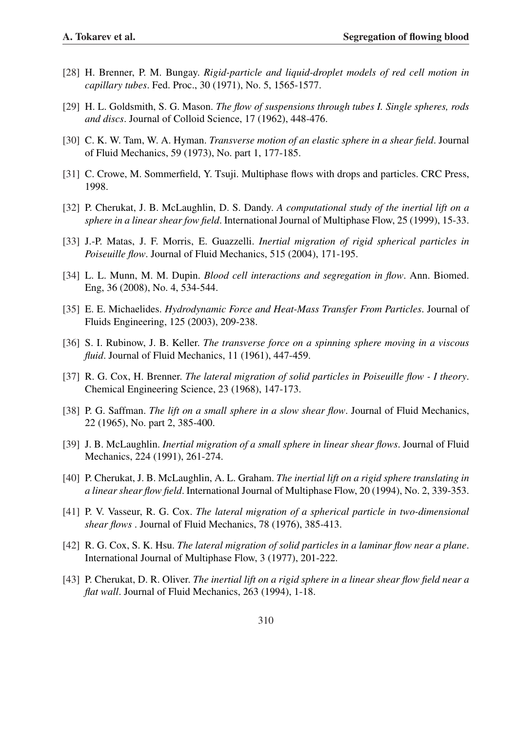[28] H. Brenner, P. M. Bungay. *Rigid-particle and liquid-droplet models of red cell motion in capillary tubes*. Fed. Proc., 30 (1971), No. 5, 1565-1577.

[29] H. L. Goldsmith, S. G. Mason. *The flow of suspensions through tubes I. Single spheres, rods and discs*. Journal of Colloid Science, 17 (1962), 448-476.

[30] C. K. W. Tam, W. A. Hyman. *Transverse motion of an elastic sphere in a shear field*. Journal of Fluid Mechanics, 59 (1973), No. part 1, 177-185.

[31] C. Crowe, M. Sommerfield, Y. Tsuji. Multiphase flows with drops and particles. CRC Press, 1998.

[32] P. Cherukat, J. B. McLaughlin, D. S. Dandy. *A computational study of the inertial lift on a sphere in a linear shear fow field*. International Journal of Multiphase Flow, 25 (1999), 15-33.

[33] J.-P. Matas, J. F. Morris, E. Guazzelli. *Inertial migration of rigid spherical particles in Poiseuille flow*. Journal of Fluid Mechanics, 515 (2004), 171-195.

[34] L. L. Munn, M. M. Dupin. *Blood cell interactions and segregation in flow*. Ann. Biomed. Eng, 36 (2008), No. 4, 534-544.

[35] E. E. Michaelides. *Hydrodynamic Force and Heat-Mass Transfer From Particles*. Journal of Fluids Engineering, 125 (2003), 209-238.

[36] S. I. Rubinow, J. B. Keller. *The transverse force on a spinning sphere moving in a viscous fluid*. Journal of Fluid Mechanics, 11 (1961), 447-459.

[37] R. G. Cox, H. Brenner. *The lateral migration of solid particles in Poiseuille flow - I theory*. Chemical Engineering Science, 23 (1968), 147-173.

[38] P. G. Saffman. *The lift on a small sphere in a slow shear flow*. Journal of Fluid Mechanics, 22 (1965), No. part 2, 385-400.

[39] J. B. McLaughlin. *Inertial migration of a small sphere in linear shear flows*. Journal of Fluid Mechanics, 224 (1991), 261-274.

[40] P. Cherukat, J. B. McLaughlin, A. L. Graham. *The inertial lift on a rigid sphere translating in a linear shear flow field*. International Journal of Multiphase Flow, 20 (1994), No. 2, 339-353.

[41] P. V. Vasseur, R. G. Cox. *The lateral migration of a spherical particle in two-dimensional shear flows* . Journal of Fluid Mechanics, 78 (1976), 385-413.

[42] R. G. Cox, S. K. Hsu. *The lateral migration of solid particles in a laminar flow near a plane*. International Journal of Multiphase Flow, 3 (1977), 201-222.

[43] P. Cherukat, D. R. Oliver. *The inertial lift on a rigid sphere in a linear shear flow field near a flat wall*. Journal of Fluid Mechanics, 263 (1994), 1-18.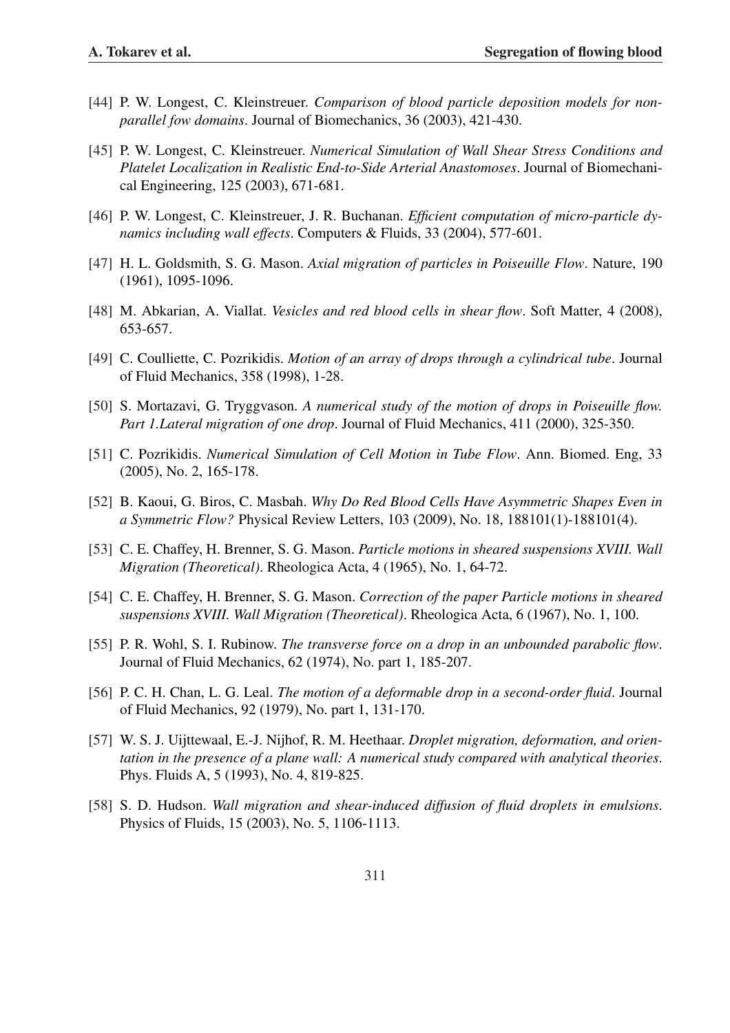[44] P. W. Longest, C. Kleinstreuer. *Comparison of blood particle deposition models for non-parallel fow domains*. Journal of Biomechanics, 36 (2003), 421-430.

[45] P. W. Longest, C. Kleinstreuer. *Numerical Simulation of Wall Shear Stress Conditions and Platelet Localization in Realistic End-to-Side Arterial Anastomoses*. Journal of Biomechanical Engineering, 125 (2003), 671-681.

[46] P. W. Longest, C. Kleinstreuer, J. R. Buchanan. *Efficient computation of micro-particle dynamics including wall effects*. Computers & Fluids, 33 (2004), 577-601.

[47] H. L. Goldsmith, S. G. Mason. *Axial migration of particles in Poiseuille Flow*. Nature, 190 (1961), 1095-1096.

[48] M. Abkarian, A. Viallat. *Vesicles and red blood cells in shear flow*. Soft Matter, 4 (2008), 653-657.

[49] C. Coulliette, C. Pozrikidis. *Motion of an array of drops through a cylindrical tube*. Journal of Fluid Mechanics, 358 (1998), 1-28.

[50] S. Mortazavi, G. Tryggvason. *A numerical study of the motion of drops in Poiseuille flow. Part 1.Lateral migration of one drop*. Journal of Fluid Mechanics, 411 (2000), 325-350.

[51] C. Pozrikidis. *Numerical Simulation of Cell Motion in Tube Flow*. Ann. Biomed. Eng, 33 (2005), No. 2, 165-178.

[52] B. Kaoui, G. Biros, C. Masbah. *Why Do Red Blood Cells Have Asymmetric Shapes Even in a Symmetric Flow?* Physical Review Letters, 103 (2009), No. 18, 188101(1)-188101(4).

[53] C. E. Chaffey, H. Brenner, S. G. Mason. *Particle motions in sheared suspensions XVIII. Wall Migration (Theoretical)*. Rheologica Acta, 4 (1965), No. 1, 64-72.

[54] C. E. Chaffey, H. Brenner, S. G. Mason. *Correction of the paper Particle motions in sheared suspensions XVIII. Wall Migration (Theoretical)*. Rheologica Acta, 6 (1967), No. 1, 100.

[55] P. R. Wohl, S. I. Rubinow. *The transverse force on a drop in an unbounded parabolic flow*. Journal of Fluid Mechanics, 62 (1974), No. part 1, 185-207.

[56] P. C. H. Chan, L. G. Leal. *The motion of a deformable drop in a second-order fluid*. Journal of Fluid Mechanics, 92 (1979), No. part 1, 131-170.

[57] W. S. J. Uijttewaal, E.-J. Nijhof, R. M. Heethaar. *Droplet migration, deformation, and orientation in the presence of a plane wall: A numerical study compared with analytical theories*. Phys. Fluids A, 5 (1993), No. 4, 819-825.

[58] S. D. Hudson. *Wall migration and shear-induced diffusion of fluid droplets in emulsions*. Physics of Fluids, 15 (2003), No. 5, 1106-1113.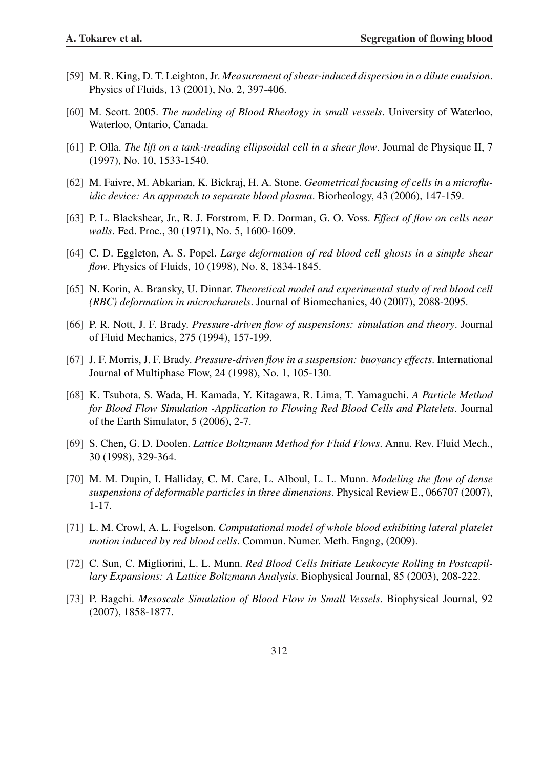[59] M. R. King, D. T. Leighton, Jr. *Measurement of shear-induced dispersion in a dilute emulsion*. Physics of Fluids, 13 (2001), No. 2, 397-406.

[60] M. Scott. 2005. *The modeling of Blood Rheology in small vessels*. University of Waterloo, Waterloo, Ontario, Canada.

[61] P. Olla. *The lift on a tank-treading ellipsoidal cell in a shear flow*. Journal de Physique II, 7 (1997), No. 10, 1533-1540.

[62] M. Faivre, M. Abkarian, K. Bickraj, H. A. Stone. *Geometrical focusing of cells in a microfluidic device: An approach to separate blood plasma*. Biorheology, 43 (2006), 147-159.

[63] P. L. Blackshear, Jr., R. J. Forstrom, F. D. Dorman, G. O. Voss. *Effect of flow on cells near walls*. Fed. Proc., 30 (1971), No. 5, 1600-1609.

[64] C. D. Eggleton, A. S. Popel. *Large deformation of red blood cell ghosts in a simple shear flow*. Physics of Fluids, 10 (1998), No. 8, 1834-1845.

[65] N. Korin, A. Bransky, U. Dinnar. *Theoretical model and experimental study of red blood cell (RBC) deformation in microchannels*. Journal of Biomechanics, 40 (2007), 2088-2095.

[66] P. R. Nott, J. F. Brady. *Pressure-driven flow of suspensions: simulation and theory*. Journal of Fluid Mechanics, 275 (1994), 157-199.

[67] J. F. Morris, J. F. Brady. *Pressure-driven flow in a suspension: buoyancy effects*. International Journal of Multiphase Flow, 24 (1998), No. 1, 105-130.

[68] K. Tsubota, S. Wada, H. Kamada, Y. Kitagawa, R. Lima, T. Yamaguchi. *A Particle Method for Blood Flow Simulation -Application to Flowing Red Blood Cells and Platelets*. Journal of the Earth Simulator, 5 (2006), 2-7.

[69] S. Chen, G. D. Doolen. *Lattice Boltzmann Method for Fluid Flows*. Annu. Rev. Fluid Mech., 30 (1998), 329-364.

[70] M. M. Dupin, I. Halliday, C. M. Care, L. Alboul, L. L. Munn. *Modeling the flow of dense suspensions of deformable particles in three dimensions*. Physical Review E., 066707 (2007), 1-17.

[71] L. M. Crowl, A. L. Fogelson. *Computational model of whole blood exhibiting lateral platelet motion induced by red blood cells*. Commun. Numer. Meth. Engng, (2009).

[72] C. Sun, C. Migliorini, L. L. Munn. *Red Blood Cells Initiate Leukocyte Rolling in Postcapillary Expansions: A Lattice Boltzmann Analysis*. Biophysical Journal, 85 (2003), 208-222.

[73] P. Bagchi. *Mesoscale Simulation of Blood Flow in Small Vessels*. Biophysical Journal, 92 (2007), 1858-1877.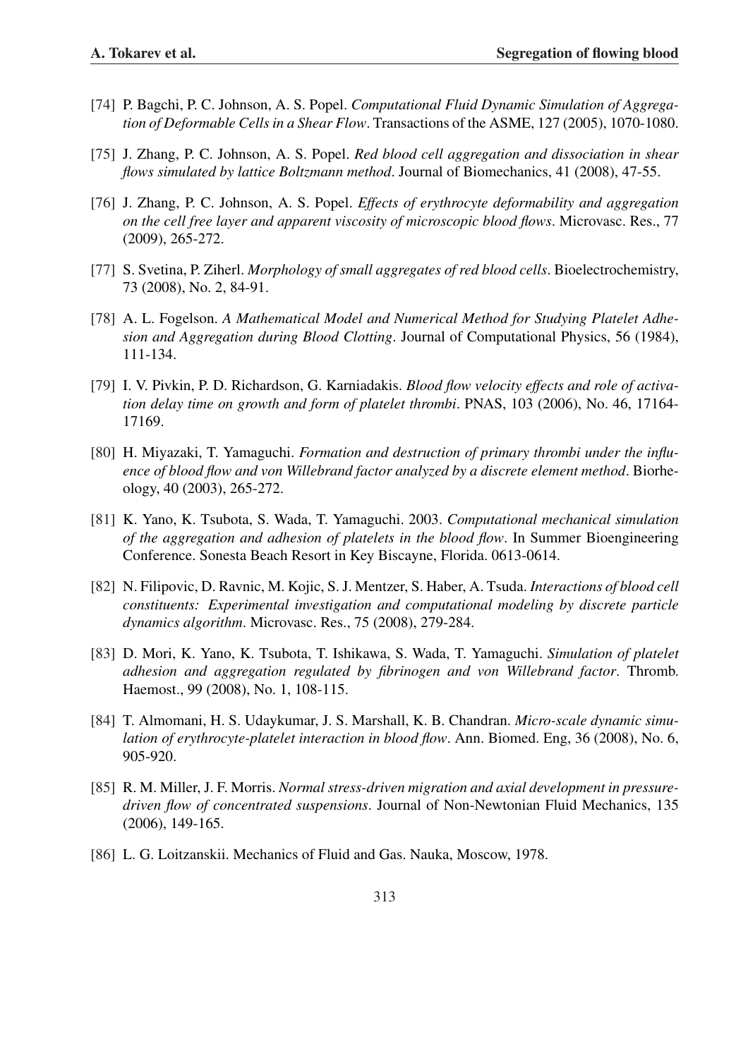[74] P. Bagchi, P. C. Johnson, A. S. Popel. *Computational Fluid Dynamic Simulation of Aggregation of Deformable Cells in a Shear Flow*. Transactions of the ASME, 127 (2005), 1070-1080.

[75] J. Zhang, P. C. Johnson, A. S. Popel. *Red blood cell aggregation and dissociation in shear flows simulated by lattice Boltzmann method*. Journal of Biomechanics, 41 (2008), 47-55.

[76] J. Zhang, P. C. Johnson, A. S. Popel. *Effects of erythrocyte deformability and aggregation on the cell free layer and apparent viscosity of microscopic blood flows*. Microvasc. Res., 77 (2009), 265-272.

[77] S. Svetina, P. Ziherl. *Morphology of small aggregates of red blood cells*. Bioelectrochemistry, 73 (2008), No. 2, 84-91.

[78] A. L. Fogelson. *A Mathematical Model and Numerical Method for Studying Platelet Adhesion and Aggregation during Blood Clotting*. Journal of Computational Physics, 56 (1984), 111-134.

[79] I. V. Pivkin, P. D. Richardson, G. Karniadakis. *Blood flow velocity effects and role of activation delay time on growth and form of platelet thrombi*. PNAS, 103 (2006), No. 46, 17164-17169.

[80] H. Miyazaki, T. Yamaguchi. *Formation and destruction of primary thrombi under the influence of blood flow and von Willebrand factor analyzed by a discrete element method*. Biorheology, 40 (2003), 265-272.

[81] K. Yano, K. Tsubota, S. Wada, T. Yamaguchi. 2003. *Computational mechanical simulation of the aggregation and adhesion of platelets in the blood flow*. In Summer Bioengineering Conference. Sonesta Beach Resort in Key Biscayne, Florida. 0613-0614.

[82] N. Filipovic, D. Ravnic, M. Kojic, S. J. Mentzer, S. Haber, A. Tsuda. *Interactions of blood cell constituents: Experimental investigation and computational modeling by discrete particle dynamics algorithm*. Microvasc. Res., 75 (2008), 279-284.

[83] D. Mori, K. Yano, K. Tsubota, T. Ishikawa, S. Wada, T. Yamaguchi. *Simulation of platelet adhesion and aggregation regulated by fibrinogen and von Willebrand factor*. Thromb. Haemost., 99 (2008), No. 1, 108-115.

[84] T. Almomani, H. S. Udaykumar, J. S. Marshall, K. B. Chandran. *Micro-scale dynamic simulation of erythrocyte-platelet interaction in blood flow*. Ann. Biomed. Eng, 36 (2008), No. 6, 905-920.

[85] R. M. Miller, J. F. Morris. *Normal stress-driven migration and axial development in pressure-driven flow of concentrated suspensions*. Journal of Non-Newtonian Fluid Mechanics, 135 (2006), 149-165.

[86] L. G. Loitzanskii. Mechanics of Fluid and Gas. Nauka, Moscow, 1978.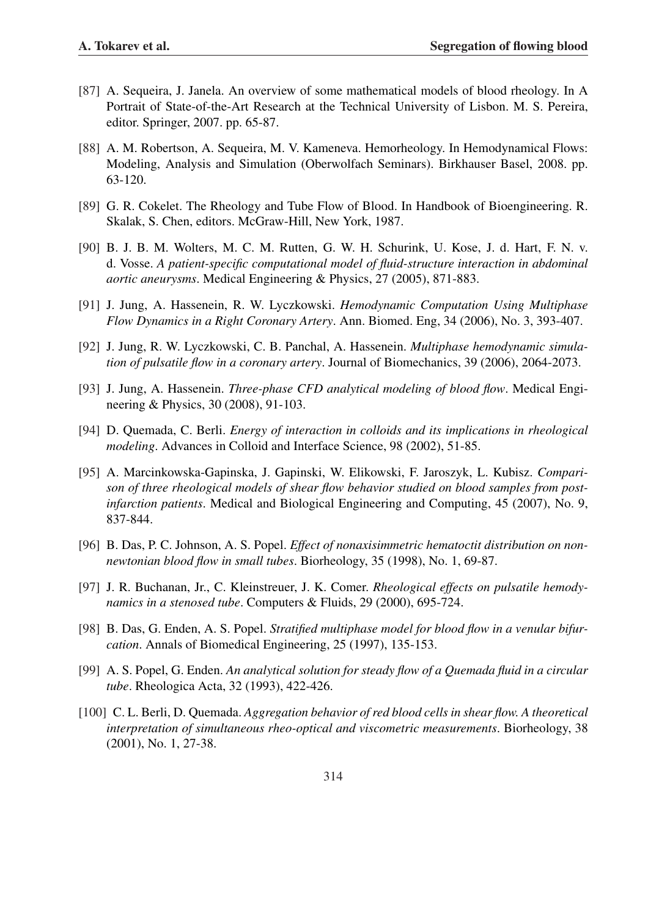[87] A. Sequeira, J. Janela. An overview of some mathematical models of blood rheology. In A Portrait of State-of-the-Art Research at the Technical University of Lisbon. M. S. Pereira, editor. Springer, 2007. pp. 65-87.

[88] A. M. Robertson, A. Sequeira, M. V. Kameneva. Hemorheology. In Hemodynamical Flows: Modeling, Analysis and Simulation (Oberwolfach Seminars). Birkhauser Basel, 2008. pp. 63-120.

[89] G. R. Cokelet. The Rheology and Tube Flow of Blood. In Handbook of Bioengineering. R. Skalak, S. Chen, editors. McGraw-Hill, New York, 1987.

[90] B. J. B. M. Wolters, M. C. M. Rutten, G. W. H. Schurink, U. Kose, J. d. Hart, F. N. v. d. Vosse. *A patient-specific computational model of fluid-structure interaction in abdominal aortic aneurysms*. Medical Engineering & Physics, 27 (2005), 871-883.

[91] J. Jung, A. Hassenein, R. W. Lyczkowski. *Hemodynamic Computation Using Multiphase Flow Dynamics in a Right Coronary Artery*. Ann. Biomed. Eng, 34 (2006), No. 3, 393-407.

[92] J. Jung, R. W. Lyczkowski, C. B. Panchal, A. Hassenein. *Multiphase hemodynamic simulation of pulsatile flow in a coronary artery*. Journal of Biomechanics, 39 (2006), 2064-2073.

[93] J. Jung, A. Hassenein. *Three-phase CFD analytical modeling of blood flow*. Medical Engineering & Physics, 30 (2008), 91-103.

[94] D. Quemada, C. Berli. *Energy of interaction in colloids and its implications in rheological modeling*. Advances in Colloid and Interface Science, 98 (2002), 51-85.

[95] A. Marcinkowska-Gapinska, J. Gapinski, W. Elikowski, F. Jaroszyk, L. Kubisz. *Comparison of three rheological models of shear flow behavior studied on blood samples from post-infarction patients*. Medical and Biological Engineering and Computing, 45 (2007), No. 9, 837-844.

[96] B. Das, P. C. Johnson, A. S. Popel. *Effect of nonaxisimmetric hematoctit distribution on non-newtonian blood flow in small tubes*. Biorheology, 35 (1998), No. 1, 69-87.

[97] J. R. Buchanan, Jr., C. Kleinstreuer, J. K. Comer. *Rheological effects on pulsatile hemodynamics in a stenosed tube*. Computers & Fluids, 29 (2000), 695-724.

[98] B. Das, G. Enden, A. S. Popel. *Stratified multiphase model for blood flow in a venular bifurcation*. Annals of Biomedical Engineering, 25 (1997), 135-153.

[99] A. S. Popel, G. Enden. *An analytical solution for steady flow of a Quemada fluid in a circular tube*. Rheologica Acta, 32 (1993), 422-426.

[100] C. L. Berli, D. Quemada. *Aggregation behavior of red blood cells in shear flow. A theoretical interpretation of simultaneous rheo-optical and viscometric measurements*. Biorheology, 38 (2001), No. 1, 27-38.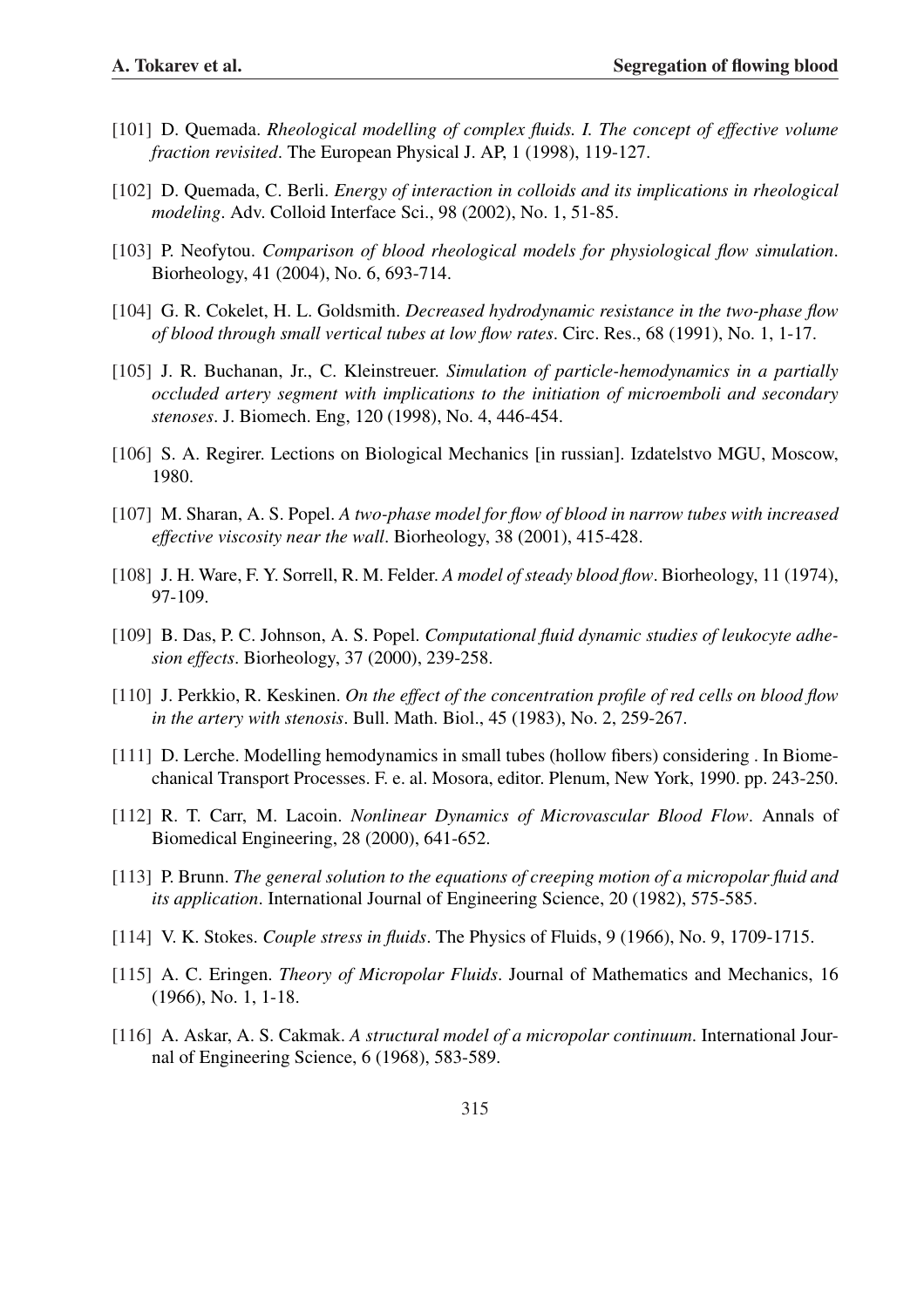[101] D. Quemada. *Rheological modelling of complex fluids. I. The concept of effective volume fraction revisited*. The European Physical J. AP, 1 (1998), 119-127.

[102] D. Quemada, C. Berli. *Energy of interaction in colloids and its implications in rheological modeling*. Adv. Colloid Interface Sci., 98 (2002), No. 1, 51-85.

[103] P. Neofytou. *Comparison of blood rheological models for physiological flow simulation*. Biorheology, 41 (2004), No. 6, 693-714.

[104] G. R. Cokelet, H. L. Goldsmith. *Decreased hydrodynamic resistance in the two-phase flow of blood through small vertical tubes at low flow rates*. Circ. Res., 68 (1991), No. 1, 1-17.

[105] J. R. Buchanan, Jr., C. Kleinstreuer. *Simulation of particle-hemodynamics in a partially occluded artery segment with implications to the initiation of microemboli and secondary stenoses*. J. Biomech. Eng, 120 (1998), No. 4, 446-454.

[106] S. A. Regirer. Lections on Biological Mechanics [in russian]. Izdatelstvo MGU, Moscow, 1980.

[107] M. Sharan, A. S. Popel. *A two-phase model for flow of blood in narrow tubes with increased effective viscosity near the wall*. Biorheology, 38 (2001), 415-428.

[108] J. H. Ware, F. Y. Sorrell, R. M. Felder. *A model of steady blood flow*. Biorheology, 11 (1974), 97-109.

[109] B. Das, P. C. Johnson, A. S. Popel. *Computational fluid dynamic studies of leukocyte adhesion effects*. Biorheology, 37 (2000), 239-258.

[110] J. Perkkio, R. Keskinen. *On the effect of the concentration profile of red cells on blood flow in the artery with stenosis*. Bull. Math. Biol., 45 (1983), No. 2, 259-267.

[111] D. Lerche. Modelling hemodynamics in small tubes (hollow fibers) considering . In Biomechanical Transport Processes. F. e. al. Mosora, editor. Plenum, New York, 1990. pp. 243-250.

[112] R. T. Carr, M. Lacoin. *Nonlinear Dynamics of Microvascular Blood Flow*. Annals of Biomedical Engineering, 28 (2000), 641-652.

[113] P. Brunn. *The general solution to the equations of creeping motion of a micropolar fluid and its application*. International Journal of Engineering Science, 20 (1982), 575-585.

[114] V. K. Stokes. *Couple stress in fluids*. The Physics of Fluids, 9 (1966), No. 9, 1709-1715.

[115] A. C. Eringen. *Theory of Micropolar Fluids*. Journal of Mathematics and Mechanics, 16 (1966), No. 1, 1-18.

[116] A. Askar, A. S. Cakmak. *A structural model of a micropolar continuum*. International Journal of Engineering Science, 6 (1968), 583-589.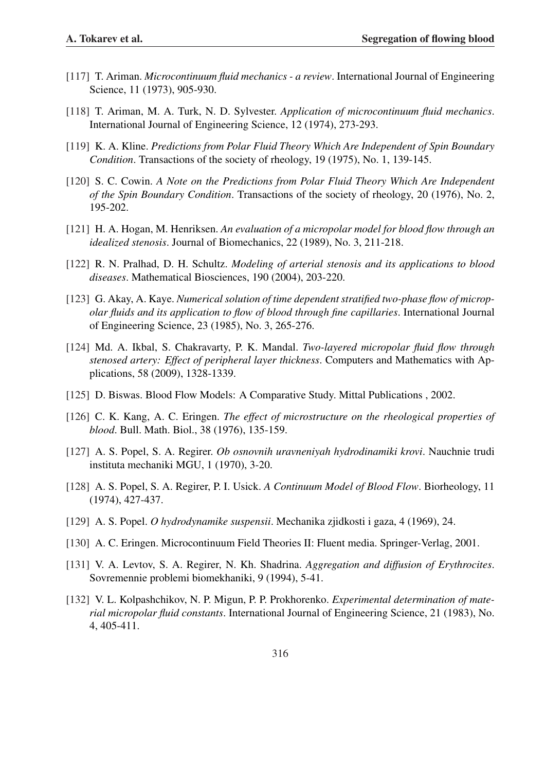[117] T. Ariman. *Microcontinuum fluid mechanics - a review*. International Journal of Engineering Science, 11 (1973), 905-930.

[118] T. Ariman, M. A. Turk, N. D. Sylvester. *Application of microcontinuum fluid mechanics*. International Journal of Engineering Science, 12 (1974), 273-293.

[119] K. A. Kline. *Predictions from Polar Fluid Theory Which Are Independent of Spin Boundary Condition*. Transactions of the society of rheology, 19 (1975), No. 1, 139-145.

[120] S. C. Cowin. *A Note on the Predictions from Polar Fluid Theory Which Are Independent of the Spin Boundary Condition*. Transactions of the society of rheology, 20 (1976), No. 2, 195-202.

[121] H. A. Hogan, M. Henriksen. *An evaluation of a micropolar model for blood flow through an idealized stenosis*. Journal of Biomechanics, 22 (1989), No. 3, 211-218.

[122] R. N. Pralhad, D. H. Schultz. *Modeling of arterial stenosis and its applications to blood diseases*. Mathematical Biosciences, 190 (2004), 203-220.

[123] G. Akay, A. Kaye. *Numerical solution of time dependent stratified two-phase flow of micropolar fluids and its application to flow of blood through fine capillaries*. International Journal of Engineering Science, 23 (1985), No. 3, 265-276.

[124] Md. A. Ikbal, S. Chakravarty, P. K. Mandal. *Two-layered micropolar fluid flow through stenosed artery: Effect of peripheral layer thickness*. Computers and Mathematics with Applications, 58 (2009), 1328-1339.

[125] D. Biswas. Blood Flow Models: A Comparative Study. Mittal Publications , 2002.

[126] C. K. Kang, A. C. Eringen. *The effect of microstructure on the rheological properties of blood*. Bull. Math. Biol., 38 (1976), 135-159.

[127] A. S. Popel, S. A. Regirer. *Ob osnovnih uravneniyah hydrodinamiki krovi*. Nauchnie trudi instituta mechaniki MGU, 1 (1970), 3-20.

[128] A. S. Popel, S. A. Regirer, P. I. Usick. *A Continuum Model of Blood Flow*. Biorheology, 11 (1974), 427-437.

[129] A. S. Popel. *O hydrodynamike suspensii*. Mechanika zjidkosti i gaza, 4 (1969), 24.

[130] A. C. Eringen. Microcontinuum Field Theories II: Fluent media. Springer-Verlag, 2001.

[131] V. A. Levtov, S. A. Regirer, N. Kh. Shadrina. *Aggregation and diffusion of Erythrocites*. Sovremennie problemi biomekhaniki, 9 (1994), 5-41.

[132] V. L. Kolpashchikov, N. P. Migun, P. P. Prokhorenko. *Experimental determination of material micropolar fluid constants*. International Journal of Engineering Science, 21 (1983), No. 4, 405-411.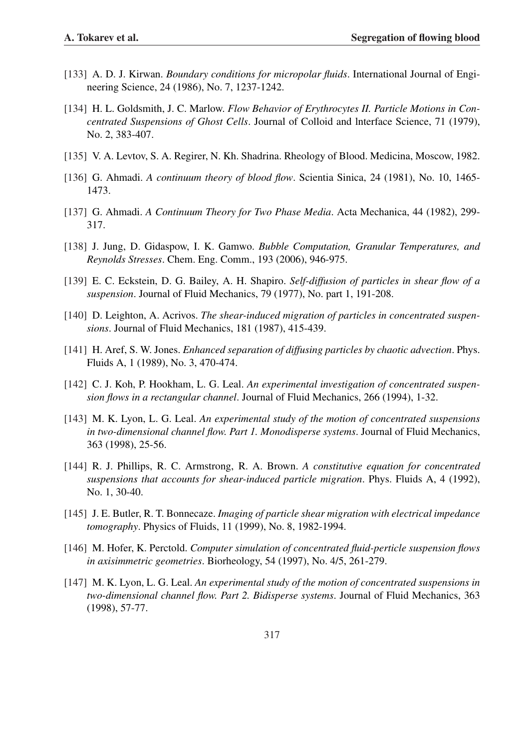[133] A. D. J. Kirwan. *Boundary conditions for micropolar fluids*. International Journal of Engineering Science, 24 (1986), No. 7, 1237-1242.

[134] H. L. Goldsmith, J. C. Marlow. *Flow Behavior of Erythrocytes II. Particle Motions in Concentrated Suspensions of Ghost Cells*. Journal of Colloid and lnterface Science, 71 (1979), No. 2, 383-407.

[135] V. A. Levtov, S. A. Regirer, N. Kh. Shadrina. Rheology of Blood. Medicina, Moscow, 1982.

[136] G. Ahmadi. *A continuum theory of blood flow*. Scientia Sinica, 24 (1981), No. 10, 1465-1473.

[137] G. Ahmadi. *A Continuum Theory for Two Phase Media*. Acta Mechanica, 44 (1982), 299-317.

[138] J. Jung, D. Gidaspow, I. K. Gamwo. *Bubble Computation, Granular Temperatures, and Reynolds Stresses*. Chem. Eng. Comm., 193 (2006), 946-975.

[139] E. C. Eckstein, D. G. Bailey, A. H. Shapiro. *Self-diffusion of particles in shear flow of a suspension*. Journal of Fluid Mechanics, 79 (1977), No. part 1, 191-208.

[140] D. Leighton, A. Acrivos. *The shear-induced migration of particles in concentrated suspensions*. Journal of Fluid Mechanics, 181 (1987), 415-439.

[141] H. Aref, S. W. Jones. *Enhanced separation of diffusing particles by chaotic advection*. Phys. Fluids A, 1 (1989), No. 3, 470-474.

[142] C. J. Koh, P. Hookham, L. G. Leal. *An experimental investigation of concentrated suspension flows in a rectangular channel*. Journal of Fluid Mechanics, 266 (1994), 1-32.

[143] M. K. Lyon, L. G. Leal. *An experimental study of the motion of concentrated suspensions in two-dimensional channel flow. Part 1. Monodisperse systems*. Journal of Fluid Mechanics, 363 (1998), 25-56.

[144] R. J. Phillips, R. C. Armstrong, R. A. Brown. *A constitutive equation for concentrated suspensions that accounts for shear-induced particle migration*. Phys. Fluids A, 4 (1992), No. 1, 30-40.

[145] J. E. Butler, R. T. Bonnecaze. *Imaging of particle shear migration with electrical impedance tomography*. Physics of Fluids, 11 (1999), No. 8, 1982-1994.

[146] M. Hofer, K. Perctold. *Computer simulation of concentrated fluid-perticle suspension flows in axisimmetric geometries*. Biorheology, 54 (1997), No. 4/5, 261-279.

[147] M. K. Lyon, L. G. Leal. *An experimental study of the motion of concentrated suspensions in two-dimensional channel flow. Part 2. Bidisperse systems*. Journal of Fluid Mechanics, 363 (1998), 57-77.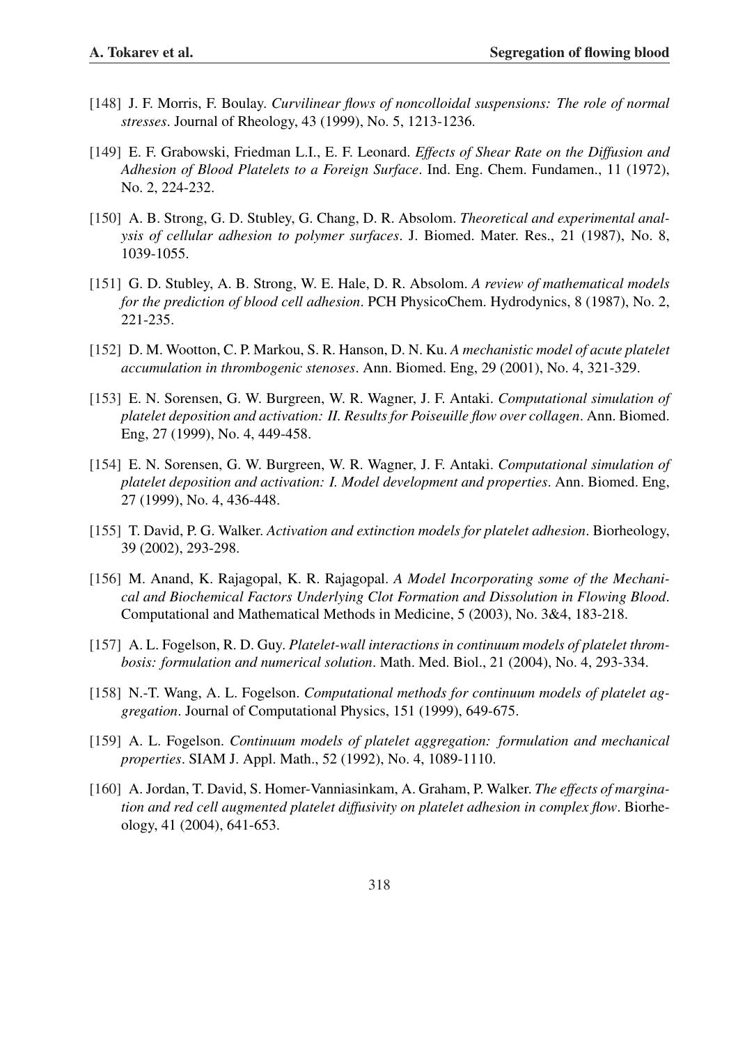[148] J. F. Morris, F. Boulay. *Curvilinear flows of noncolloidal suspensions: The role of normal stresses*. Journal of Rheology, 43 (1999), No. 5, 1213-1236.

[149] E. F. Grabowski, Friedman L.I., E. F. Leonard. *Effects of Shear Rate on the Diffusion and Adhesion of Blood Platelets to a Foreign Surface*. Ind. Eng. Chem. Fundamen., 11 (1972), No. 2, 224-232.

[150] A. B. Strong, G. D. Stubley, G. Chang, D. R. Absolom. *Theoretical and experimental analysis of cellular adhesion to polymer surfaces*. J. Biomed. Mater. Res., 21 (1987), No. 8, 1039-1055.

[151] G. D. Stubley, A. B. Strong, W. E. Hale, D. R. Absolom. *A review of mathematical models for the prediction of blood cell adhesion*. PCH PhysicoChem. Hydrodynics, 8 (1987), No. 2, 221-235.

[152] D. M. Wootton, C. P. Markou, S. R. Hanson, D. N. Ku. *A mechanistic model of acute platelet accumulation in thrombogenic stenoses*. Ann. Biomed. Eng, 29 (2001), No. 4, 321-329.

[153] E. N. Sorensen, G. W. Burgreen, W. R. Wagner, J. F. Antaki. *Computational simulation of platelet deposition and activation: II. Results for Poiseuille flow over collagen*. Ann. Biomed. Eng, 27 (1999), No. 4, 449-458.

[154] E. N. Sorensen, G. W. Burgreen, W. R. Wagner, J. F. Antaki. *Computational simulation of platelet deposition and activation: I. Model development and properties*. Ann. Biomed. Eng, 27 (1999), No. 4, 436-448.

[155] T. David, P. G. Walker. *Activation and extinction models for platelet adhesion*. Biorheology, 39 (2002), 293-298.

[156] M. Anand, K. Rajagopal, K. R. Rajagopal. *A Model Incorporating some of the Mechanical and Biochemical Factors Underlying Clot Formation and Dissolution in Flowing Blood*. Computational and Mathematical Methods in Medicine, 5 (2003), No. 3&4, 183-218.

[157] A. L. Fogelson, R. D. Guy. *Platelet-wall interactions in continuum models of platelet thrombosis: formulation and numerical solution*. Math. Med. Biol., 21 (2004), No. 4, 293-334.

[158] N.-T. Wang, A. L. Fogelson. *Computational methods for continuum models of platelet aggregation*. Journal of Computational Physics, 151 (1999), 649-675.

[159] A. L. Fogelson. *Continuum models of platelet aggregation: formulation and mechanical properties*. SIAM J. Appl. Math., 52 (1992), No. 4, 1089-1110.

[160] A. Jordan, T. David, S. Homer-Vanniasinkam, A. Graham, P. Walker. *The effects of margination and red cell augmented platelet diffusivity on platelet adhesion in complex flow*. Biorheology, 41 (2004), 641-653.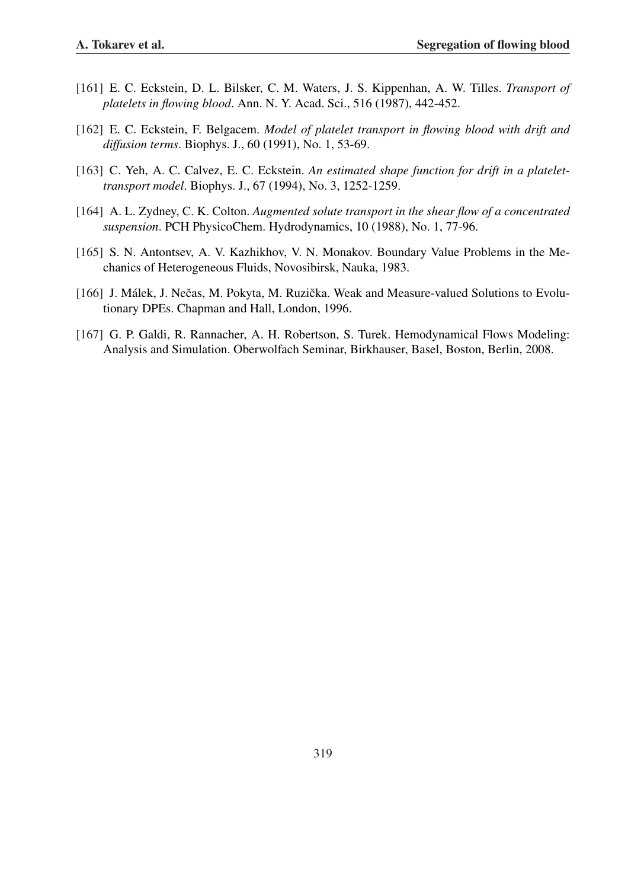[161] E. C. Eckstein, D. L. Bilsker, C. M. Waters, J. S. Kippenhan, A. W. Tilles. *Transport of platelets in flowing blood*. Ann. N. Y. Acad. Sci., 516 (1987), 442-452.

[162] E. C. Eckstein, F. Belgacem. *Model of platelet transport in flowing blood with drift and diffusion terms*. Biophys. J., 60 (1991), No. 1, 53-69.

[163] C. Yeh, A. C. Calvez, E. C. Eckstein. *An estimated shape function for drift in a platelet-transport model*. Biophys. J., 67 (1994), No. 3, 1252-1259.

[164] A. L. Zydney, C. K. Colton. *Augmented solute transport in the shear flow of a concentrated suspension*. PCH PhysicoChem. Hydrodynamics, 10 (1988), No. 1, 77-96.

[165] S. N. Antontsev, A. V. Kazhikhov, V. N. Monakov. Boundary Value Problems in the Mechanics of Heterogeneous Fluids, Novosibirsk, Nauka, 1983.

[166] J. Málek, J. Nečas, M. Pokyta, M. Ruzička. Weak and Measure-valued Solutions to Evolutionary DPEs. Chapman and Hall, London, 1996.

[167] G. P. Galdi, R. Rannacher, A. H. Robertson, S. Turek. Hemodynamical Flows Modeling: Analysis and Simulation. Oberwolfach Seminar, Birkhauser, Basel, Boston, Berlin, 2008.